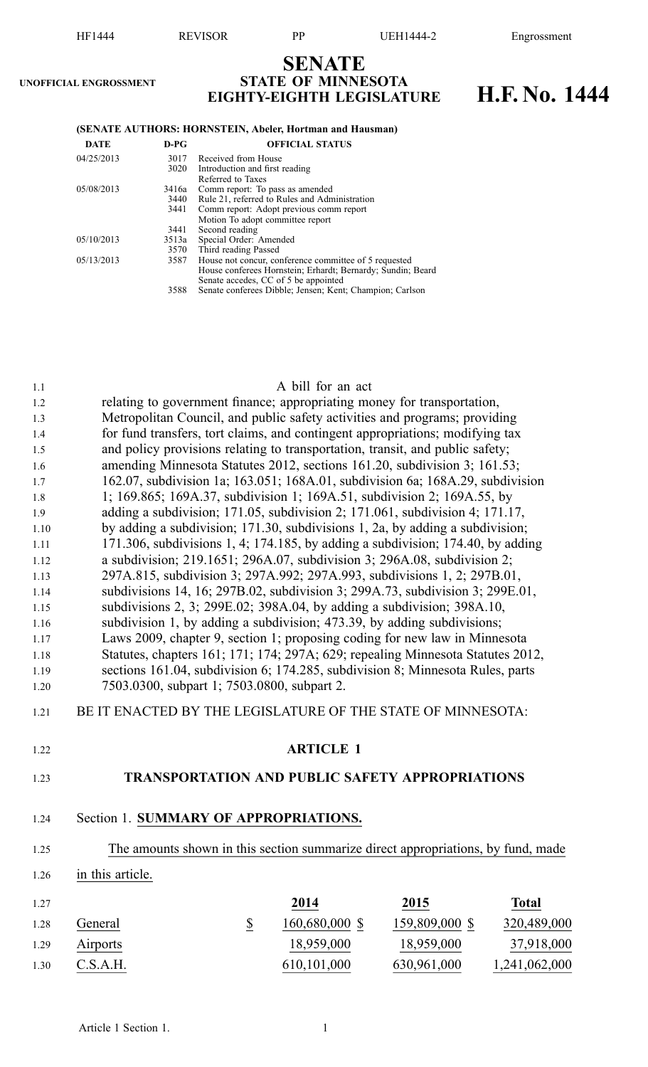UNOFFICIAL ENGROSSMENT

# SENATE
## STATE OF MINNESOTA
## EIGHTY-EIGHTH LEGISLATURE

# H.F. No. 1444

**(SENATE AUTHORS: HORNSTEIN, Abeler, Hortman and Hausman)**

| DATE | D-PG | OFFICIAL STATUS |
|---|---|---|
| 04/25/2013 | 3017 | Received from House |
| | 3020 | Introduction and first reading |
| | | Referred to Taxes |
| 05/08/2013 | 3416a | Comm report: To pass as amended |
| | 3440 | Rule 21, referred to Rules and Administration |
| | 3441 | Comm report: Adopt previous comm report |
| | | Motion To adopt committee report |
| | 3441 | Second reading |
| 05/10/2013 | 3513a | Special Order: Amended |
| | 3570 | Third reading Passed |
| 05/13/2013 | 3587 | House not concur, conference committee of 5 requested |
| | | House conferees Hornstein; Erhardt; Bernardy; Sundin; Beard |
| | | Senate accedes, CC of 5 be appointed |
| | 3588 | Senate conferees Dibble; Jensen; Kent; Champion; Carlson |

A bill for an act
relating to government finance; appropriating money for transportation, Metropolitan Council, and public safety activities and programs; providing for fund transfers, tort claims, and contingent appropriations; modifying tax and policy provisions relating to transportation, transit, and public safety; amending Minnesota Statutes 2012, sections 161.20, subdivision 3; 161.53; 162.07, subdivision 1a; 163.051; 168A.01, subdivision 6a; 168A.29, subdivision 1; 169.865; 169A.37, subdivision 1; 169A.51, subdivision 2; 169A.55, by adding a subdivision; 171.05, subdivision 2; 171.061, subdivision 4; 171.17, by adding a subdivision; 171.30, subdivisions 1, 2a, by adding a subdivision; 171.306, subdivisions 1, 4; 174.185, by adding a subdivision; 174.40, by adding a subdivision; 219.1651; 296A.07, subdivision 3; 296A.08, subdivision 2; 297A.815, subdivision 3; 297A.992; 297A.993, subdivisions 1, 2; 297B.01, subdivisions 14, 16; 297B.02, subdivision 3; 299A.73, subdivision 3; 299E.01, subdivisions 2, 3; 299E.02; 398A.04, by adding a subdivision; 398A.10, subdivision 1, by adding a subdivision; 473.39, by adding subdivisions; Laws 2009, chapter 9, section 1; proposing coding for new law in Minnesota Statutes, chapters 161; 171; 174; 297A; 629; repealing Minnesota Statutes 2012, sections 161.04, subdivision 6; 174.285, subdivision 8; Minnesota Rules, parts 7503.0300, subpart 1; 7503.0800, subpart 2.

BE IT ENACTED BY THE LEGISLATURE OF THE STATE OF MINNESOTA:

## ARTICLE 1

## TRANSPORTATION AND PUBLIC SAFETY APPROPRIATIONS

Section 1. **SUMMARY OF APPROPRIATIONS.**

The amounts shown in this section summarize direct appropriations, by fund, made in this article.

| | | 2014 | 2015 | Total |
|---|---|---|---|---|
| General | $ | 160,680,000 $ | 159,809,000 $ | 320,489,000 |
| Airports | | 18,959,000 | 18,959,000 | 37,918,000 |
| C.S.A.H. | | 610,101,000 | 630,961,000 | 1,241,062,000 |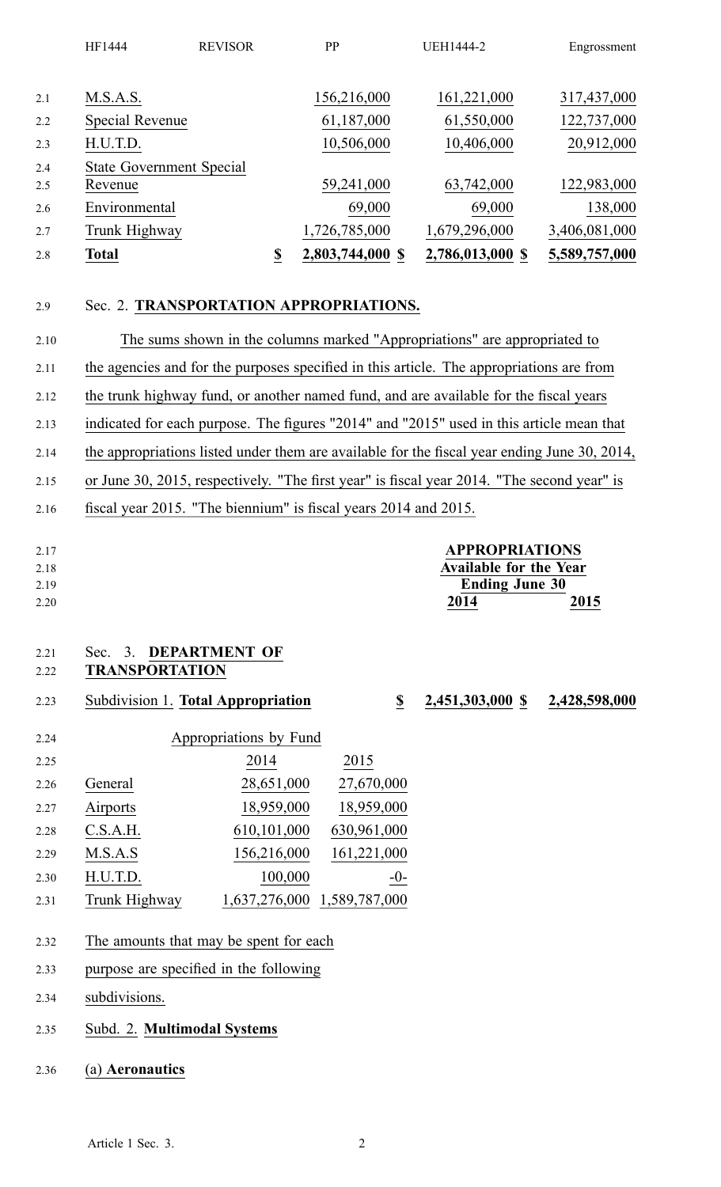| | | | |
|---|---|---|---|
| M.S.A.S. | 156,216,000 | 161,221,000 | 317,437,000 |
| Special Revenue | 61,187,000 | 61,550,000 | 122,737,000 |
| H.U.T.D. | 10,506,000 | 10,406,000 | 20,912,000 |
| State Government Special Revenue | 59,241,000 | 63,742,000 | 122,983,000 |
| Environmental | 69,000 | 69,000 | 138,000 |
| Trunk Highway | 1,726,785,000 | 1,679,296,000 | 3,406,081,000 |
| **Total** | $ **2,803,744,000** | $ **2,786,013,000** | $ **5,589,757,000** |

Sec. 2. **TRANSPORTATION APPROPRIATIONS.**

The sums shown in the columns marked "Appropriations" are appropriated to the agencies and for the purposes specified in this article. The appropriations are from the trunk highway fund, or another named fund, and are available for the fiscal years indicated for each purpose. The figures "2014" and "2015" used in this article mean that the appropriations listed under them are available for the fiscal year ending June 30, 2014, or June 30, 2015, respectively. "The first year" is fiscal year 2014. "The second year" is fiscal year 2015. "The biennium" is fiscal years 2014 and 2015.

| | **APPROPRIATIONS** | |
|---|---|---|
| | **Available for the Year Ending June 30** | |
| | **2014** | **2015** |

Sec. 3. **DEPARTMENT OF TRANSPORTATION**

| | | |
|---|---|---|
| Subdivision 1. **Total Appropriation** | $ **2,451,303,000** | $ **2,428,598,000** |

| Appropriations by Fund | | |
|---|---|---|
| | 2014 | 2015 |
| General | 28,651,000 | 27,670,000 |
| Airports | 18,959,000 | 18,959,000 |
| C.S.A.H. | 610,101,000 | 630,961,000 |
| M.S.A.S | 156,216,000 | 161,221,000 |
| H.U.T.D. | 100,000 | -0- |
| Trunk Highway | 1,637,276,000 | 1,589,787,000 |

The amounts that may be spent for each purpose are specified in the following subdivisions.

Subd. 2. **Multimodal Systems**

(a) **Aeronautics**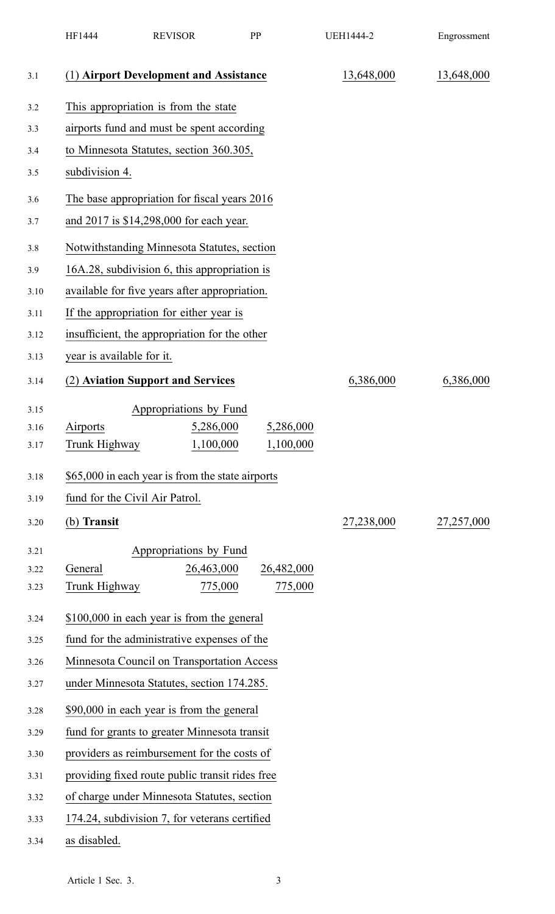| | | |
|---|---|---|
| (1) **Airport Development and Assistance** | 13,648,000 | 13,648,000 |

This appropriation is from the state airports fund and must be spent according to Minnesota Statutes, section 360.305, subdivision 4.

The base appropriation for fiscal years 2016 and 2017 is $14,298,000 for each year.

Notwithstanding Minnesota Statutes, section 16A.28, subdivision 6, this appropriation is available for five years after appropriation.

If the appropriation for either year is insufficient, the appropriation for the other year is available for it.

| | | |
|---|---|---|
| (2) **Aviation Support and Services** | 6,386,000 | 6,386,000 |

| Appropriations by Fund | | |
|---|---|---|
| Airports | 5,286,000 | 5,286,000 |
| Trunk Highway | 1,100,000 | 1,100,000 |

$65,000 in each year is from the state airports fund for the Civil Air Patrol.

| | | |
|---|---|---|
| (b) **Transit** | 27,238,000 | 27,257,000 |

| Appropriations by Fund | | |
|---|---|---|
| General | 26,463,000 | 26,482,000 |
| Trunk Highway | 775,000 | 775,000 |

$100,000 in each year is from the general fund for the administrative expenses of the Minnesota Council on Transportation Access under Minnesota Statutes, section 174.285.

$90,000 in each year is from the general fund for grants to greater Minnesota transit providers as reimbursement for the costs of providing fixed route public transit rides free of charge under Minnesota Statutes, section 174.24, subdivision 7, for veterans certified as disabled.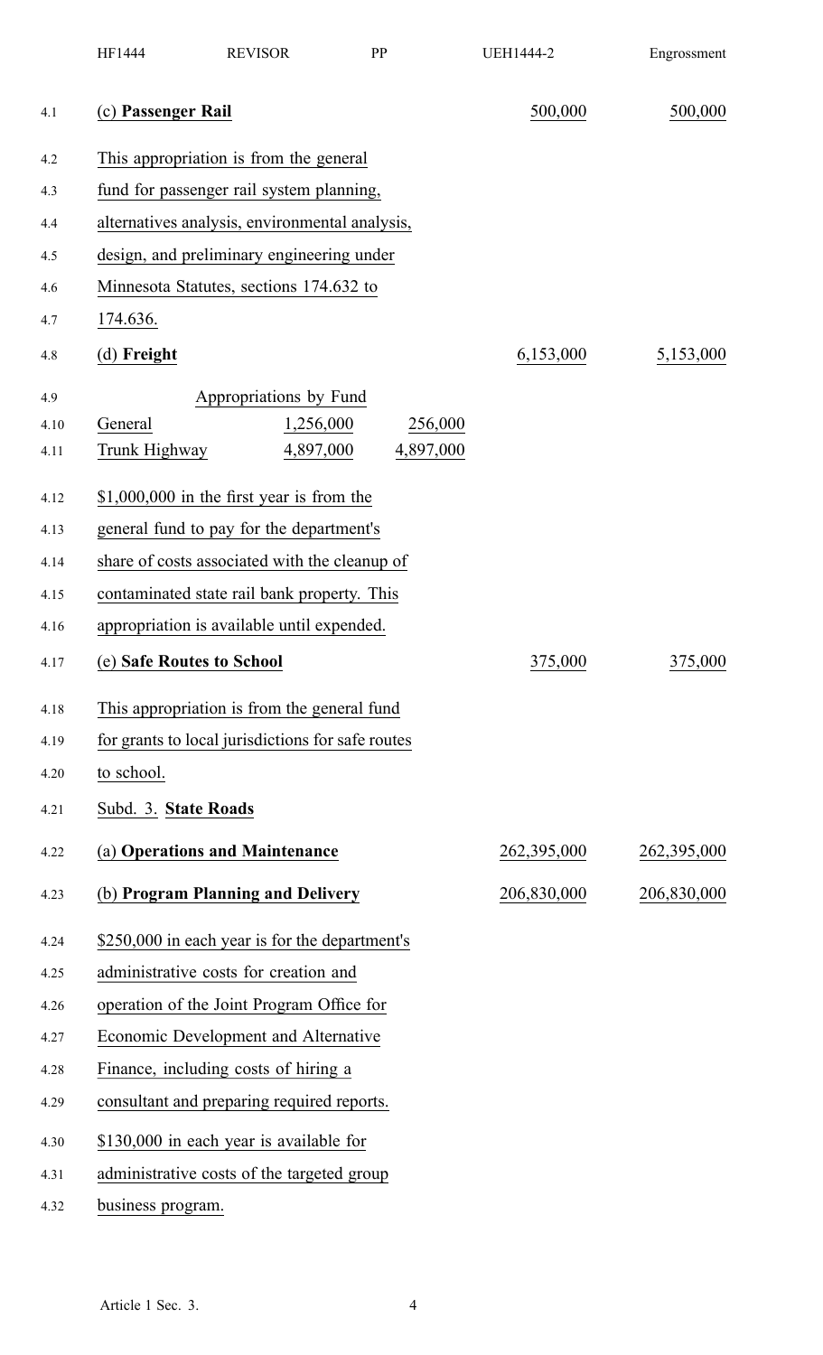| | | |
|---|---|---|
| (c) **Passenger Rail** | 500,000 | 500,000 |

This appropriation is from the general fund for passenger rail system planning, alternatives analysis, environmental analysis, design, and preliminary engineering under Minnesota Statutes, sections 174.632 to 174.636.

| | | |
|---|---|---|
| (d) **Freight** | 6,153,000 | 5,153,000 |

Appropriations by Fund

| | | |
|---|---|---|
| General | 1,256,000 | 256,000 |
| Trunk Highway | 4,897,000 | 4,897,000 |

$1,000,000 in the first year is from the general fund to pay for the department's share of costs associated with the cleanup of contaminated state rail bank property. This appropriation is available until expended.

| | | |
|---|---|---|
| (e) **Safe Routes to School** | 375,000 | 375,000 |

This appropriation is from the general fund for grants to local jurisdictions for safe routes to school.

Subd. 3. **State Roads**

| | | |
|---|---|---|
| (a) **Operations and Maintenance** | 262,395,000 | 262,395,000 |
| (b) **Program Planning and Delivery** | 206,830,000 | 206,830,000 |

$250,000 in each year is for the department's administrative costs for creation and operation of the Joint Program Office for Economic Development and Alternative Finance, including costs of hiring a consultant and preparing required reports.

$130,000 in each year is available for administrative costs of the targeted group business program.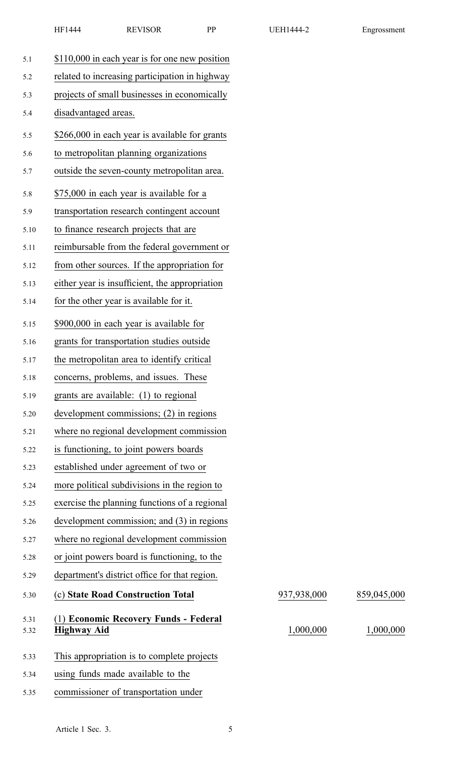$110,000 in each year is for one new position related to increasing participation in highway projects of small businesses in economically disadvantaged areas.

$266,000 in each year is available for grants to metropolitan planning organizations outside the seven-county metropolitan area.

$75,000 in each year is available for a transportation research contingent account to finance research projects that are reimbursable from the federal government or from other sources. If the appropriation for either year is insufficient, the appropriation for the other year is available for it.

$900,000 in each year is available for grants for transportation studies outside the metropolitan area to identify critical concerns, problems, and issues. These grants are available: (1) to regional development commissions; (2) in regions where no regional development commission is functioning, to joint powers boards established under agreement of two or more political subdivisions in the region to exercise the planning functions of a regional development commission; and (3) in regions where no regional development commission or joint powers board is functioning, to the department's district office for that region.

| | | |
|---|---|---|
| (c) **State Road Construction Total** | 937,938,000 | 859,045,000 |
| (1) **Economic Recovery Funds - Federal Highway Aid** | 1,000,000 | 1,000,000 |

This appropriation is to complete projects using funds made available to the commissioner of transportation under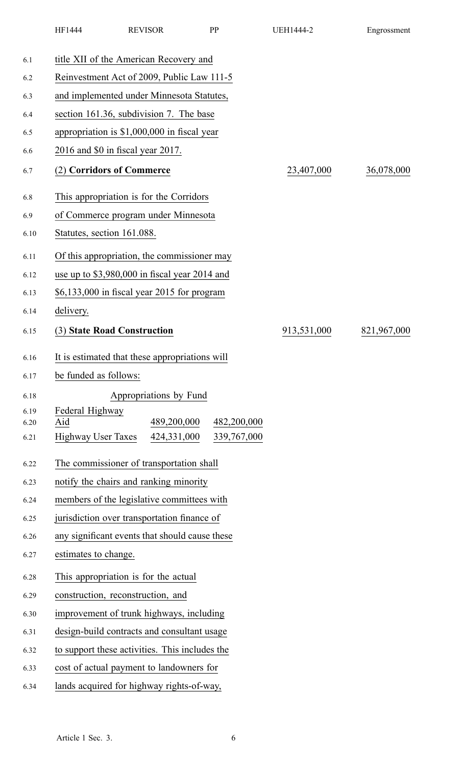title XII of the American Recovery and Reinvestment Act of 2009, Public Law 111-5 and implemented under Minnesota Statutes, section 161.36, subdivision 7. The base appropriation is $1,000,000 in fiscal year 2016 and $0 in fiscal year 2017.

| | | |
|---|---|---|
| (2) **Corridors of Commerce** | 23,407,000 | 36,078,000 |

This appropriation is for the Corridors of Commerce program under Minnesota Statutes, section 161.088.

Of this appropriation, the commissioner may use up to $3,980,000 in fiscal year 2014 and $6,133,000 in fiscal year 2015 for program delivery.

| | | |
|---|---|---|
| (3) **State Road Construction** | 913,531,000 | 821,967,000 |

It is estimated that these appropriations will be funded as follows:

| Appropriations by Fund | | |
|---|---|---|
| Federal Highway Aid | 489,200,000 | 482,200,000 |
| Highway User Taxes | 424,331,000 | 339,767,000 |

The commissioner of transportation shall notify the chairs and ranking minority members of the legislative committees with jurisdiction over transportation finance of any significant events that should cause these estimates to change.

This appropriation is for the actual construction, reconstruction, and improvement of trunk highways, including design-build contracts and consultant usage to support these activities. This includes the cost of actual payment to landowners for lands acquired for highway rights-of-way,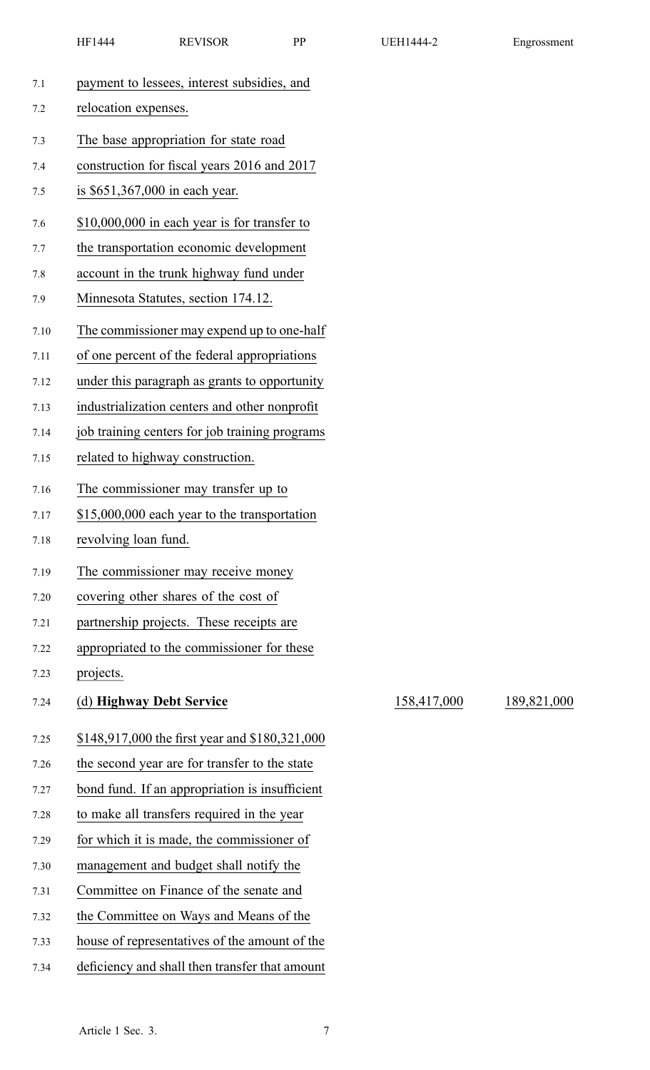payment to lessees, interest subsidies, and relocation expenses.

The base appropriation for state road construction for fiscal years 2016 and 2017 is $651,367,000 in each year.

$10,000,000 in each year is for transfer to the transportation economic development account in the trunk highway fund under Minnesota Statutes, section 174.12.

The commissioner may expend up to one-half of one percent of the federal appropriations under this paragraph as grants to opportunity industrialization centers and other nonprofit job training centers for job training programs related to highway construction.

The commissioner may transfer up to $15,000,000 each year to the transportation revolving loan fund.

The commissioner may receive money covering other shares of the cost of partnership projects. These receipts are appropriated to the commissioner for these projects.

| | | |
|---|---|---|
| (d) **Highway Debt Service** | 158,417,000 | 189,821,000 |

$148,917,000 the first year and $180,321,000 the second year are for transfer to the state bond fund. If an appropriation is insufficient to make all transfers required in the year for which it is made, the commissioner of management and budget shall notify the Committee on Finance of the senate and the Committee on Ways and Means of the house of representatives of the amount of the deficiency and shall then transfer that amount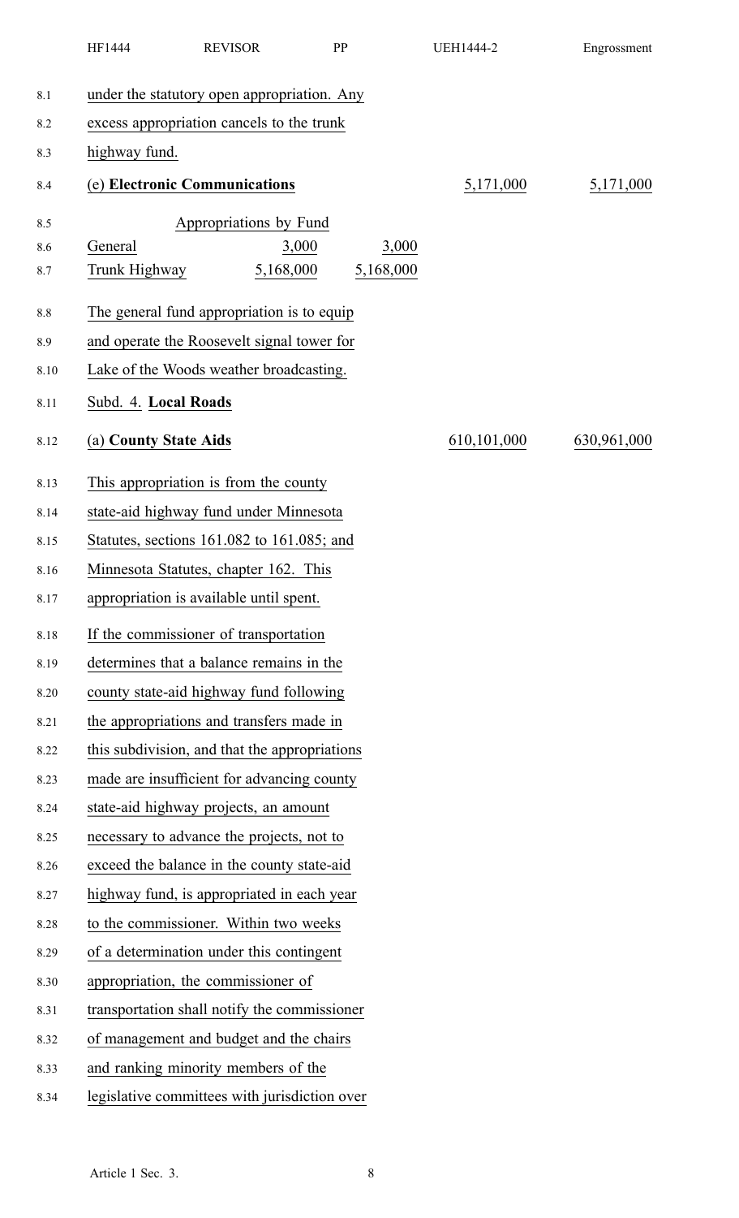under the statutory open appropriation. Any excess appropriation cancels to the trunk highway fund.

| (e) **Electronic Communications** | | | 5,171,000 | 5,171,000 |
|---|---|---|---|---|
| Appropriations by Fund | | | | |
| General | 3,000 | 3,000 | | |
| Trunk Highway | 5,168,000 | 5,168,000 | | |

The general fund appropriation is to equip and operate the Roosevelt signal tower for Lake of the Woods weather broadcasting.

Subd. 4. **Local Roads**

| (a) **County State Aids** | 610,101,000 | 630,961,000 |
|---|---|---|

This appropriation is from the county state-aid highway fund under Minnesota Statutes, sections 161.082 to 161.085; and Minnesota Statutes, chapter 162. This appropriation is available until spent.

If the commissioner of transportation determines that a balance remains in the county state-aid highway fund following the appropriations and transfers made in this subdivision, and that the appropriations made are insufficient for advancing county state-aid highway projects, an amount necessary to advance the projects, not to exceed the balance in the county state-aid highway fund, is appropriated in each year to the commissioner. Within two weeks of a determination under this contingent appropriation, the commissioner of transportation shall notify the commissioner of management and budget and the chairs and ranking minority members of the legislative committees with jurisdiction over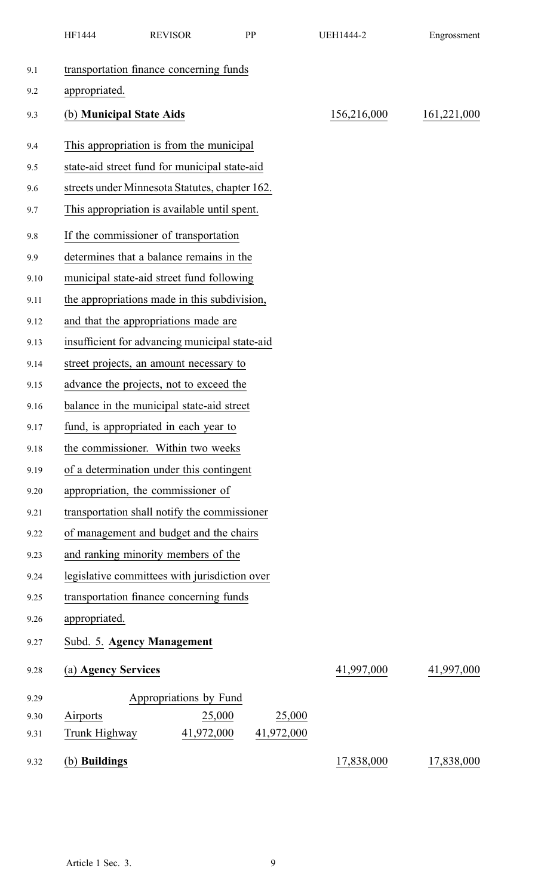transportation finance concerning funds appropriated.

| | | |
|---|---|---|
| (b) **Municipal State Aids** | 156,216,000 | 161,221,000 |

This appropriation is from the municipal state-aid street fund for municipal state-aid streets under Minnesota Statutes, chapter 162.

This appropriation is available until spent.

If the commissioner of transportation determines that a balance remains in the municipal state-aid street fund following the appropriations made in this subdivision, and that the appropriations made are insufficient for advancing municipal state-aid street projects, an amount necessary to advance the projects, not to exceed the balance in the municipal state-aid street fund, is appropriated in each year to the commissioner. Within two weeks of a determination under this contingent appropriation, the commissioner of transportation shall notify the commissioner of management and budget and the chairs and ranking minority members of the legislative committees with jurisdiction over transportation finance concerning funds appropriated.

Subd. 5. **Agency Management**

| | | |
|---|---|---|
| (a) **Agency Services** | 41,997,000 | 41,997,000 |

Appropriations by Fund

| | | |
|---|---|---|
| Airports | 25,000 | 25,000 |
| Trunk Highway | 41,972,000 | 41,972,000 |

| | | |
|---|---|---|
| (b) **Buildings** | 17,838,000 | 17,838,000 |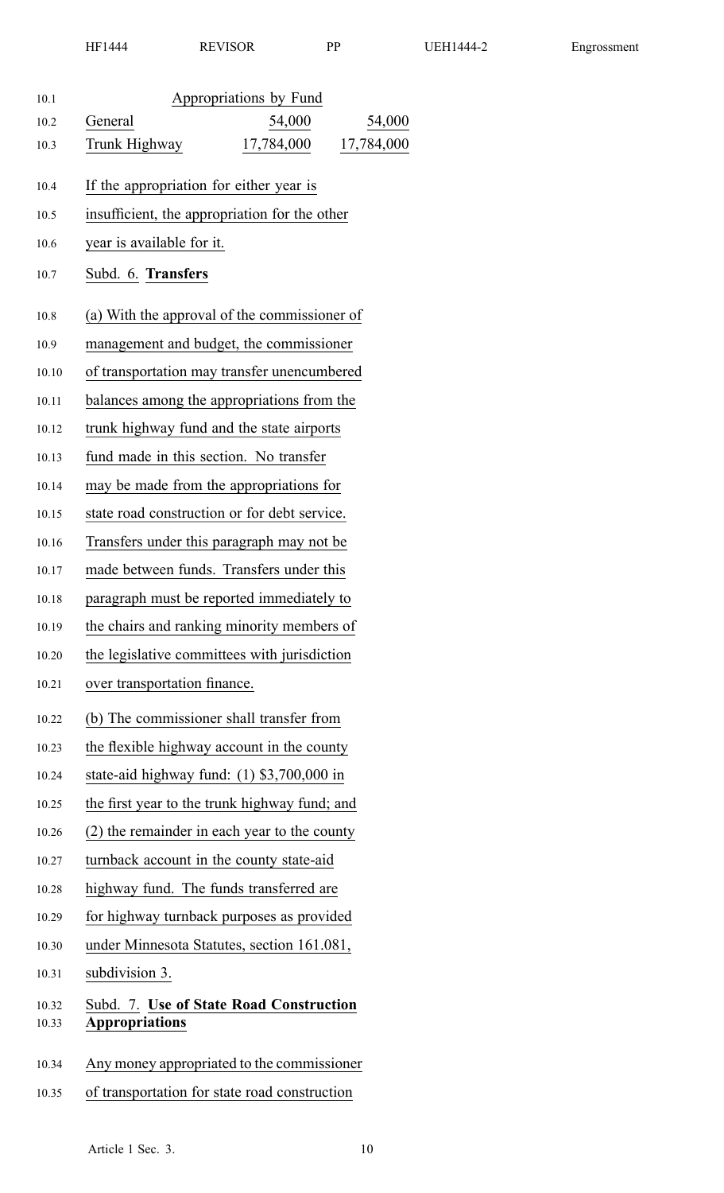| Appropriations by Fund | | |
|---|---|---|
| General | 54,000 | 54,000 |
| Trunk Highway | 17,784,000 | 17,784,000 |

If the appropriation for either year is insufficient, the appropriation for the other year is available for it.

Subd. 6. **Transfers**

(a) With the approval of the commissioner of management and budget, the commissioner of transportation may transfer unencumbered balances among the appropriations from the trunk highway fund and the state airports fund made in this section. No transfer may be made from the appropriations for state road construction or for debt service. Transfers under this paragraph may not be made between funds. Transfers under this paragraph must be reported immediately to the chairs and ranking minority members of the legislative committees with jurisdiction over transportation finance.

(b) The commissioner shall transfer from the flexible highway account in the county state-aid highway fund: (1) $3,700,000 in the first year to the trunk highway fund; and (2) the remainder in each year to the county turnback account in the county state-aid highway fund. The funds transferred are for highway turnback purposes as provided under Minnesota Statutes, section 161.081, subdivision 3.

Subd. 7. **Use of State Road Construction Appropriations**

Any money appropriated to the commissioner of transportation for state road construction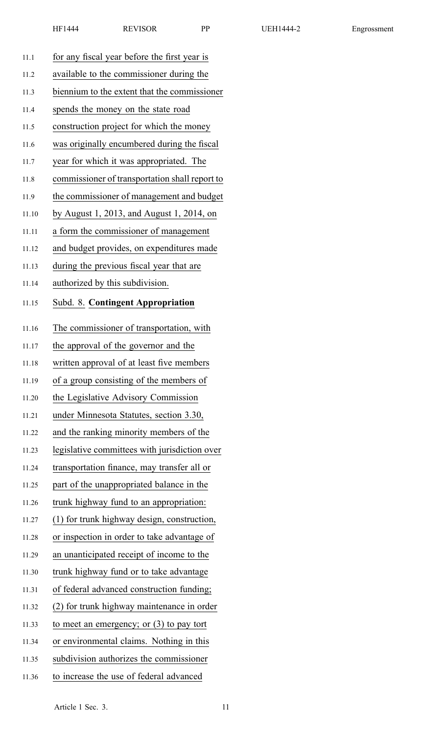for any fiscal year before the first year is available to the commissioner during the biennium to the extent that the commissioner spends the money on the state road construction project for which the money was originally encumbered during the fiscal year for which it was appropriated. The commissioner of transportation shall report to the commissioner of management and budget by August 1, 2013, and August 1, 2014, on a form the commissioner of management and budget provides, on expenditures made during the previous fiscal year that are authorized by this subdivision.

Subd. 8. **Contingent Appropriation**

The commissioner of transportation, with the approval of the governor and the written approval of at least five members of a group consisting of the members of the Legislative Advisory Commission under Minnesota Statutes, section 3.30, and the ranking minority members of the legislative committees with jurisdiction over transportation finance, may transfer all or part of the unappropriated balance in the trunk highway fund to an appropriation: (1) for trunk highway design, construction, or inspection in order to take advantage of an unanticipated receipt of income to the trunk highway fund or to take advantage of federal advanced construction funding; (2) for trunk highway maintenance in order to meet an emergency; or (3) to pay tort or environmental claims. Nothing in this subdivision authorizes the commissioner to increase the use of federal advanced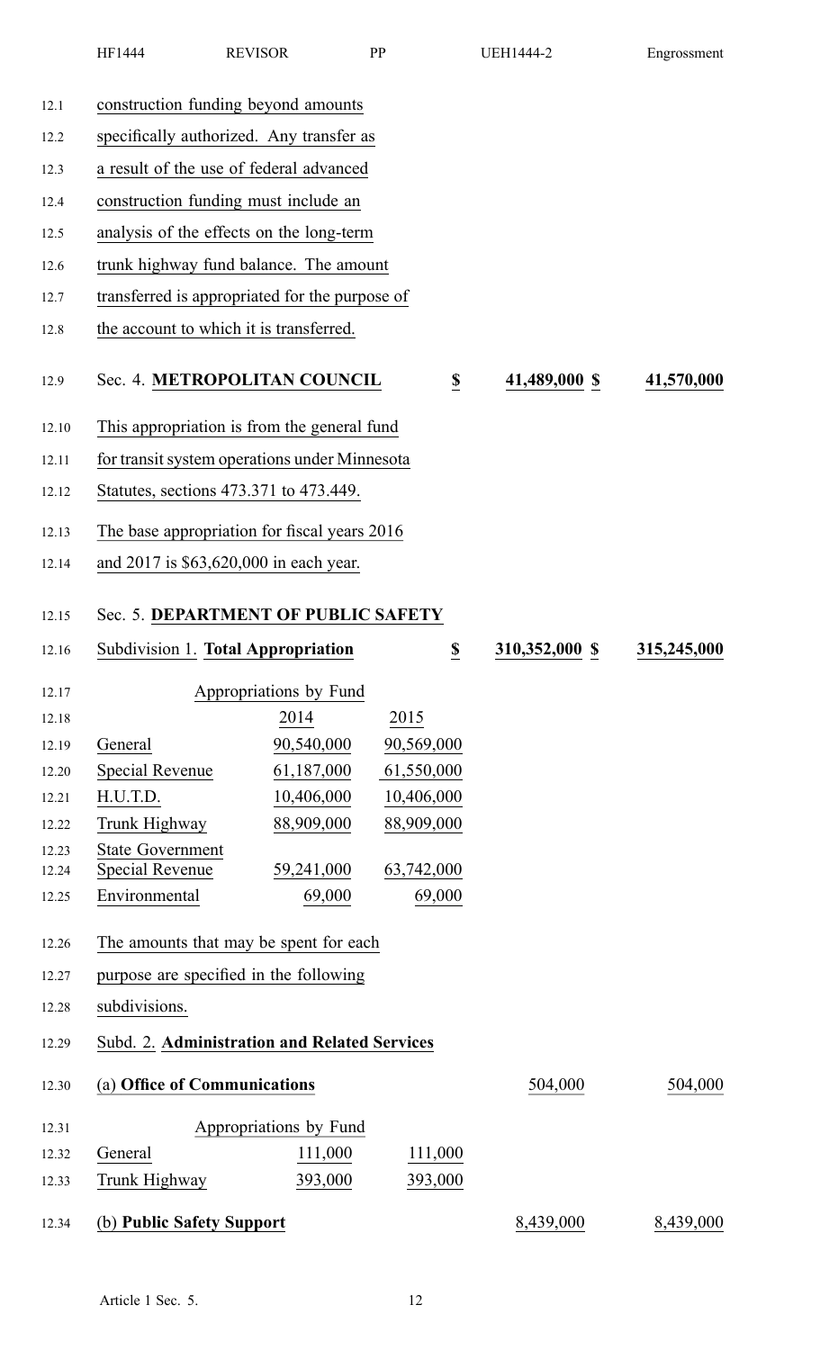construction funding beyond amounts specifically authorized. Any transfer as a result of the use of federal advanced construction funding must include an analysis of the effects on the long-term trunk highway fund balance. The amount transferred is appropriated for the purpose of the account to which it is transferred.

| | | |
|---|---|---|
| Sec. 4. **METROPOLITAN COUNCIL** | $ 41,489,000 | $ 41,570,000 |

This appropriation is from the general fund for transit system operations under Minnesota Statutes, sections 473.371 to 473.449.

The base appropriation for fiscal years 2016 and 2017 is $63,620,000 in each year.

Sec. 5. **DEPARTMENT OF PUBLIC SAFETY**

| | | |
|---|---|---|
| Subdivision 1. **Total Appropriation** | $ 310,352,000 | $ 315,245,000 |

Appropriations by Fund

| | 2014 | 2015 |
|---|---|---|
| General | 90,540,000 | 90,569,000 |
| Special Revenue | 61,187,000 | 61,550,000 |
| H.U.T.D. | 10,406,000 | 10,406,000 |
| Trunk Highway | 88,909,000 | 88,909,000 |
| State Government Special Revenue | 59,241,000 | 63,742,000 |
| Environmental | 69,000 | 69,000 |

The amounts that may be spent for each purpose are specified in the following subdivisions.

Subd. 2. **Administration and Related Services**

| | | |
|---|---|---|
| (a) **Office of Communications** | 504,000 | 504,000 |

Appropriations by Fund

| | | |
|---|---|---|
| General | 111,000 | 111,000 |
| Trunk Highway | 393,000 | 393,000 |

| | | |
|---|---|---|
| (b) **Public Safety Support** | 8,439,000 | 8,439,000 |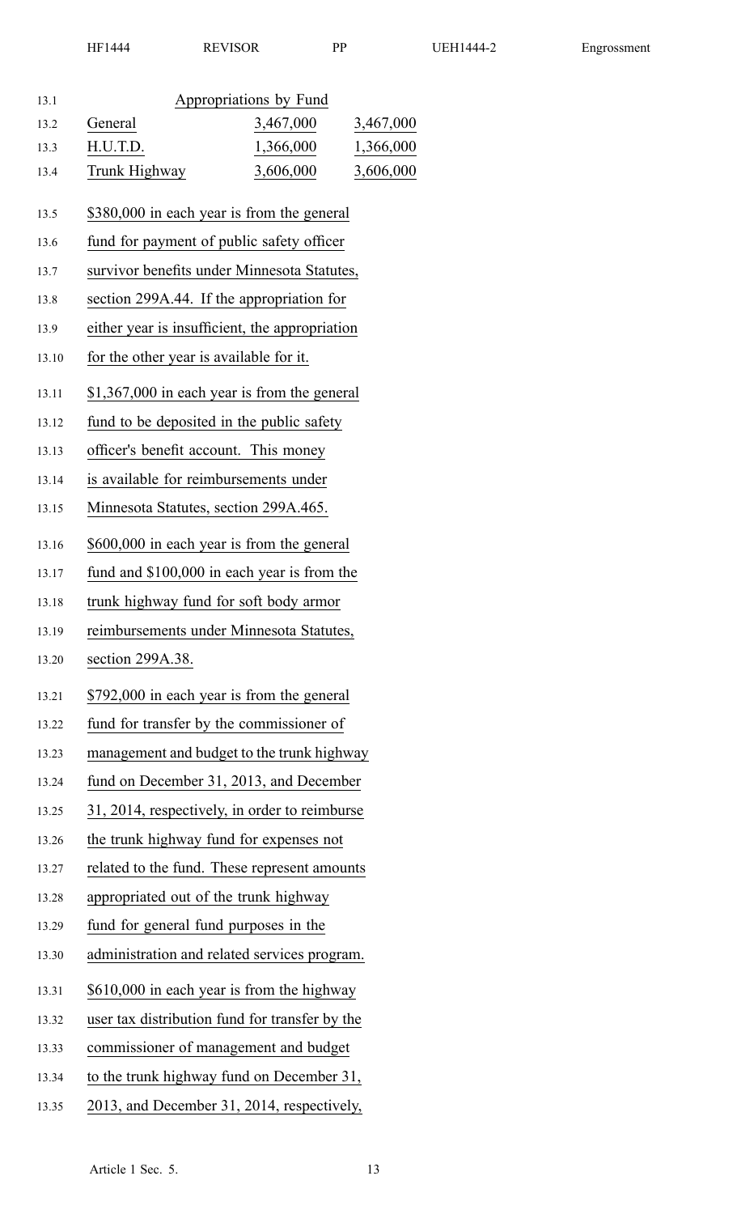Appropriations by Fund

| | | |
|---|---|---|
| General | 3,467,000 | 3,467,000 |
| H.U.T.D. | 1,366,000 | 1,366,000 |
| Trunk Highway | 3,606,000 | 3,606,000 |

$380,000 in each year is from the general fund for payment of public safety officer survivor benefits under Minnesota Statutes, section 299A.44. If the appropriation for either year is insufficient, the appropriation for the other year is available for it.

$1,367,000 in each year is from the general fund to be deposited in the public safety officer's benefit account. This money is available for reimbursements under Minnesota Statutes, section 299A.465.

$600,000 in each year is from the general fund and $100,000 in each year is from the trunk highway fund for soft body armor reimbursements under Minnesota Statutes, section 299A.38.

$792,000 in each year is from the general fund for transfer by the commissioner of management and budget to the trunk highway fund on December 31, 2013, and December 31, 2014, respectively, in order to reimburse the trunk highway fund for expenses not related to the fund. These represent amounts appropriated out of the trunk highway fund for general fund purposes in the administration and related services program.

$610,000 in each year is from the highway user tax distribution fund for transfer by the commissioner of management and budget to the trunk highway fund on December 31, 2013, and December 31, 2014, respectively,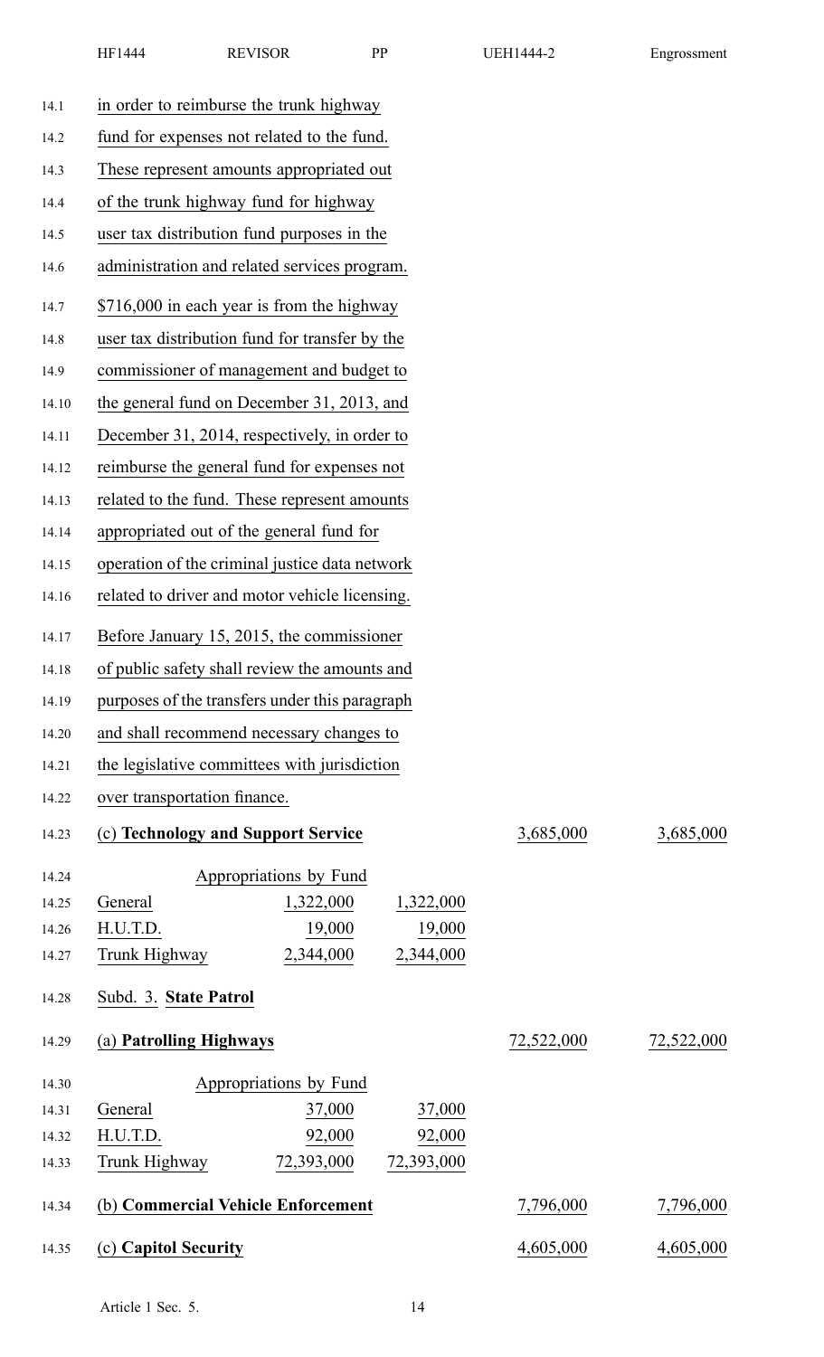in order to reimburse the trunk highway fund for expenses not related to the fund. These represent amounts appropriated out of the trunk highway fund for highway user tax distribution fund purposes in the administration and related services program.

$716,000 in each year is from the highway user tax distribution fund for transfer by the commissioner of management and budget to the general fund on December 31, 2013, and December 31, 2014, respectively, in order to reimburse the general fund for expenses not related to the fund. These represent amounts appropriated out of the general fund for operation of the criminal justice data network related to driver and motor vehicle licensing.

Before January 15, 2015, the commissioner of public safety shall review the amounts and purposes of the transfers under this paragraph and shall recommend necessary changes to the legislative committees with jurisdiction over transportation finance.

| | | | | |
|---|---|---|---|---|
| (c) **Technology and Support Service** | | | 3,685,000 | 3,685,000 |
| | Appropriations by Fund | | | |
| General | 1,322,000 | 1,322,000 | | |
| H.U.T.D. | 19,000 | 19,000 | | |
| Trunk Highway | 2,344,000 | 2,344,000 | | |

Subd. 3. **State Patrol**

| | | | | |
|---|---|---|---|---|
| (a) **Patrolling Highways** | | | 72,522,000 | 72,522,000 |
| | Appropriations by Fund | | | |
| General | 37,000 | 37,000 | | |
| H.U.T.D. | 92,000 | 92,000 | | |
| Trunk Highway | 72,393,000 | 72,393,000 | | |
| (b) **Commercial Vehicle Enforcement** | | | 7,796,000 | 7,796,000 |
| (c) **Capitol Security** | | | 4,605,000 | 4,605,000 |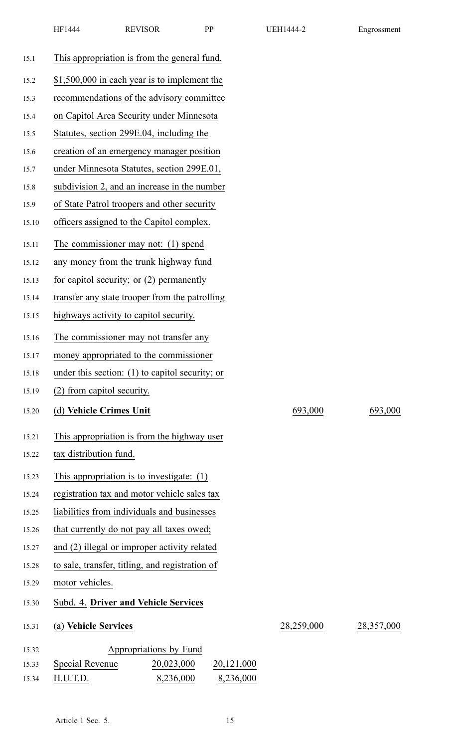This appropriation is from the general fund.

$1,500,000 in each year is to implement the recommendations of the advisory committee on Capitol Area Security under Minnesota Statutes, section 299E.04, including the creation of an emergency manager position under Minnesota Statutes, section 299E.01, subdivision 2, and an increase in the number of State Patrol troopers and other security officers assigned to the Capitol complex.

The commissioner may not: (1) spend any money from the trunk highway fund for capitol security; or (2) permanently transfer any state trooper from the patrolling highways activity to capitol security.

The commissioner may not transfer any money appropriated to the commissioner under this section: (1) to capitol security; or (2) from capitol security.

| | | |
|---|---|---|
| (d) **Vehicle Crimes Unit** | 693,000 | 693,000 |

This appropriation is from the highway user tax distribution fund.

This appropriation is to investigate: (1) registration tax and motor vehicle sales tax liabilities from individuals and businesses that currently do not pay all taxes owed; and (2) illegal or improper activity related to sale, transfer, titling, and registration of motor vehicles.

Subd. 4. **Driver and Vehicle Services**

| | | |
|---|---|---|
| (a) **Vehicle Services** | 28,259,000 | 28,357,000 |

| Appropriations by Fund | | |
|---|---|---|
| Special Revenue | 20,023,000 | 20,121,000 |
| H.U.T.D. | 8,236,000 | 8,236,000 |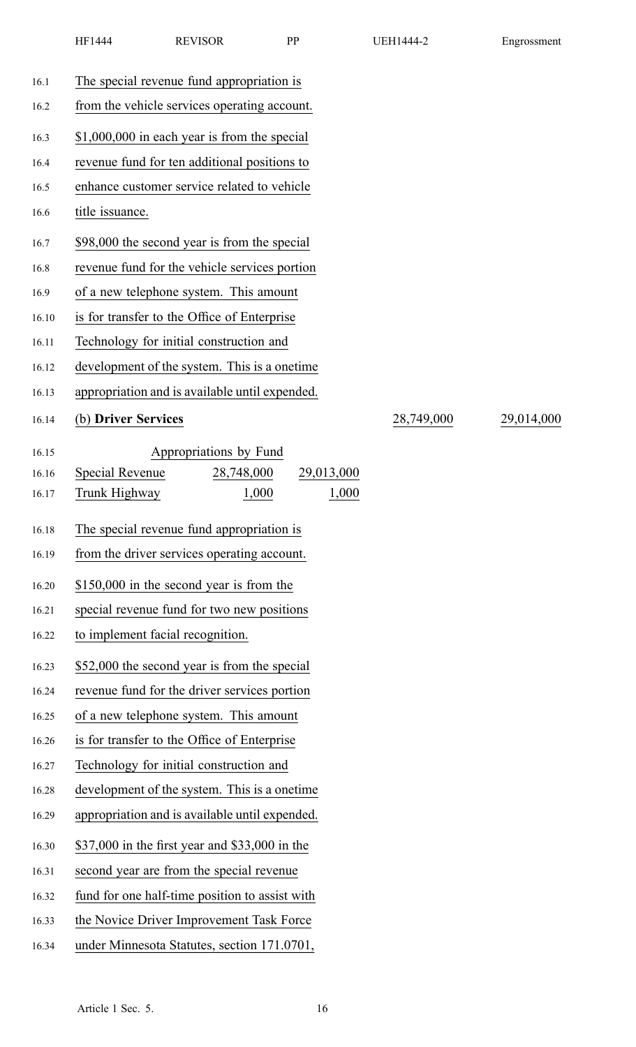The special revenue fund appropriation is from the vehicle services operating account.

$1,000,000 in each year is from the special revenue fund for ten additional positions to enhance customer service related to vehicle title issuance.

$98,000 the second year is from the special revenue fund for the vehicle services portion of a new telephone system. This amount is for transfer to the Office of Enterprise Technology for initial construction and development of the system. This is a onetime appropriation and is available until expended.

| (b) **Driver Services** | | | 28,749,000 | 29,014,000 |
|---|---|---|---|---|
| Appropriations by Fund | | | | |
| Special Revenue | 28,748,000 | 29,013,000 | | |
| Trunk Highway | 1,000 | 1,000 | | |

The special revenue fund appropriation is from the driver services operating account.

$150,000 in the second year is from the special revenue fund for two new positions to implement facial recognition.

$52,000 the second year is from the special revenue fund for the driver services portion of a new telephone system. This amount is for transfer to the Office of Enterprise Technology for initial construction and development of the system. This is a onetime appropriation and is available until expended.

$37,000 in the first year and $33,000 in the second year are from the special revenue fund for one half-time position to assist with the Novice Driver Improvement Task Force under Minnesota Statutes, section 171.0701,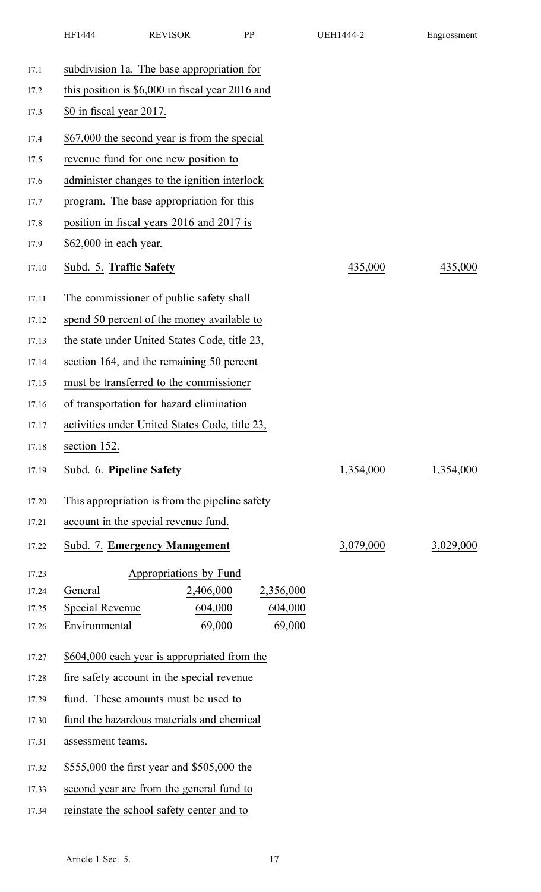subdivision 1a. The base appropriation for this position is $6,000 in fiscal year 2016 and $0 in fiscal year 2017.

$67,000 the second year is from the special revenue fund for one new position to administer changes to the ignition interlock program. The base appropriation for this position in fiscal years 2016 and 2017 is $62,000 in each year.

| | | |
|---|---|---|
| Subd. 5. **Traffic Safety** | 435,000 | 435,000 |

The commissioner of public safety shall spend 50 percent of the money available to the state under United States Code, title 23, section 164, and the remaining 50 percent must be transferred to the commissioner of transportation for hazard elimination activities under United States Code, title 23, section 152.

| | | |
|---|---|---|
| Subd. 6. **Pipeline Safety** | 1,354,000 | 1,354,000 |

This appropriation is from the pipeline safety account in the special revenue fund.

| | | |
|---|---|---|
| Subd. 7. **Emergency Management** | 3,079,000 | 3,029,000 |

| Appropriations by Fund | | |
|---|---|---|
| General | 2,406,000 | 2,356,000 |
| Special Revenue | 604,000 | 604,000 |
| Environmental | 69,000 | 69,000 |

$604,000 each year is appropriated from the fire safety account in the special revenue fund. These amounts must be used to fund the hazardous materials and chemical assessment teams.

$555,000 the first year and $505,000 the second year are from the general fund to reinstate the school safety center and to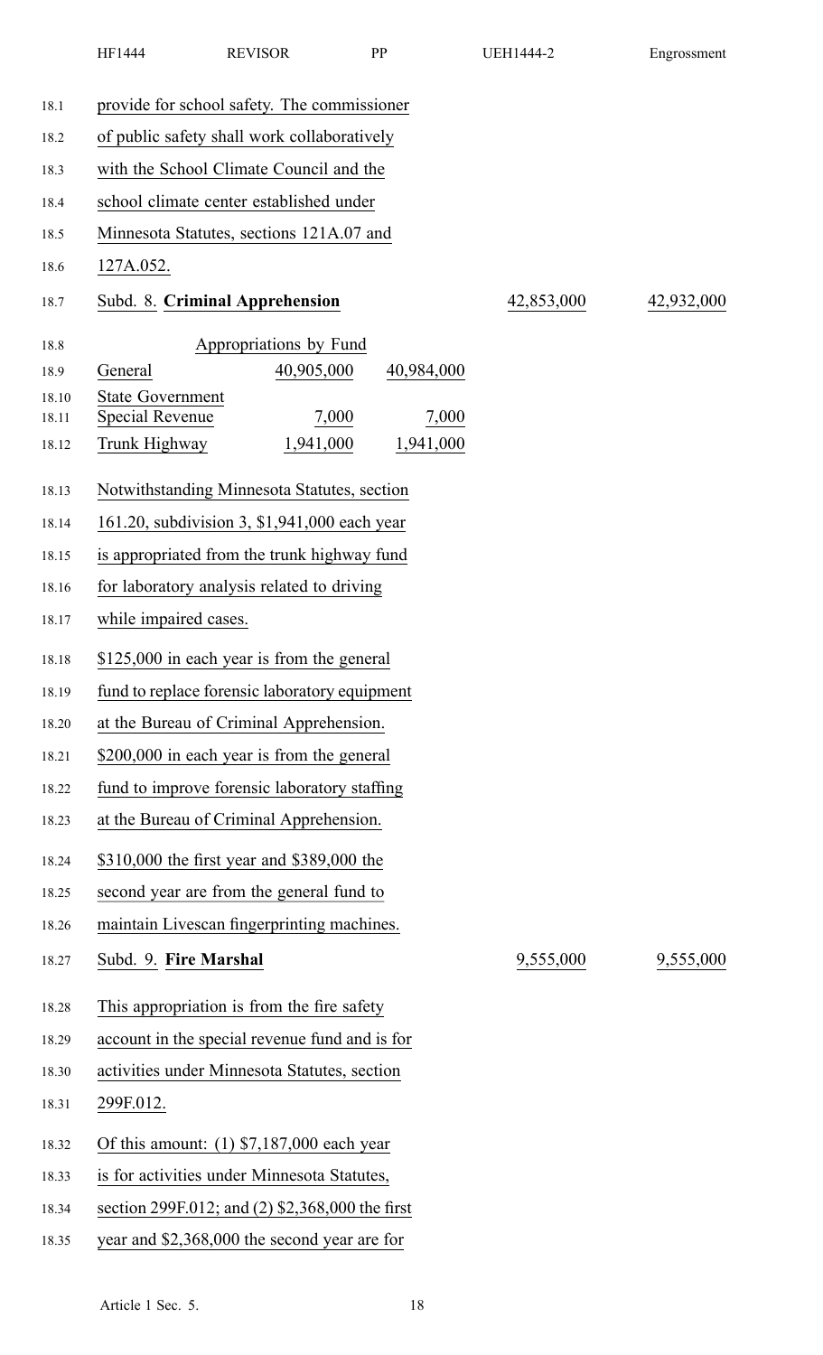provide for school safety. The commissioner of public safety shall work collaboratively with the School Climate Council and the school climate center established under Minnesota Statutes, sections 121A.07 and 127A.052.

| | | | | |
|---|---|---|---|---|
| Subd. 8. **Criminal Apprehension** | | | 42,853,000 | 42,932,000 |
| Appropriations by Fund | | | | |
| General | 40,905,000 | 40,984,000 | | |
| State Government Special Revenue | 7,000 | 7,000 | | |
| Trunk Highway | 1,941,000 | 1,941,000 | | |

Notwithstanding Minnesota Statutes, section 161.20, subdivision 3, $1,941,000 each year is appropriated from the trunk highway fund for laboratory analysis related to driving while impaired cases.

$125,000 in each year is from the general fund to replace forensic laboratory equipment at the Bureau of Criminal Apprehension.

$200,000 in each year is from the general fund to improve forensic laboratory staffing at the Bureau of Criminal Apprehension.

$310,000 the first year and $389,000 the second year are from the general fund to maintain Livescan fingerprinting machines.

| | | |
|---|---|---|
| Subd. 9. **Fire Marshal** | 9,555,000 | 9,555,000 |

This appropriation is from the fire safety account in the special revenue fund and is for activities under Minnesota Statutes, section 299F.012.

Of this amount: (1) $7,187,000 each year is for activities under Minnesota Statutes, section 299F.012; and (2) $2,368,000 the first year and $2,368,000 the second year are for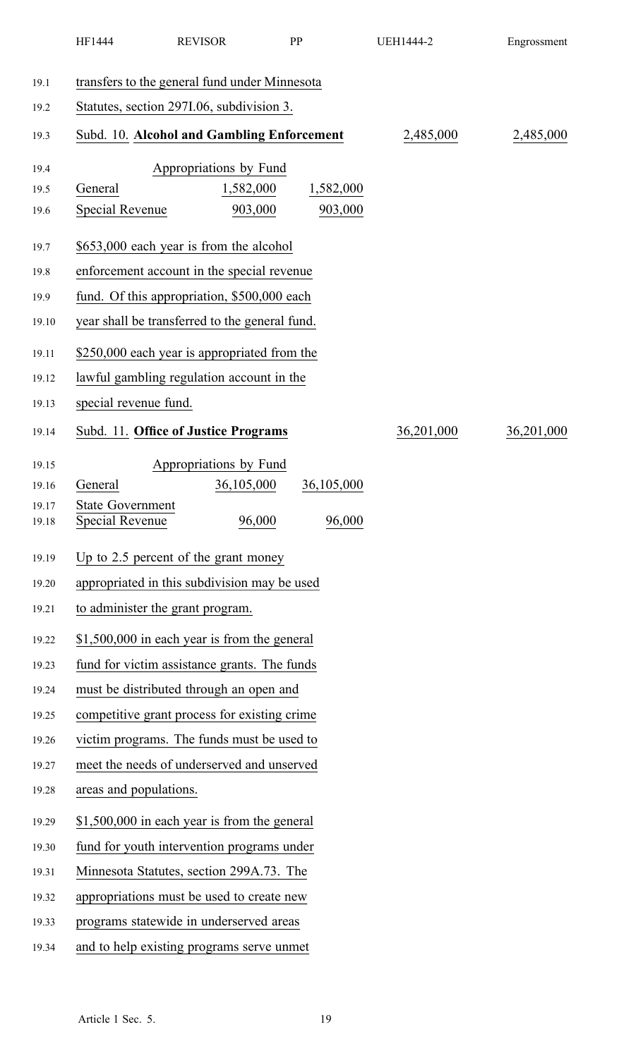transfers to the general fund under Minnesota Statutes, section 297I.06, subdivision 3.

| | | | | |
|---|---|---|---|---|
| Subd. 10. **Alcohol and Gambling Enforcement** | | | 2,485,000 | 2,485,000 |
| Appropriations by Fund | | | | |
| General | 1,582,000 | 1,582,000 | | |
| Special Revenue | 903,000 | 903,000 | | |

$653,000 each year is from the alcohol enforcement account in the special revenue fund. Of this appropriation, $500,000 each year shall be transferred to the general fund.

$250,000 each year is appropriated from the lawful gambling regulation account in the special revenue fund.

| | | | | |
|---|---|---|---|---|
| Subd. 11. **Office of Justice Programs** | | | 36,201,000 | 36,201,000 |
| Appropriations by Fund | | | | |
| General | 36,105,000 | 36,105,000 | | |
| State Government Special Revenue | 96,000 | 96,000 | | |

Up to 2.5 percent of the grant money appropriated in this subdivision may be used to administer the grant program.

$1,500,000 in each year is from the general fund for victim assistance grants. The funds must be distributed through an open and competitive grant process for existing crime victim programs. The funds must be used to meet the needs of underserved and unserved areas and populations.

$1,500,000 in each year is from the general fund for youth intervention programs under Minnesota Statutes, section 299A.73. The appropriations must be used to create new programs statewide in underserved areas and to help existing programs serve unmet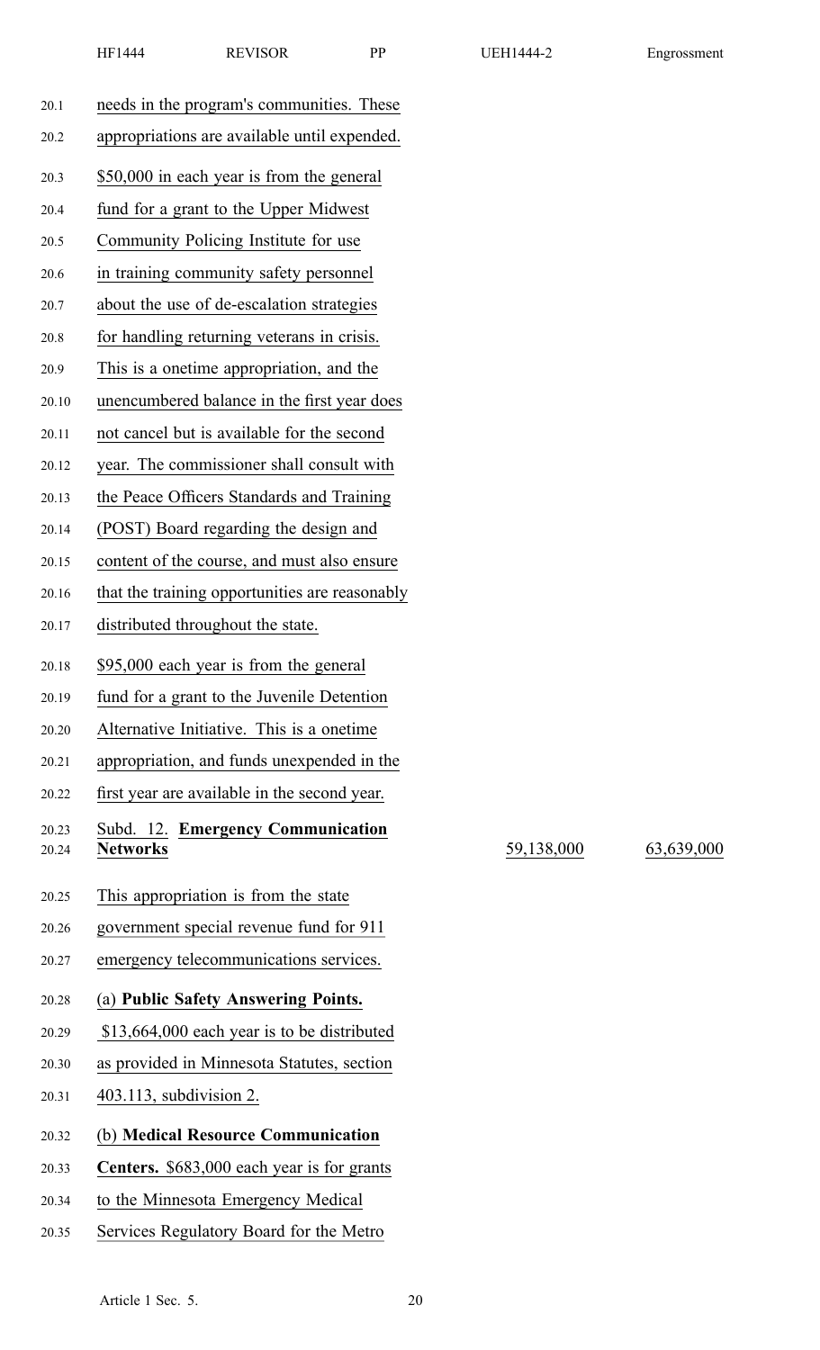needs in the program's communities. These appropriations are available until expended.

$50,000 in each year is from the general fund for a grant to the Upper Midwest Community Policing Institute for use in training community safety personnel about the use of de-escalation strategies for handling returning veterans in crisis. This is a onetime appropriation, and the unencumbered balance in the first year does not cancel but is available for the second year. The commissioner shall consult with the Peace Officers Standards and Training (POST) Board regarding the design and content of the course, and must also ensure that the training opportunities are reasonably distributed throughout the state.

$95,000 each year is from the general fund for a grant to the Juvenile Detention Alternative Initiative. This is a onetime appropriation, and funds unexpended in the first year are available in the second year.

| | | |
|---|---|---|
| Subd. 12. **Emergency Communication Networks** | 59,138,000 | 63,639,000 |

This appropriation is from the state government special revenue fund for 911 emergency telecommunications services.

(a) **Public Safety Answering Points.** $13,664,000 each year is to be distributed as provided in Minnesota Statutes, section 403.113, subdivision 2.

(b) **Medical Resource Communication Centers.** $683,000 each year is for grants to the Minnesota Emergency Medical Services Regulatory Board for the Metro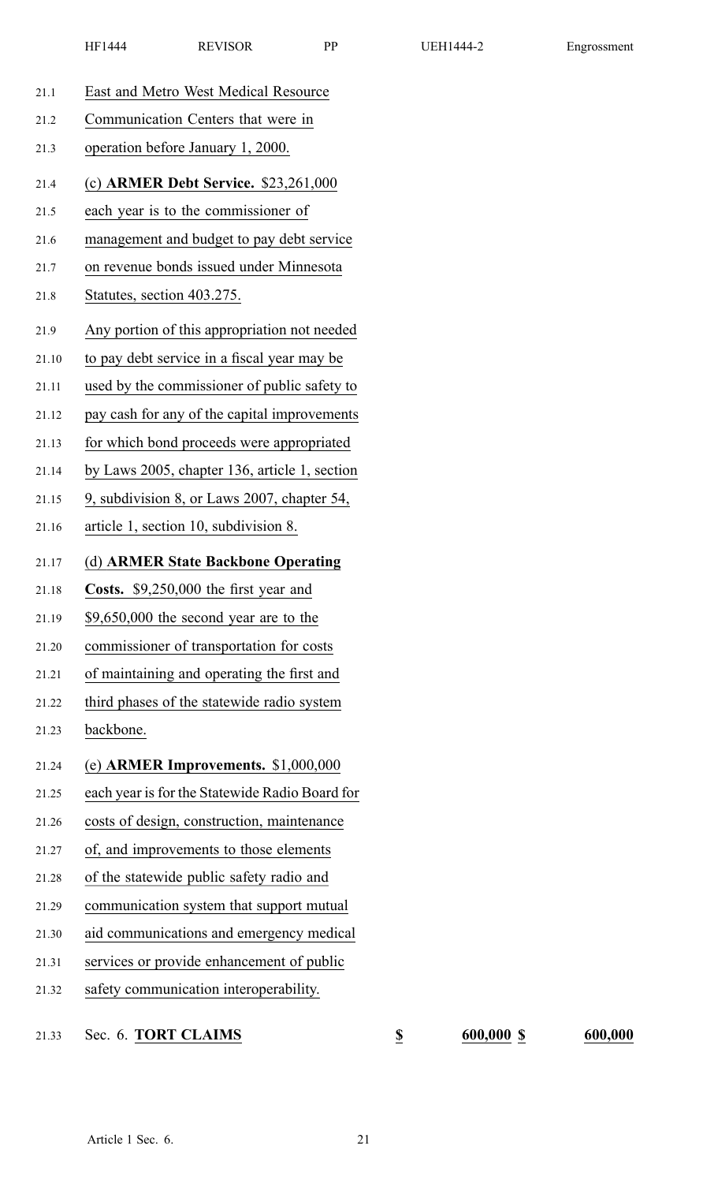East and Metro West Medical Resource Communication Centers that were in operation before January 1, 2000.

(c) **ARMER Debt Service.** $23,261,000 each year is to the commissioner of management and budget to pay debt service on revenue bonds issued under Minnesota Statutes, section 403.275.

Any portion of this appropriation not needed to pay debt service in a fiscal year may be used by the commissioner of public safety to pay cash for any of the capital improvements for which bond proceeds were appropriated by Laws 2005, chapter 136, article 1, section 9, subdivision 8, or Laws 2007, chapter 54, article 1, section 10, subdivision 8.

(d) **ARMER State Backbone Operating Costs.** $9,250,000 the first year and $9,650,000 the second year are to the commissioner of transportation for costs of maintaining and operating the first and third phases of the statewide radio system backbone.

(e) **ARMER Improvements.** $1,000,000 each year is for the Statewide Radio Board for costs of design, construction, maintenance of, and improvements to those elements of the statewide public safety radio and communication system that support mutual aid communications and emergency medical services or provide enhancement of public safety communication interoperability.

Sec. 6. **TORT CLAIMS** $ 600,000 $ 600,000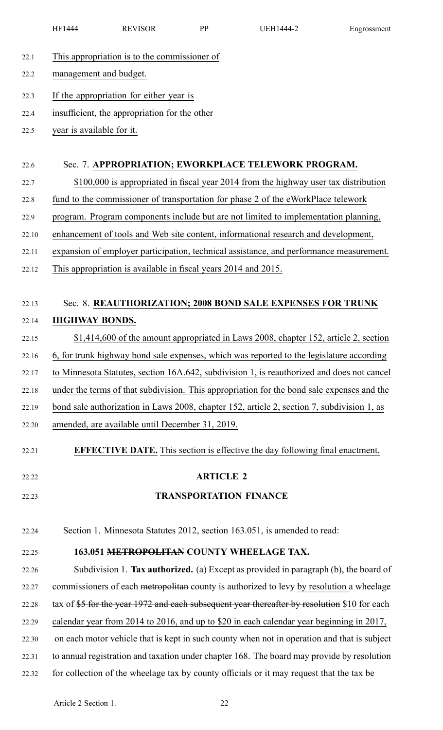This appropriation is to the commissioner of management and budget.

If the appropriation for either year is insufficient, the appropriation for the other year is available for it.

Sec. 7. **APPROPRIATION; EWORKPLACE TELEWORK PROGRAM.**

$100,000 is appropriated in fiscal year 2014 from the highway user tax distribution fund to the commissioner of transportation for phase 2 of the eWorkPlace telework program. Program components include but are not limited to implementation planning, enhancement of tools and Web site content, informational research and development, expansion of employer participation, technical assistance, and performance measurement. This appropriation is available in fiscal years 2014 and 2015.

Sec. 8. **REAUTHORIZATION; 2008 BOND SALE EXPENSES FOR TRUNK HIGHWAY BONDS.**

$1,414,600 of the amount appropriated in Laws 2008, chapter 152, article 2, section 6, for trunk highway bond sale expenses, which was reported to the legislature according to Minnesota Statutes, section 16A.642, subdivision 1, is reauthorized and does not cancel under the terms of that subdivision. This appropriation for the bond sale expenses and the bond sale authorization in Laws 2008, chapter 152, article 2, section 7, subdivision 1, as amended, are available until December 31, 2019.

**EFFECTIVE DATE.** This section is effective the day following final enactment.

## ARTICLE 2

## TRANSPORTATION FINANCE

Section 1. Minnesota Statutes 2012, section 163.051, is amended to read:

**163.051 ~~METROPOLITAN~~ COUNTY WHEELAGE TAX.**

Subdivision 1. **Tax authorized.** (a) Except as provided in paragraph (b), the board of commissioners of each ~~metropolitan~~ county is authorized to levy by resolution a wheelage tax of ~~$5 for the year 1972 and each subsequent year thereafter by resolution~~ $10 for each calendar year from 2014 to 2016, and up to $20 in each calendar year beginning in 2017, on each motor vehicle that is kept in such county when not in operation and that is subject to annual registration and taxation under chapter 168. The board may provide by resolution for collection of the wheelage tax by county officials or it may request that the tax be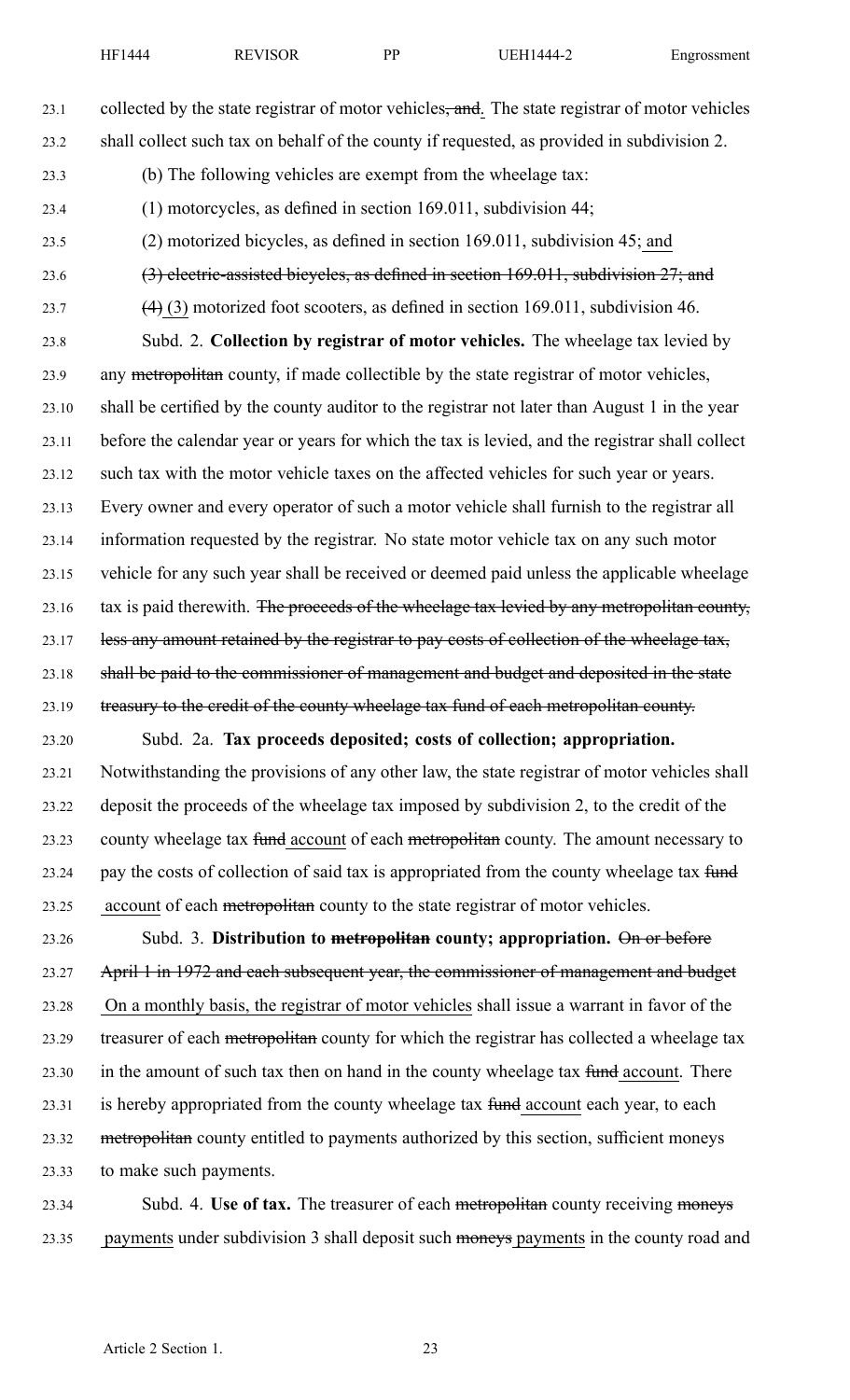collected by the state registrar of motor vehicles~~, and~~. The state registrar of motor vehicles shall collect such tax on behalf of the county if requested, as provided in subdivision 2.

(b) The following vehicles are exempt from the wheelage tax:

(1) motorcycles, as defined in section 169.011, subdivision 44;

(2) motorized bicycles, as defined in section 169.011, subdivision 45; and

~~(3) electric-assisted bicycles, as defined in section 169.011, subdivision 27; and~~

~~(4)~~ (3) motorized foot scooters, as defined in section 169.011, subdivision 46.

Subd. 2. **Collection by registrar of motor vehicles.** The wheelage tax levied by any ~~metropolitan~~ county, if made collectible by the state registrar of motor vehicles, shall be certified by the county auditor to the registrar not later than August 1 in the year before the calendar year or years for which the tax is levied, and the registrar shall collect such tax with the motor vehicle taxes on the affected vehicles for such year or years. Every owner and every operator of such a motor vehicle shall furnish to the registrar all information requested by the registrar. No state motor vehicle tax on any such motor vehicle for any such year shall be received or deemed paid unless the applicable wheelage tax is paid therewith. ~~The proceeds of the wheelage tax levied by any metropolitan county, less any amount retained by the registrar to pay costs of collection of the wheelage tax, shall be paid to the commissioner of management and budget and deposited in the state treasury to the credit of the county wheelage tax fund of each metropolitan county.~~

Subd. 2a. **Tax proceeds deposited; costs of collection; appropriation.** Notwithstanding the provisions of any other law, the state registrar of motor vehicles shall deposit the proceeds of the wheelage tax imposed by subdivision 2, to the credit of the county wheelage tax ~~fund~~ account of each ~~metropolitan~~ county. The amount necessary to pay the costs of collection of said tax is appropriated from the county wheelage tax ~~fund~~ account of each ~~metropolitan~~ county to the state registrar of motor vehicles.

Subd. 3. **Distribution to ~~metropolitan~~ county; appropriation.** ~~On or before April 1 in 1972 and each subsequent year, the commissioner of management and budget~~ On a monthly basis, the registrar of motor vehicles shall issue a warrant in favor of the treasurer of each ~~metropolitan~~ county for which the registrar has collected a wheelage tax in the amount of such tax then on hand in the county wheelage tax ~~fund~~ account. There is hereby appropriated from the county wheelage tax ~~fund~~ account each year, to each ~~metropolitan~~ county entitled to payments authorized by this section, sufficient moneys to make such payments.

Subd. 4. **Use of tax.** The treasurer of each ~~metropolitan~~ county receiving ~~moneys~~ payments under subdivision 3 shall deposit such ~~moneys~~ payments in the county road and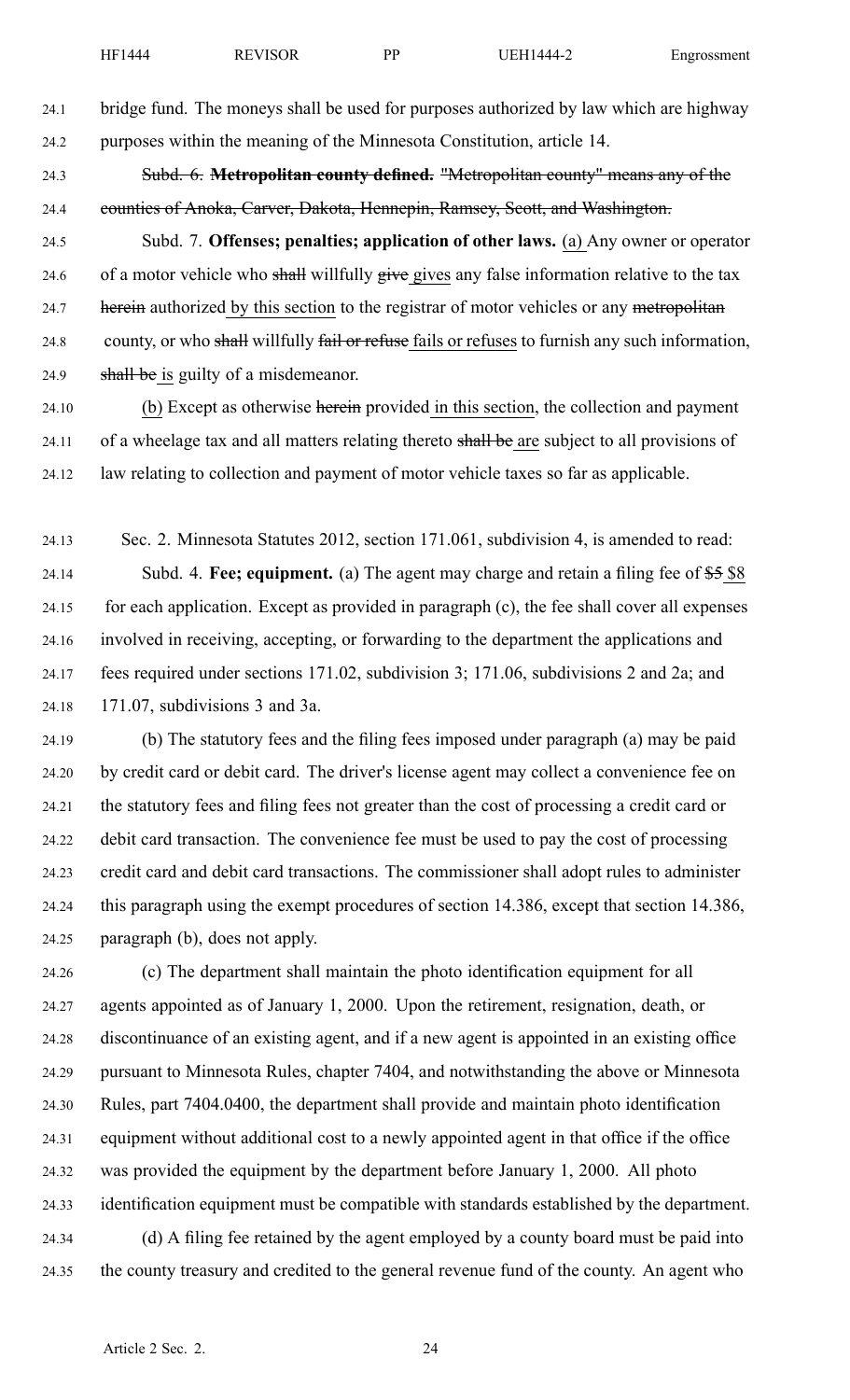bridge fund. The moneys shall be used for purposes authorized by law which are highway purposes within the meaning of the Minnesota Constitution, article 14.

~~Subd. 6. **Metropolitan county defined.** "Metropolitan county" means any of the counties of Anoka, Carver, Dakota, Hennepin, Ramsey, Scott, and Washington.~~

Subd. 7. **Offenses; penalties; application of other laws.** (a) Any owner or operator of a motor vehicle who ~~shall~~ willfully ~~give~~ gives any false information relative to the tax ~~herein~~ authorized by this section to the registrar of motor vehicles or any ~~metropolitan~~ county, or who ~~shall~~ willfully ~~fail or refuse~~ fails or refuses to furnish any such information, ~~shall be~~ is guilty of a misdemeanor.

(b) Except as otherwise ~~herein~~ provided in this section, the collection and payment of a wheelage tax and all matters relating thereto ~~shall be~~ are subject to all provisions of law relating to collection and payment of motor vehicle taxes so far as applicable.

Sec. 2. Minnesota Statutes 2012, section 171.061, subdivision 4, is amended to read:

Subd. 4. **Fee; equipment.** (a) The agent may charge and retain a filing fee of ~~$5~~ $8 for each application. Except as provided in paragraph (c), the fee shall cover all expenses involved in receiving, accepting, or forwarding to the department the applications and fees required under sections 171.02, subdivision 3; 171.06, subdivisions 2 and 2a; and 171.07, subdivisions 3 and 3a.

(b) The statutory fees and the filing fees imposed under paragraph (a) may be paid by credit card or debit card. The driver's license agent may collect a convenience fee on the statutory fees and filing fees not greater than the cost of processing a credit card or debit card transaction. The convenience fee must be used to pay the cost of processing credit card and debit card transactions. The commissioner shall adopt rules to administer this paragraph using the exempt procedures of section 14.386, except that section 14.386, paragraph (b), does not apply.

(c) The department shall maintain the photo identification equipment for all agents appointed as of January 1, 2000. Upon the retirement, resignation, death, or discontinuance of an existing agent, and if a new agent is appointed in an existing office pursuant to Minnesota Rules, chapter 7404, and notwithstanding the above or Minnesota Rules, part 7404.0400, the department shall provide and maintain photo identification equipment without additional cost to a newly appointed agent in that office if the office was provided the equipment by the department before January 1, 2000. All photo identification equipment must be compatible with standards established by the department.

(d) A filing fee retained by the agent employed by a county board must be paid into the county treasury and credited to the general revenue fund of the county. An agent who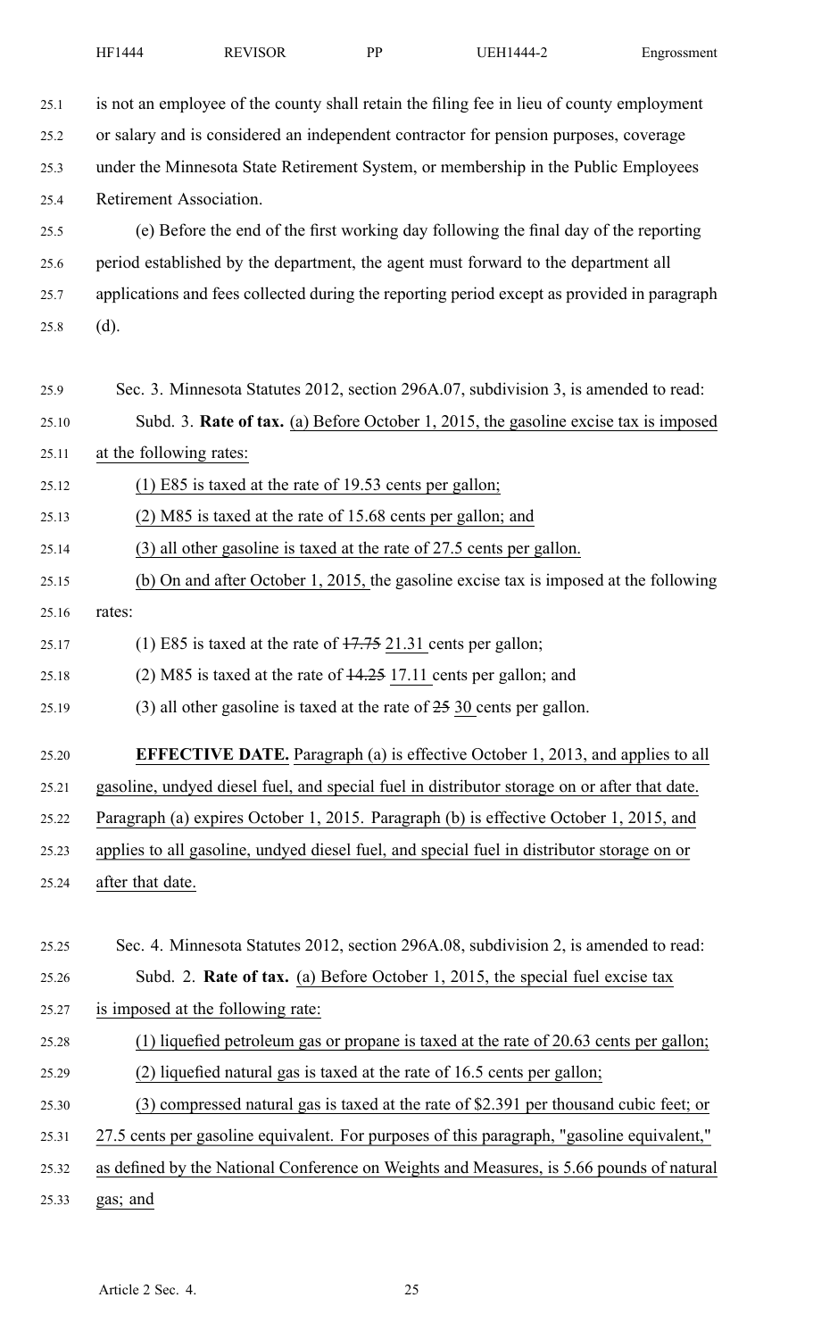is not an employee of the county shall retain the filing fee in lieu of county employment or salary and is considered an independent contractor for pension purposes, coverage under the Minnesota State Retirement System, or membership in the Public Employees Retirement Association.

(e) Before the end of the first working day following the final day of the reporting period established by the department, the agent must forward to the department all applications and fees collected during the reporting period except as provided in paragraph (d).

Sec. 3. Minnesota Statutes 2012, section 296A.07, subdivision 3, is amended to read:

Subd. 3. **Rate of tax.** (a) Before October 1, 2015, the gasoline excise tax is imposed at the following rates:

(1) E85 is taxed at the rate of 19.53 cents per gallon;

(2) M85 is taxed at the rate of 15.68 cents per gallon; and

(3) all other gasoline is taxed at the rate of 27.5 cents per gallon.

(b) On and after October 1, 2015, the gasoline excise tax is imposed at the following rates:

(1) E85 is taxed at the rate of ~~17.75~~ 21.31 cents per gallon;

(2) M85 is taxed at the rate of ~~14.25~~ 17.11 cents per gallon; and

(3) all other gasoline is taxed at the rate of ~~25~~ 30 cents per gallon.

**EFFECTIVE DATE.** Paragraph (a) is effective October 1, 2013, and applies to all gasoline, undyed diesel fuel, and special fuel in distributor storage on or after that date. Paragraph (a) expires October 1, 2015. Paragraph (b) is effective October 1, 2015, and applies to all gasoline, undyed diesel fuel, and special fuel in distributor storage on or after that date.

Sec. 4. Minnesota Statutes 2012, section 296A.08, subdivision 2, is amended to read:

Subd. 2. **Rate of tax.** (a) Before October 1, 2015, the special fuel excise tax is imposed at the following rate:

(1) liquefied petroleum gas or propane is taxed at the rate of 20.63 cents per gallon;

(2) liquefied natural gas is taxed at the rate of 16.5 cents per gallon;

(3) compressed natural gas is taxed at the rate of $2.391 per thousand cubic feet; or 27.5 cents per gasoline equivalent. For purposes of this paragraph, "gasoline equivalent," as defined by the National Conference on Weights and Measures, is 5.66 pounds of natural gas; and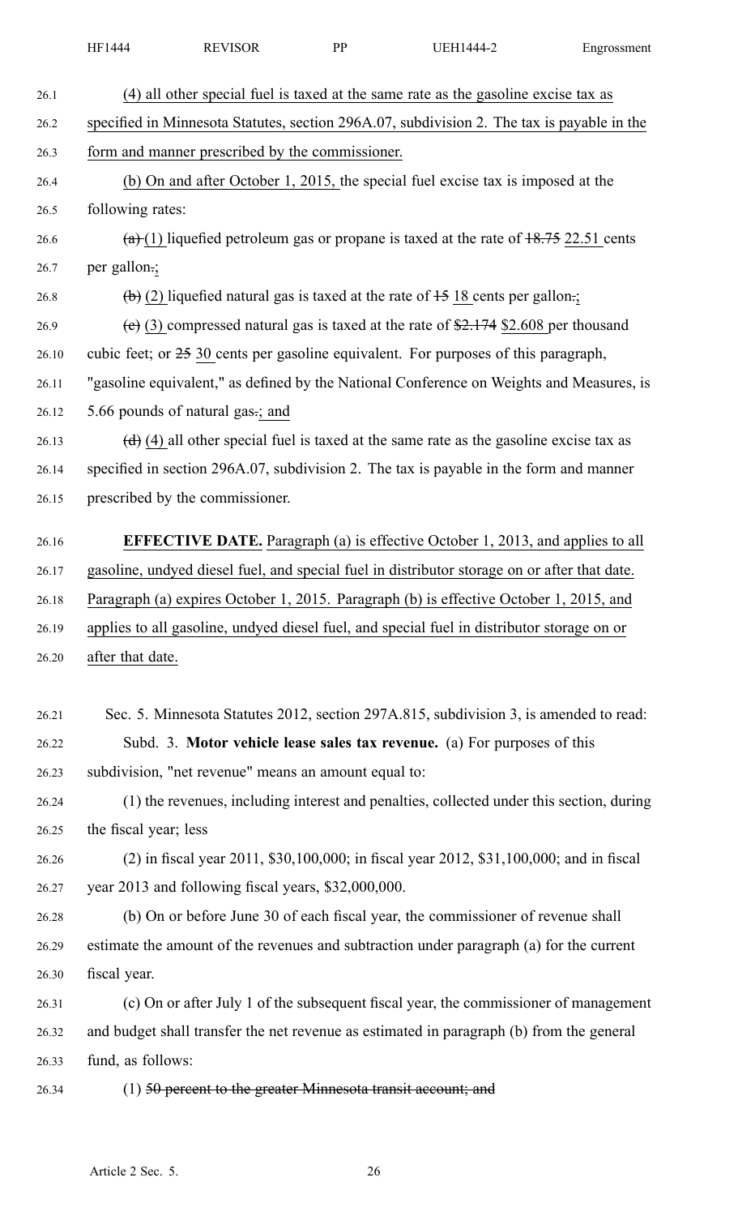(4) all other special fuel is taxed at the same rate as the gasoline excise tax as specified in Minnesota Statutes, section 296A.07, subdivision 2. The tax is payable in the form and manner prescribed by the commissioner.

(b) On and after October 1, 2015, the special fuel excise tax is imposed at the following rates:

~~(a)~~ (1) liquefied petroleum gas or propane is taxed at the rate of ~~18.75~~ 22.51 cents per gallon~~.~~;

~~(b)~~ (2) liquefied natural gas is taxed at the rate of ~~15~~ 18 cents per gallon~~.~~;

~~(c)~~ (3) compressed natural gas is taxed at the rate of ~~$2.174~~ $2.608 per thousand cubic feet; or ~~25~~ 30 cents per gasoline equivalent. For purposes of this paragraph, "gasoline equivalent," as defined by the National Conference on Weights and Measures, is 5.66 pounds of natural gas~~.~~; and

~~(d)~~ (4) all other special fuel is taxed at the same rate as the gasoline excise tax as specified in section 296A.07, subdivision 2. The tax is payable in the form and manner prescribed by the commissioner.

**EFFECTIVE DATE.** Paragraph (a) is effective October 1, 2013, and applies to all gasoline, undyed diesel fuel, and special fuel in distributor storage on or after that date. Paragraph (a) expires October 1, 2015. Paragraph (b) is effective October 1, 2015, and applies to all gasoline, undyed diesel fuel, and special fuel in distributor storage on or after that date.

Sec. 5. Minnesota Statutes 2012, section 297A.815, subdivision 3, is amended to read:

Subd. 3. **Motor vehicle lease sales tax revenue.** (a) For purposes of this subdivision, "net revenue" means an amount equal to:

(1) the revenues, including interest and penalties, collected under this section, during the fiscal year; less

(2) in fiscal year 2011, $30,100,000; in fiscal year 2012, $31,100,000; and in fiscal year 2013 and following fiscal years, $32,000,000.

(b) On or before June 30 of each fiscal year, the commissioner of revenue shall estimate the amount of the revenues and subtraction under paragraph (a) for the current fiscal year.

(c) On or after July 1 of the subsequent fiscal year, the commissioner of management and budget shall transfer the net revenue as estimated in paragraph (b) from the general fund, as follows:

(1) ~~50 percent to the greater Minnesota transit account; and~~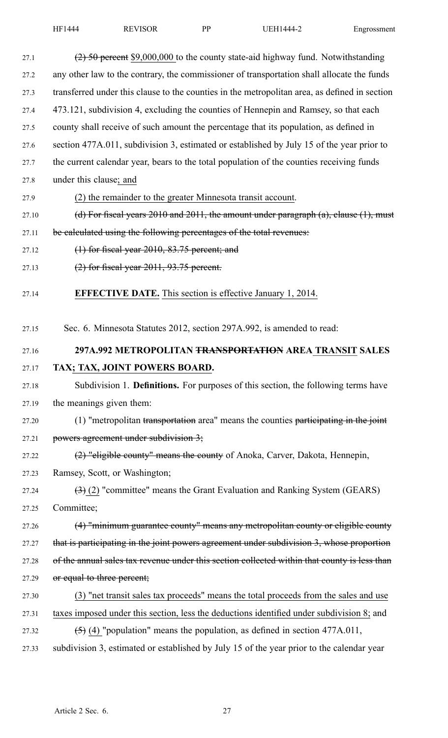(2) 50 percent $9,000,000 to the county state-aid highway fund. Notwithstanding any other law to the contrary, the commissioner of transportation shall allocate the funds transferred under this clause to the counties in the metropolitan area, as defined in section 473.121, subdivision 4, excluding the counties of Hennepin and Ramsey, so that each county shall receive of such amount the percentage that its population, as defined in section 477A.011, subdivision 3, estimated or established by July 15 of the year prior to the current calendar year, bears to the total population of the counties receiving funds under this clause; and

(2) the remainder to the greater Minnesota transit account.

(d) For fiscal years 2010 and 2011, the amount under paragraph (a), clause (1), must be calculated using the following percentages of the total revenues:

(1) for fiscal year 2010, 83.75 percent; and

(2) for fiscal year 2011, 93.75 percent.

**EFFECTIVE DATE.** This section is effective January 1, 2014.

Sec. 6. Minnesota Statutes 2012, section 297A.992, is amended to read:

**297A.992 METROPOLITAN TRANSPORTATION AREA TRANSIT SALES TAX; TAX, JOINT POWERS BOARD.**

Subdivision 1. **Definitions.** For purposes of this section, the following terms have the meanings given them:

(1) "metropolitan transportation area" means the counties participating in the joint powers agreement under subdivision 3;

(2) "eligible county" means the county of Anoka, Carver, Dakota, Hennepin, Ramsey, Scott, or Washington;

(3) (2) "committee" means the Grant Evaluation and Ranking System (GEARS) Committee;

(4) "minimum guarantee county" means any metropolitan county or eligible county that is participating in the joint powers agreement under subdivision 3, whose proportion of the annual sales tax revenue under this section collected within that county is less than or equal to three percent;

(3) "net transit sales tax proceeds" means the total proceeds from the sales and use taxes imposed under this section, less the deductions identified under subdivision 8; and

(5) (4) "population" means the population, as defined in section 477A.011, subdivision 3, estimated or established by July 15 of the year prior to the calendar year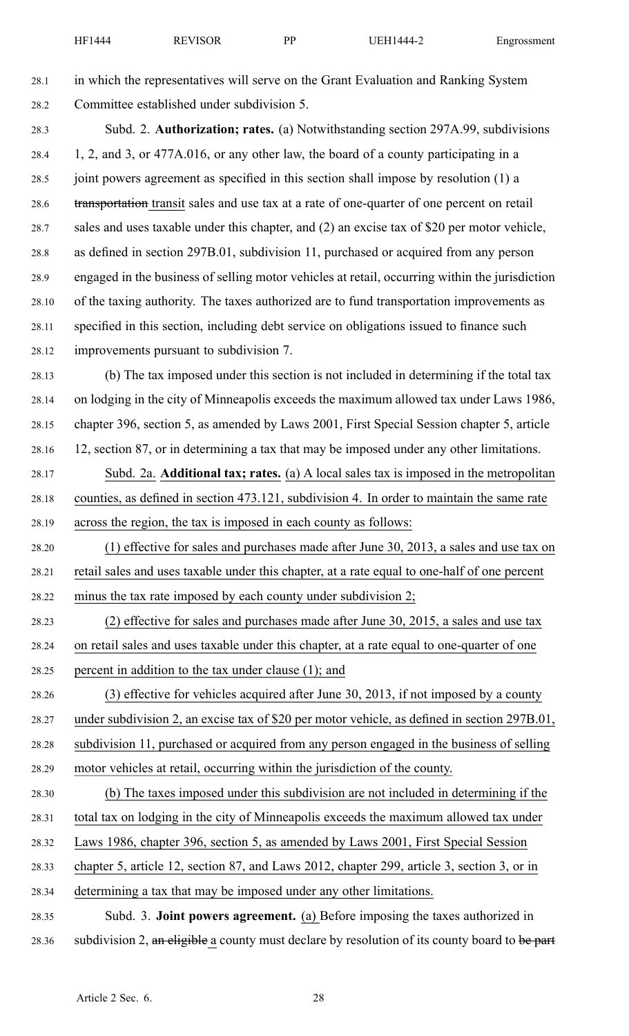in which the representatives will serve on the Grant Evaluation and Ranking System Committee established under subdivision 5.

Subd. 2. **Authorization; rates.** (a) Notwithstanding section 297A.99, subdivisions 1, 2, and 3, or 477A.016, or any other law, the board of a county participating in a joint powers agreement as specified in this section shall impose by resolution (1) a ~~transportation~~ transit sales and use tax at a rate of one-quarter of one percent on retail sales and uses taxable under this chapter, and (2) an excise tax of $20 per motor vehicle, as defined in section 297B.01, subdivision 11, purchased or acquired from any person engaged in the business of selling motor vehicles at retail, occurring within the jurisdiction of the taxing authority. The taxes authorized are to fund transportation improvements as specified in this section, including debt service on obligations issued to finance such improvements pursuant to subdivision 7.

(b) The tax imposed under this section is not included in determining if the total tax on lodging in the city of Minneapolis exceeds the maximum allowed tax under Laws 1986, chapter 396, section 5, as amended by Laws 2001, First Special Session chapter 5, article 12, section 87, or in determining a tax that may be imposed under any other limitations.

Subd. 2a. **Additional tax; rates.** (a) A local sales tax is imposed in the metropolitan counties, as defined in section 473.121, subdivision 4. In order to maintain the same rate across the region, the tax is imposed in each county as follows:

(1) effective for sales and purchases made after June 30, 2013, a sales and use tax on retail sales and uses taxable under this chapter, at a rate equal to one-half of one percent minus the tax rate imposed by each county under subdivision 2;

(2) effective for sales and purchases made after June 30, 2015, a sales and use tax on retail sales and uses taxable under this chapter, at a rate equal to one-quarter of one percent in addition to the tax under clause (1); and

(3) effective for vehicles acquired after June 30, 2013, if not imposed by a county under subdivision 2, an excise tax of $20 per motor vehicle, as defined in section 297B.01, subdivision 11, purchased or acquired from any person engaged in the business of selling motor vehicles at retail, occurring within the jurisdiction of the county.

(b) The taxes imposed under this subdivision are not included in determining if the total tax on lodging in the city of Minneapolis exceeds the maximum allowed tax under Laws 1986, chapter 396, section 5, as amended by Laws 2001, First Special Session chapter 5, article 12, section 87, and Laws 2012, chapter 299, article 3, section 3, or in determining a tax that may be imposed under any other limitations.

Subd. 3. **Joint powers agreement.** (a) Before imposing the taxes authorized in subdivision 2, ~~an eligible~~ a county must declare by resolution of its county board to ~~be part~~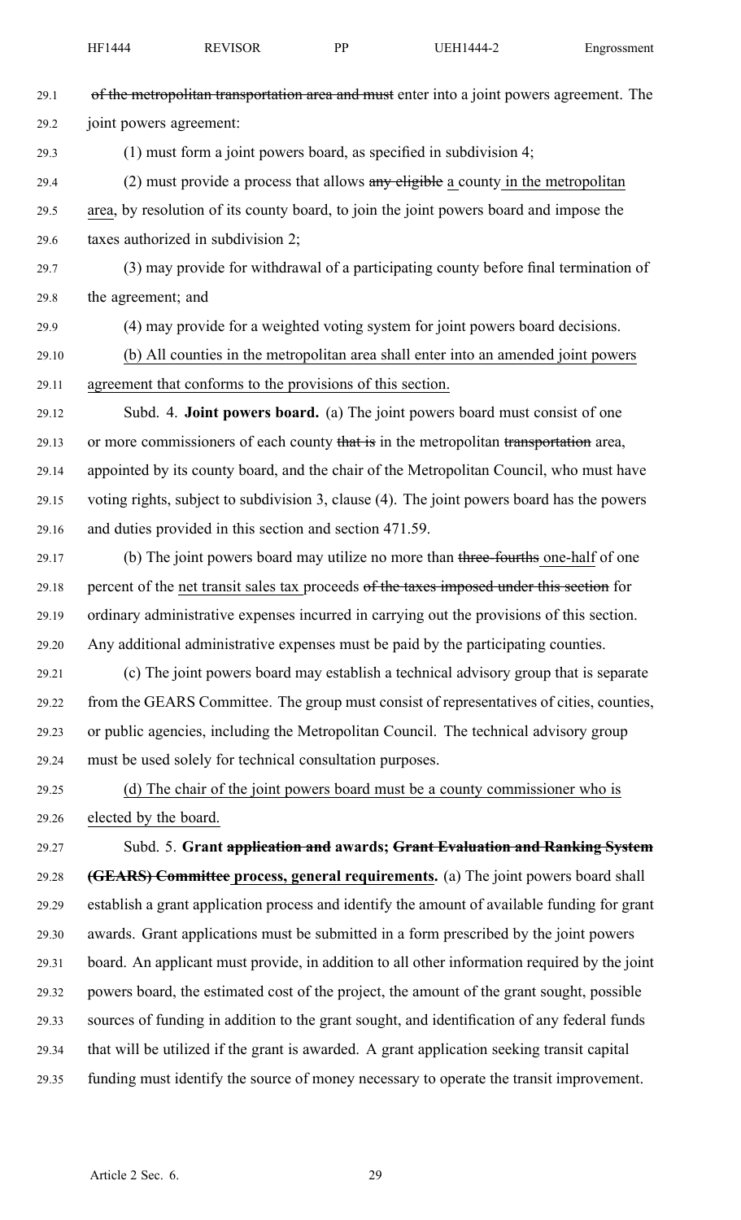~~of the metropolitan transportation area and must~~ enter into a joint powers agreement. The joint powers agreement:

(1) must form a joint powers board, as specified in subdivision 4;

(2) must provide a process that allows ~~any eligible~~ a county in the metropolitan area, by resolution of its county board, to join the joint powers board and impose the taxes authorized in subdivision 2;

(3) may provide for withdrawal of a participating county before final termination of the agreement; and

(4) may provide for a weighted voting system for joint powers board decisions.

(b) All counties in the metropolitan area shall enter into an amended joint powers agreement that conforms to the provisions of this section.

Subd. 4. **Joint powers board.** (a) The joint powers board must consist of one or more commissioners of each county ~~that is~~ in the metropolitan ~~transportation~~ area, appointed by its county board, and the chair of the Metropolitan Council, who must have voting rights, subject to subdivision 3, clause (4). The joint powers board has the powers and duties provided in this section and section 471.59.

(b) The joint powers board may utilize no more than ~~three-fourths~~ one-half of one percent of the net transit sales tax proceeds ~~of the taxes imposed under this section~~ for ordinary administrative expenses incurred in carrying out the provisions of this section. Any additional administrative expenses must be paid by the participating counties.

(c) The joint powers board may establish a technical advisory group that is separate from the GEARS Committee. The group must consist of representatives of cities, counties, or public agencies, including the Metropolitan Council. The technical advisory group must be used solely for technical consultation purposes.

(d) The chair of the joint powers board must be a county commissioner who is elected by the board.

Subd. 5. **Grant ~~application and~~ awards; ~~Grant Evaluation and Ranking System (GEARS) Committee~~ process, general requirements.** (a) The joint powers board shall establish a grant application process and identify the amount of available funding for grant awards. Grant applications must be submitted in a form prescribed by the joint powers board. An applicant must provide, in addition to all other information required by the joint powers board, the estimated cost of the project, the amount of the grant sought, possible sources of funding in addition to the grant sought, and identification of any federal funds that will be utilized if the grant is awarded. A grant application seeking transit capital funding must identify the source of money necessary to operate the transit improvement.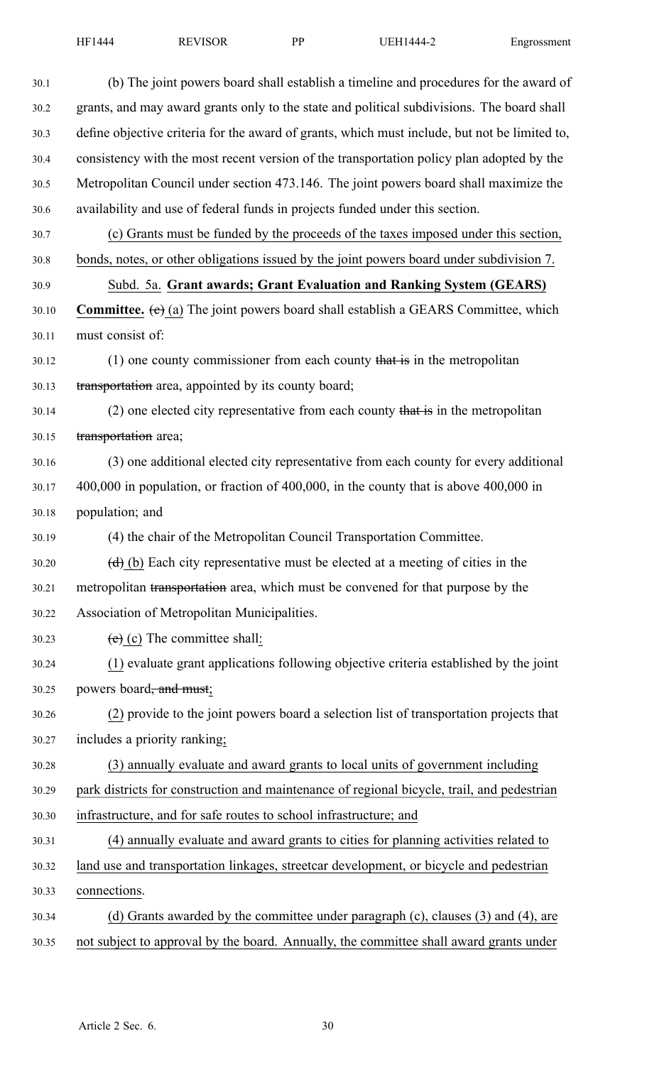(b) The joint powers board shall establish a timeline and procedures for the award of grants, and may award grants only to the state and political subdivisions. The board shall define objective criteria for the award of grants, which must include, but not be limited to, consistency with the most recent version of the transportation policy plan adopted by the Metropolitan Council under section 473.146. The joint powers board shall maximize the availability and use of federal funds in projects funded under this section.

(c) Grants must be funded by the proceeds of the taxes imposed under this section, bonds, notes, or other obligations issued by the joint powers board under subdivision 7.

Subd. 5a. **Grant awards; Grant Evaluation and Ranking System (GEARS) Committee.** ~~(c)~~ (a) The joint powers board shall establish a GEARS Committee, which must consist of:

(1) one county commissioner from each county ~~that is~~ in the metropolitan ~~transportation~~ area, appointed by its county board;

(2) one elected city representative from each county ~~that is~~ in the metropolitan ~~transportation~~ area;

(3) one additional elected city representative from each county for every additional 400,000 in population, or fraction of 400,000, in the county that is above 400,000 in population; and

(4) the chair of the Metropolitan Council Transportation Committee.

~~(d)~~ (b) Each city representative must be elected at a meeting of cities in the metropolitan ~~transportation~~ area, which must be convened for that purpose by the Association of Metropolitan Municipalities.

~~(e)~~ (c) The committee shall:

(1) evaluate grant applications following objective criteria established by the joint powers board~~, and must~~;

(2) provide to the joint powers board a selection list of transportation projects that includes a priority ranking;

(3) annually evaluate and award grants to local units of government including park districts for construction and maintenance of regional bicycle, trail, and pedestrian infrastructure, and for safe routes to school infrastructure; and

(4) annually evaluate and award grants to cities for planning activities related to land use and transportation linkages, streetcar development, or bicycle and pedestrian connections.

(d) Grants awarded by the committee under paragraph (c), clauses (3) and (4), are not subject to approval by the board. Annually, the committee shall award grants under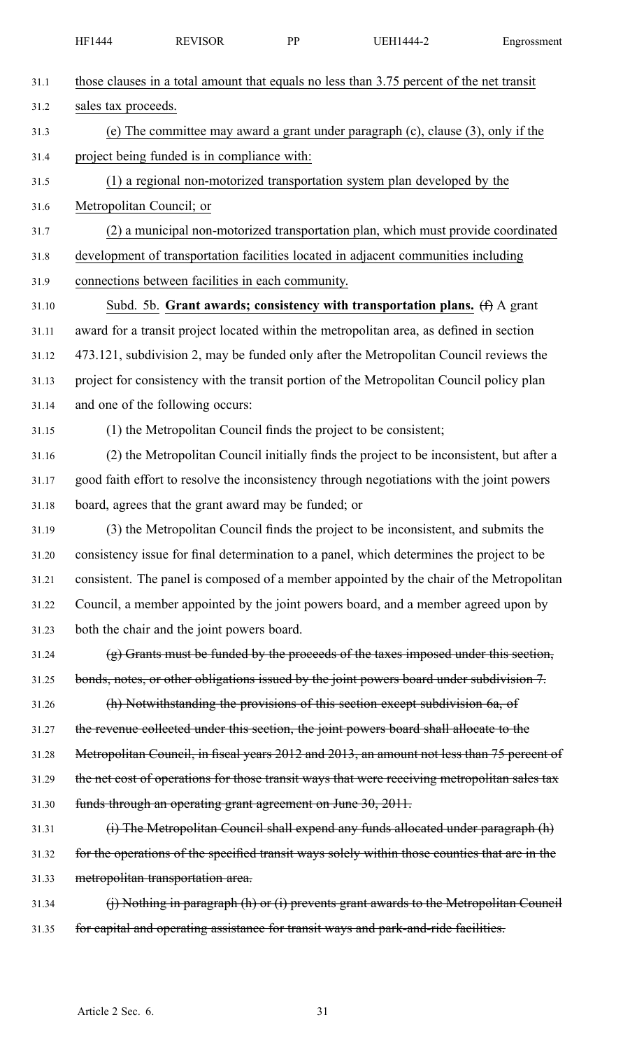those clauses in a total amount that equals no less than 3.75 percent of the net transit sales tax proceeds.

(e) The committee may award a grant under paragraph (c), clause (3), only if the project being funded is in compliance with:

(1) a regional non-motorized transportation system plan developed by the Metropolitan Council; or

(2) a municipal non-motorized transportation plan, which must provide coordinated development of transportation facilities located in adjacent communities including connections between facilities in each community.

Subd. 5b. **Grant awards; consistency with transportation plans.** ~~(f)~~ A grant award for a transit project located within the metropolitan area, as defined in section 473.121, subdivision 2, may be funded only after the Metropolitan Council reviews the project for consistency with the transit portion of the Metropolitan Council policy plan and one of the following occurs:

(1) the Metropolitan Council finds the project to be consistent;

(2) the Metropolitan Council initially finds the project to be inconsistent, but after a good faith effort to resolve the inconsistency through negotiations with the joint powers board, agrees that the grant award may be funded; or

(3) the Metropolitan Council finds the project to be inconsistent, and submits the consistency issue for final determination to a panel, which determines the project to be consistent. The panel is composed of a member appointed by the chair of the Metropolitan Council, a member appointed by the joint powers board, and a member agreed upon by both the chair and the joint powers board.

~~(g) Grants must be funded by the proceeds of the taxes imposed under this section, bonds, notes, or other obligations issued by the joint powers board under subdivision 7.~~

~~(h) Notwithstanding the provisions of this section except subdivision 6a, of the revenue collected under this section, the joint powers board shall allocate to the Metropolitan Council, in fiscal years 2012 and 2013, an amount not less than 75 percent of the net cost of operations for those transit ways that were receiving metropolitan sales tax funds through an operating grant agreement on June 30, 2011.~~

~~(i) The Metropolitan Council shall expend any funds allocated under paragraph (h) for the operations of the specified transit ways solely within those counties that are in the metropolitan transportation area.~~

~~(j) Nothing in paragraph (h) or (i) prevents grant awards to the Metropolitan Council for capital and operating assistance for transit ways and park-and-ride facilities.~~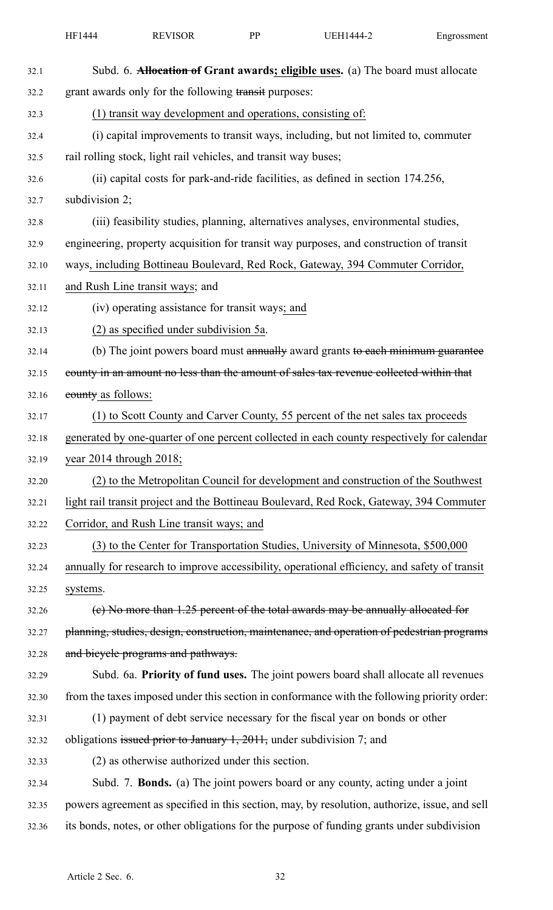Subd. 6. ~~Allocation of~~ **Grant awards; eligible uses.** (a) The board must allocate grant awards only for the following ~~transit~~ purposes:

(1) transit way development and operations, consisting of:

(i) capital improvements to transit ways, including, but not limited to, commuter rail rolling stock, light rail vehicles, and transit way buses;

(ii) capital costs for park-and-ride facilities, as defined in section 174.256, subdivision 2;

(iii) feasibility studies, planning, alternatives analyses, environmental studies, engineering, property acquisition for transit way purposes, and construction of transit ways, including Bottineau Boulevard, Red Rock, Gateway, 394 Commuter Corridor, and Rush Line transit ways; and

(iv) operating assistance for transit ways; and

(2) as specified under subdivision 5a.

(b) The joint powers board must ~~annually~~ award grants ~~to each minimum guarantee county in an amount no less than the amount of sales tax revenue collected within that county~~ as follows:

(1) to Scott County and Carver County, 55 percent of the net sales tax proceeds generated by one-quarter of one percent collected in each county respectively for calendar year 2014 through 2018;

(2) to the Metropolitan Council for development and construction of the Southwest light rail transit project and the Bottineau Boulevard, Red Rock, Gateway, 394 Commuter Corridor, and Rush Line transit ways; and

(3) to the Center for Transportation Studies, University of Minnesota, $500,000 annually for research to improve accessibility, operational efficiency, and safety of transit systems.

~~(c) No more than 1.25 percent of the total awards may be annually allocated for planning, studies, design, construction, maintenance, and operation of pedestrian programs and bicycle programs and pathways.~~

Subd. 6a. **Priority of fund uses.** The joint powers board shall allocate all revenues from the taxes imposed under this section in conformance with the following priority order:

(1) payment of debt service necessary for the fiscal year on bonds or other obligations ~~issued prior to January 1, 2011,~~ under subdivision 7; and

(2) as otherwise authorized under this section.

Subd. 7. **Bonds.** (a) The joint powers board or any county, acting under a joint powers agreement as specified in this section, may, by resolution, authorize, issue, and sell its bonds, notes, or other obligations for the purpose of funding grants under subdivision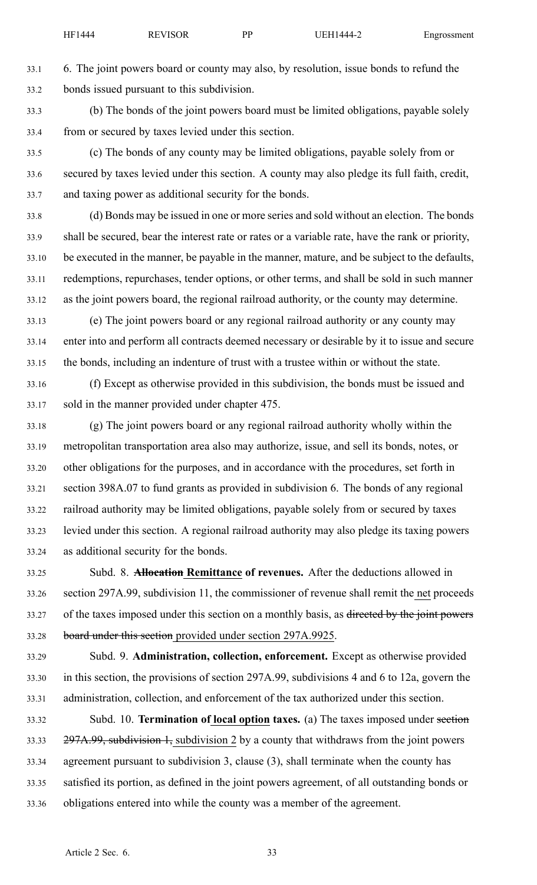6. The joint powers board or county may also, by resolution, issue bonds to refund the bonds issued pursuant to this subdivision.

(b) The bonds of the joint powers board must be limited obligations, payable solely from or secured by taxes levied under this section.

(c) The bonds of any county may be limited obligations, payable solely from or secured by taxes levied under this section. A county may also pledge its full faith, credit, and taxing power as additional security for the bonds.

(d) Bonds may be issued in one or more series and sold without an election. The bonds shall be secured, bear the interest rate or rates or a variable rate, have the rank or priority, be executed in the manner, be payable in the manner, mature, and be subject to the defaults, redemptions, repurchases, tender options, or other terms, and shall be sold in such manner as the joint powers board, the regional railroad authority, or the county may determine.

(e) The joint powers board or any regional railroad authority or any county may enter into and perform all contracts deemed necessary or desirable by it to issue and secure the bonds, including an indenture of trust with a trustee within or without the state.

(f) Except as otherwise provided in this subdivision, the bonds must be issued and sold in the manner provided under chapter 475.

(g) The joint powers board or any regional railroad authority wholly within the metropolitan transportation area also may authorize, issue, and sell its bonds, notes, or other obligations for the purposes, and in accordance with the procedures, set forth in section 398A.07 to fund grants as provided in subdivision 6. The bonds of any regional railroad authority may be limited obligations, payable solely from or secured by taxes levied under this section. A regional railroad authority may also pledge its taxing powers as additional security for the bonds.

Subd. 8. **~~Allocation~~ Remittance of revenues.** After the deductions allowed in section 297A.99, subdivision 11, the commissioner of revenue shall remit the net proceeds of the taxes imposed under this section on a monthly basis, as ~~directed by the joint powers board under this section~~ provided under section 297A.9925.

Subd. 9. **Administration, collection, enforcement.** Except as otherwise provided in this section, the provisions of section 297A.99, subdivisions 4 and 6 to 12a, govern the administration, collection, and enforcement of the tax authorized under this section.

Subd. 10. **Termination of local option taxes.** (a) The taxes imposed under ~~section 297A.99, subdivision 1,~~ subdivision 2 by a county that withdraws from the joint powers agreement pursuant to subdivision 3, clause (3), shall terminate when the county has satisfied its portion, as defined in the joint powers agreement, of all outstanding bonds or obligations entered into while the county was a member of the agreement.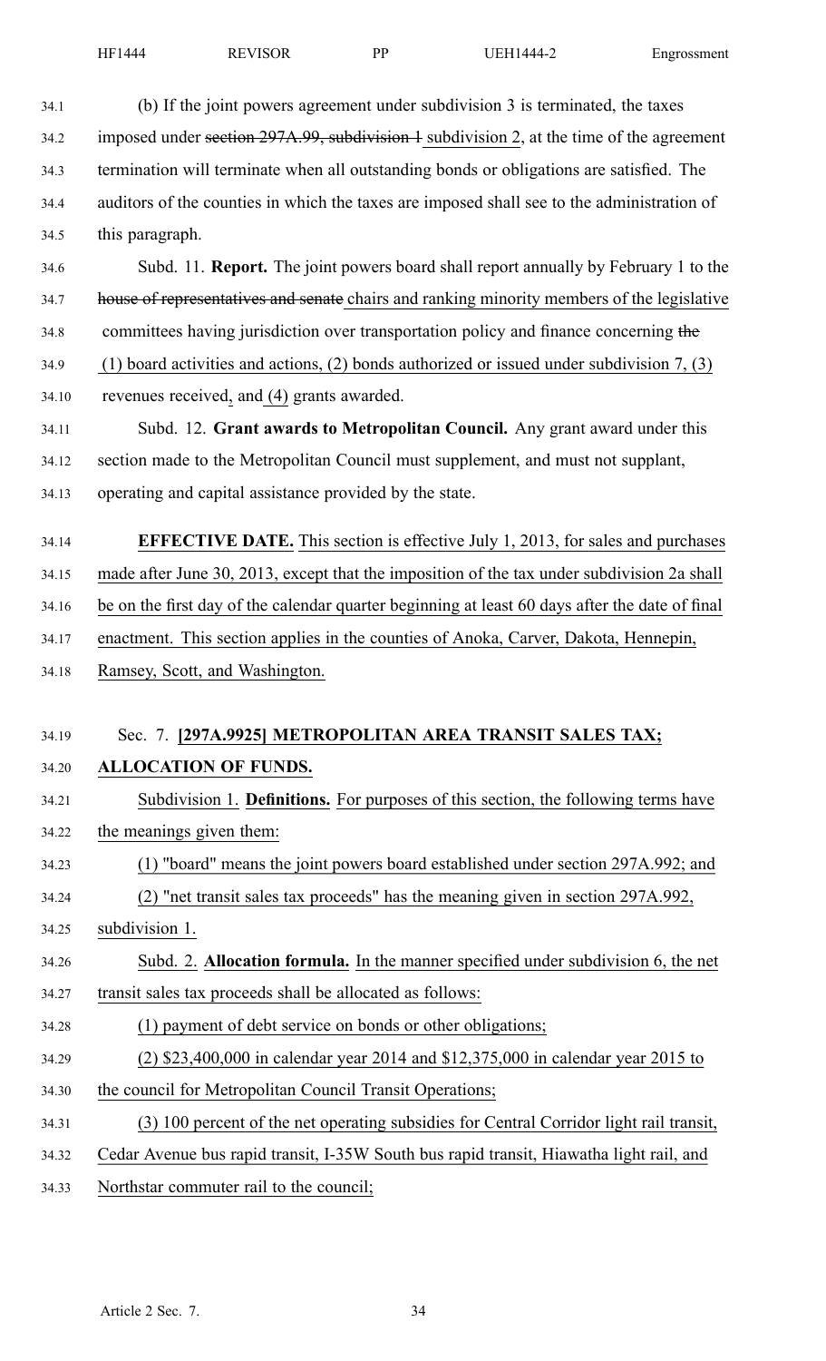(b) If the joint powers agreement under subdivision 3 is terminated, the taxes imposed under ~~section 297A.99, subdivision 1~~ subdivision 2, at the time of the agreement termination will terminate when all outstanding bonds or obligations are satisfied. The auditors of the counties in which the taxes are imposed shall see to the administration of this paragraph.

Subd. 11. **Report.** The joint powers board shall report annually by February 1 to the ~~house of representatives and senate~~ chairs and ranking minority members of the legislative committees having jurisdiction over transportation policy and finance concerning ~~the~~ (1) board activities and actions, (2) bonds authorized or issued under subdivision 7, (3) revenues received, and (4) grants awarded.

Subd. 12. **Grant awards to Metropolitan Council.** Any grant award under this section made to the Metropolitan Council must supplement, and must not supplant, operating and capital assistance provided by the state.

**EFFECTIVE DATE.** This section is effective July 1, 2013, for sales and purchases made after June 30, 2013, except that the imposition of the tax under subdivision 2a shall be on the first day of the calendar quarter beginning at least 60 days after the date of final enactment. This section applies in the counties of Anoka, Carver, Dakota, Hennepin, Ramsey, Scott, and Washington.

Sec. 7. **[297A.9925] METROPOLITAN AREA TRANSIT SALES TAX; ALLOCATION OF FUNDS.**

Subdivision 1. **Definitions.** For purposes of this section, the following terms have the meanings given them:

(1) "board" means the joint powers board established under section 297A.992; and

(2) "net transit sales tax proceeds" has the meaning given in section 297A.992, subdivision 1.

Subd. 2. **Allocation formula.** In the manner specified under subdivision 6, the net transit sales tax proceeds shall be allocated as follows:

(1) payment of debt service on bonds or other obligations;

(2) $23,400,000 in calendar year 2014 and $12,375,000 in calendar year 2015 to the council for Metropolitan Council Transit Operations;

(3) 100 percent of the net operating subsidies for Central Corridor light rail transit, Cedar Avenue bus rapid transit, I-35W South bus rapid transit, Hiawatha light rail, and Northstar commuter rail to the council;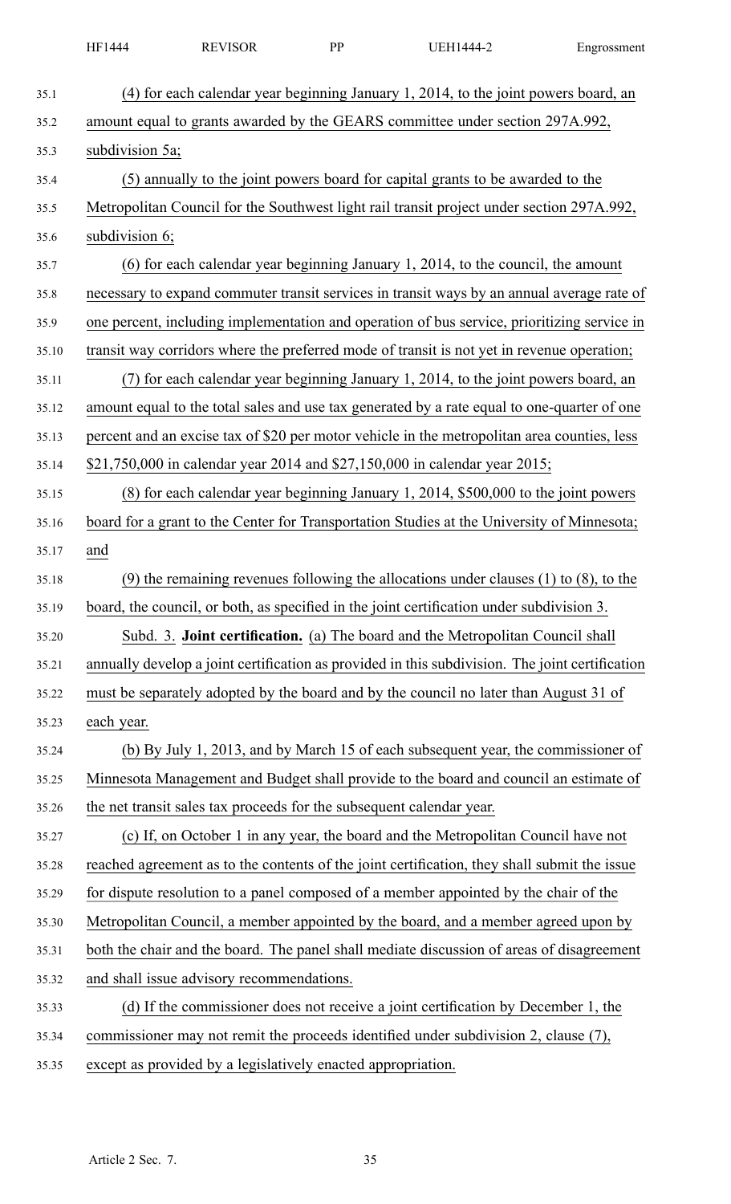(4) for each calendar year beginning January 1, 2014, to the joint powers board, an amount equal to grants awarded by the GEARS committee under section 297A.992, subdivision 5a;

(5) annually to the joint powers board for capital grants to be awarded to the Metropolitan Council for the Southwest light rail transit project under section 297A.992, subdivision 6;

(6) for each calendar year beginning January 1, 2014, to the council, the amount necessary to expand commuter transit services in transit ways by an annual average rate of one percent, including implementation and operation of bus service, prioritizing service in transit way corridors where the preferred mode of transit is not yet in revenue operation;

(7) for each calendar year beginning January 1, 2014, to the joint powers board, an amount equal to the total sales and use tax generated by a rate equal to one-quarter of one percent and an excise tax of $20 per motor vehicle in the metropolitan area counties, less $21,750,000 in calendar year 2014 and $27,150,000 in calendar year 2015;

(8) for each calendar year beginning January 1, 2014, $500,000 to the joint powers board for a grant to the Center for Transportation Studies at the University of Minnesota; and

(9) the remaining revenues following the allocations under clauses (1) to (8), to the board, the council, or both, as specified in the joint certification under subdivision 3.

Subd. 3. **Joint certification.** (a) The board and the Metropolitan Council shall annually develop a joint certification as provided in this subdivision. The joint certification must be separately adopted by the board and by the council no later than August 31 of each year.

(b) By July 1, 2013, and by March 15 of each subsequent year, the commissioner of Minnesota Management and Budget shall provide to the board and council an estimate of the net transit sales tax proceeds for the subsequent calendar year.

(c) If, on October 1 in any year, the board and the Metropolitan Council have not reached agreement as to the contents of the joint certification, they shall submit the issue for dispute resolution to a panel composed of a member appointed by the chair of the Metropolitan Council, a member appointed by the board, and a member agreed upon by both the chair and the board. The panel shall mediate discussion of areas of disagreement and shall issue advisory recommendations.

(d) If the commissioner does not receive a joint certification by December 1, the commissioner may not remit the proceeds identified under subdivision 2, clause (7), except as provided by a legislatively enacted appropriation.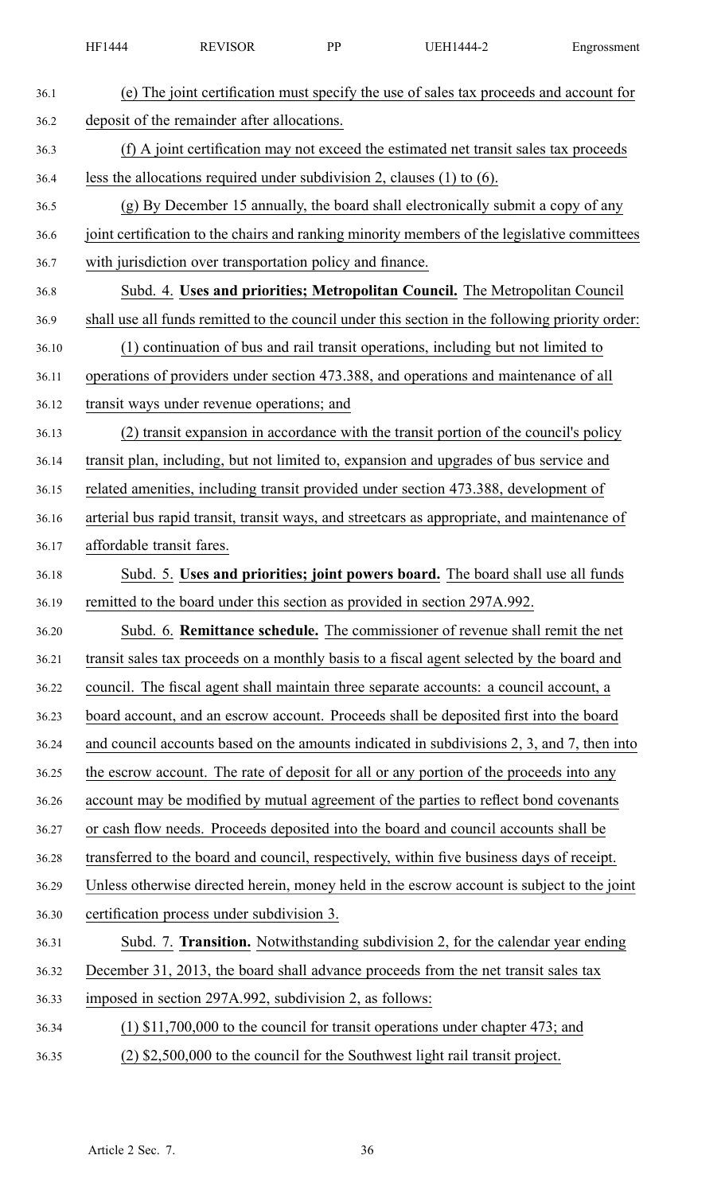(e) The joint certification must specify the use of sales tax proceeds and account for deposit of the remainder after allocations.

(f) A joint certification may not exceed the estimated net transit sales tax proceeds less the allocations required under subdivision 2, clauses (1) to (6).

(g) By December 15 annually, the board shall electronically submit a copy of any joint certification to the chairs and ranking minority members of the legislative committees with jurisdiction over transportation policy and finance.

Subd. 4. **Uses and priorities; Metropolitan Council.** The Metropolitan Council shall use all funds remitted to the council under this section in the following priority order:

(1) continuation of bus and rail transit operations, including but not limited to operations of providers under section 473.388, and operations and maintenance of all transit ways under revenue operations; and

(2) transit expansion in accordance with the transit portion of the council's policy transit plan, including, but not limited to, expansion and upgrades of bus service and related amenities, including transit provided under section 473.388, development of arterial bus rapid transit, transit ways, and streetcars as appropriate, and maintenance of affordable transit fares.

Subd. 5. **Uses and priorities; joint powers board.** The board shall use all funds remitted to the board under this section as provided in section 297A.992.

Subd. 6. **Remittance schedule.** The commissioner of revenue shall remit the net transit sales tax proceeds on a monthly basis to a fiscal agent selected by the board and council. The fiscal agent shall maintain three separate accounts: a council account, a board account, and an escrow account. Proceeds shall be deposited first into the board and council accounts based on the amounts indicated in subdivisions 2, 3, and 7, then into the escrow account. The rate of deposit for all or any portion of the proceeds into any account may be modified by mutual agreement of the parties to reflect bond covenants or cash flow needs. Proceeds deposited into the board and council accounts shall be transferred to the board and council, respectively, within five business days of receipt. Unless otherwise directed herein, money held in the escrow account is subject to the joint certification process under subdivision 3.

Subd. 7. **Transition.** Notwithstanding subdivision 2, for the calendar year ending December 31, 2013, the board shall advance proceeds from the net transit sales tax imposed in section 297A.992, subdivision 2, as follows:

(1) $11,700,000 to the council for transit operations under chapter 473; and

(2) $2,500,000 to the council for the Southwest light rail transit project.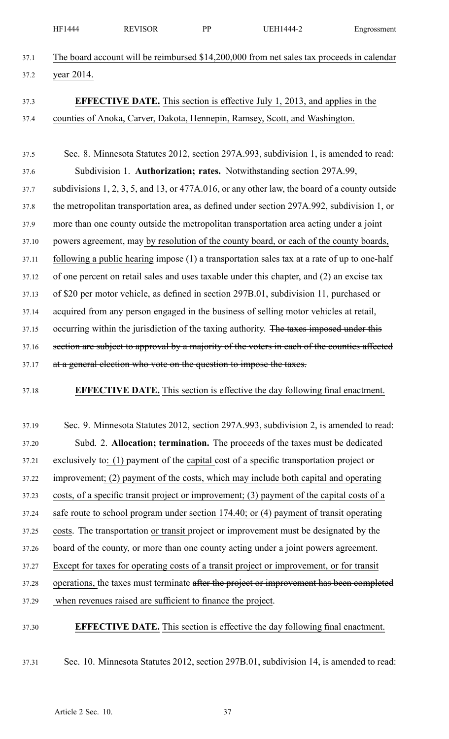The board account will be reimbursed $14,200,000 from net sales tax proceeds in calendar year 2014.

**EFFECTIVE DATE.** This section is effective July 1, 2013, and applies in the counties of Anoka, Carver, Dakota, Hennepin, Ramsey, Scott, and Washington.

Sec. 8. Minnesota Statutes 2012, section 297A.993, subdivision 1, is amended to read:

Subdivision 1. **Authorization; rates.** Notwithstanding section 297A.99, subdivisions 1, 2, 3, 5, and 13, or 477A.016, or any other law, the board of a county outside the metropolitan transportation area, as defined under section 297A.992, subdivision 1, or more than one county outside the metropolitan transportation area acting under a joint powers agreement, may by resolution of the county board, or each of the county boards, following a public hearing impose (1) a transportation sales tax at a rate of up to one-half of one percent on retail sales and uses taxable under this chapter, and (2) an excise tax of $20 per motor vehicle, as defined in section 297B.01, subdivision 11, purchased or acquired from any person engaged in the business of selling motor vehicles at retail, occurring within the jurisdiction of the taxing authority. ~~The taxes imposed under this section are subject to approval by a majority of the voters in each of the counties affected at a general election who vote on the question to impose the taxes.~~

**EFFECTIVE DATE.** This section is effective the day following final enactment.

Sec. 9. Minnesota Statutes 2012, section 297A.993, subdivision 2, is amended to read:

Subd. 2. **Allocation; termination.** The proceeds of the taxes must be dedicated exclusively to: (1) payment of the capital cost of a specific transportation project or improvement; (2) payment of the costs, which may include both capital and operating costs, of a specific transit project or improvement; (3) payment of the capital costs of a safe route to school program under section 174.40; or (4) payment of transit operating costs. The transportation or transit project or improvement must be designated by the board of the county, or more than one county acting under a joint powers agreement. Except for taxes for operating costs of a transit project or improvement, or for transit operations, the taxes must terminate ~~after the project or improvement has been completed~~ when revenues raised are sufficient to finance the project.

**EFFECTIVE DATE.** This section is effective the day following final enactment.

Sec. 10. Minnesota Statutes 2012, section 297B.01, subdivision 14, is amended to read: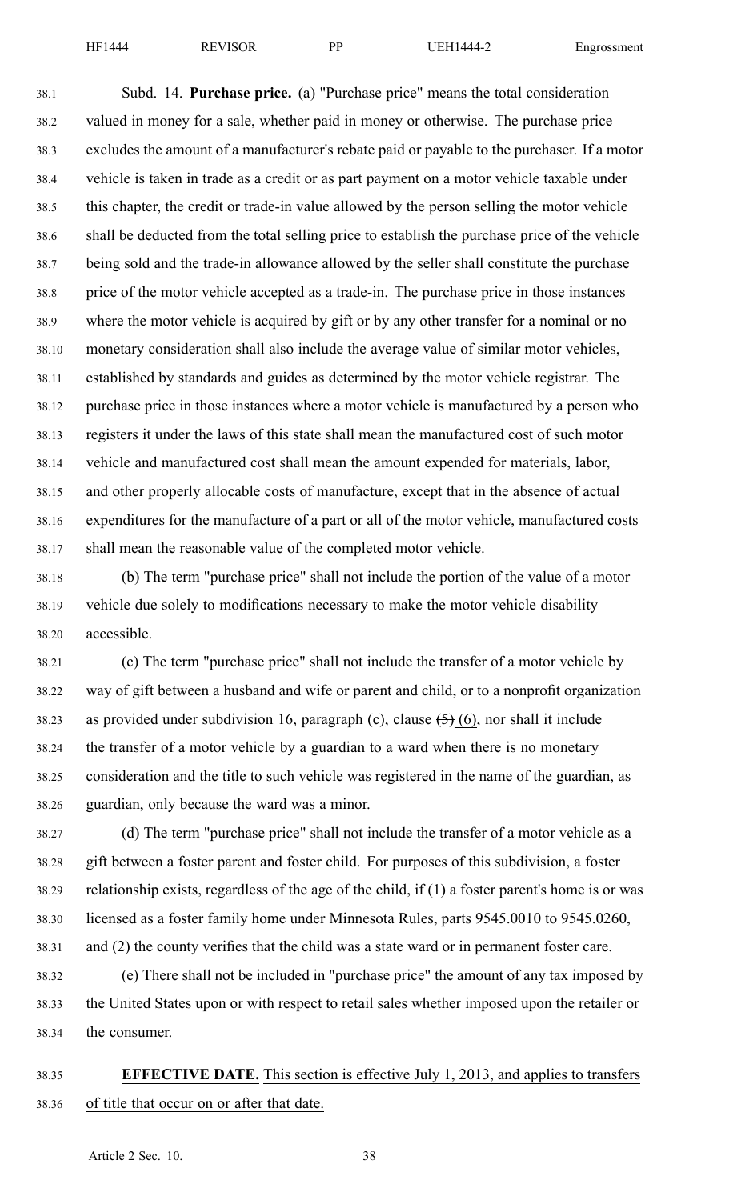Subd. 14. **Purchase price.** (a) "Purchase price" means the total consideration valued in money for a sale, whether paid in money or otherwise. The purchase price excludes the amount of a manufacturer's rebate paid or payable to the purchaser. If a motor vehicle is taken in trade as a credit or as part payment on a motor vehicle taxable under this chapter, the credit or trade-in value allowed by the person selling the motor vehicle shall be deducted from the total selling price to establish the purchase price of the vehicle being sold and the trade-in allowance allowed by the seller shall constitute the purchase price of the motor vehicle accepted as a trade-in. The purchase price in those instances where the motor vehicle is acquired by gift or by any other transfer for a nominal or no monetary consideration shall also include the average value of similar motor vehicles, established by standards and guides as determined by the motor vehicle registrar. The purchase price in those instances where a motor vehicle is manufactured by a person who registers it under the laws of this state shall mean the manufactured cost of such motor vehicle and manufactured cost shall mean the amount expended for materials, labor, and other properly allocable costs of manufacture, except that in the absence of actual expenditures for the manufacture of a part or all of the motor vehicle, manufactured costs shall mean the reasonable value of the completed motor vehicle.

(b) The term "purchase price" shall not include the portion of the value of a motor vehicle due solely to modifications necessary to make the motor vehicle disability accessible.

(c) The term "purchase price" shall not include the transfer of a motor vehicle by way of gift between a husband and wife or parent and child, or to a nonprofit organization as provided under subdivision 16, paragraph (c), clause ~~(5)~~ (6), nor shall it include the transfer of a motor vehicle by a guardian to a ward when there is no monetary consideration and the title to such vehicle was registered in the name of the guardian, as guardian, only because the ward was a minor.

(d) The term "purchase price" shall not include the transfer of a motor vehicle as a gift between a foster parent and foster child. For purposes of this subdivision, a foster relationship exists, regardless of the age of the child, if (1) a foster parent's home is or was licensed as a foster family home under Minnesota Rules, parts 9545.0010 to 9545.0260, and (2) the county verifies that the child was a state ward or in permanent foster care.

(e) There shall not be included in "purchase price" the amount of any tax imposed by the United States upon or with respect to retail sales whether imposed upon the retailer or the consumer.

**EFFECTIVE DATE.** This section is effective July 1, 2013, and applies to transfers of title that occur on or after that date.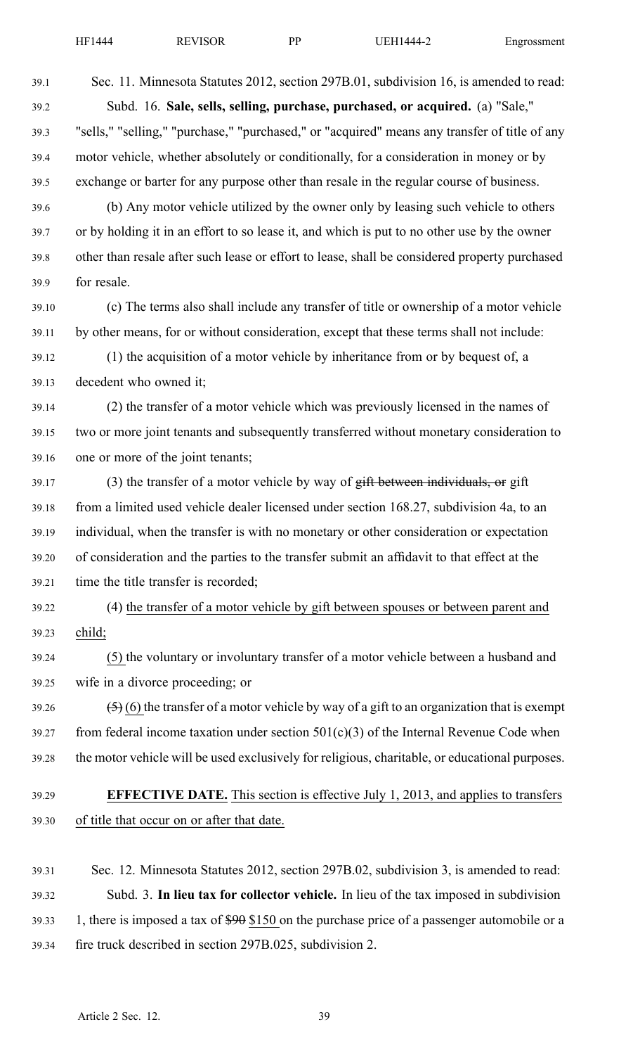Sec. 11. Minnesota Statutes 2012, section 297B.01, subdivision 16, is amended to read:

Subd. 16. **Sale, sells, selling, purchase, purchased, or acquired.** (a) "Sale," "sells," "selling," "purchase," "purchased," or "acquired" means any transfer of title of any motor vehicle, whether absolutely or conditionally, for a consideration in money or by exchange or barter for any purpose other than resale in the regular course of business.

(b) Any motor vehicle utilized by the owner only by leasing such vehicle to others or by holding it in an effort to so lease it, and which is put to no other use by the owner other than resale after such lease or effort to lease, shall be considered property purchased for resale.

(c) The terms also shall include any transfer of title or ownership of a motor vehicle by other means, for or without consideration, except that these terms shall not include:

(1) the acquisition of a motor vehicle by inheritance from or by bequest of, a decedent who owned it;

(2) the transfer of a motor vehicle which was previously licensed in the names of two or more joint tenants and subsequently transferred without monetary consideration to one or more of the joint tenants;

(3) the transfer of a motor vehicle by way of ~~gift between individuals, or~~ gift from a limited used vehicle dealer licensed under section 168.27, subdivision 4a, to an individual, when the transfer is with no monetary or other consideration or expectation of consideration and the parties to the transfer submit an affidavit to that effect at the time the title transfer is recorded;

(4) <u>the transfer of a motor vehicle by gift between spouses or between parent and child;</u>

<u>(5)</u> the voluntary or involuntary transfer of a motor vehicle between a husband and wife in a divorce proceeding; or

~~(5)~~ <u>(6)</u> the transfer of a motor vehicle by way of a gift to an organization that is exempt from federal income taxation under section 501(c)(3) of the Internal Revenue Code when the motor vehicle will be used exclusively for religious, charitable, or educational purposes.

<u>**EFFECTIVE DATE.** This section is effective July 1, 2013, and applies to transfers of title that occur on or after that date.</u>

Sec. 12. Minnesota Statutes 2012, section 297B.02, subdivision 3, is amended to read:

Subd. 3. **In lieu tax for collector vehicle.** In lieu of the tax imposed in subdivision 1, there is imposed a tax of ~~$90~~ <u>$150</u> on the purchase price of a passenger automobile or a fire truck described in section 297B.025, subdivision 2.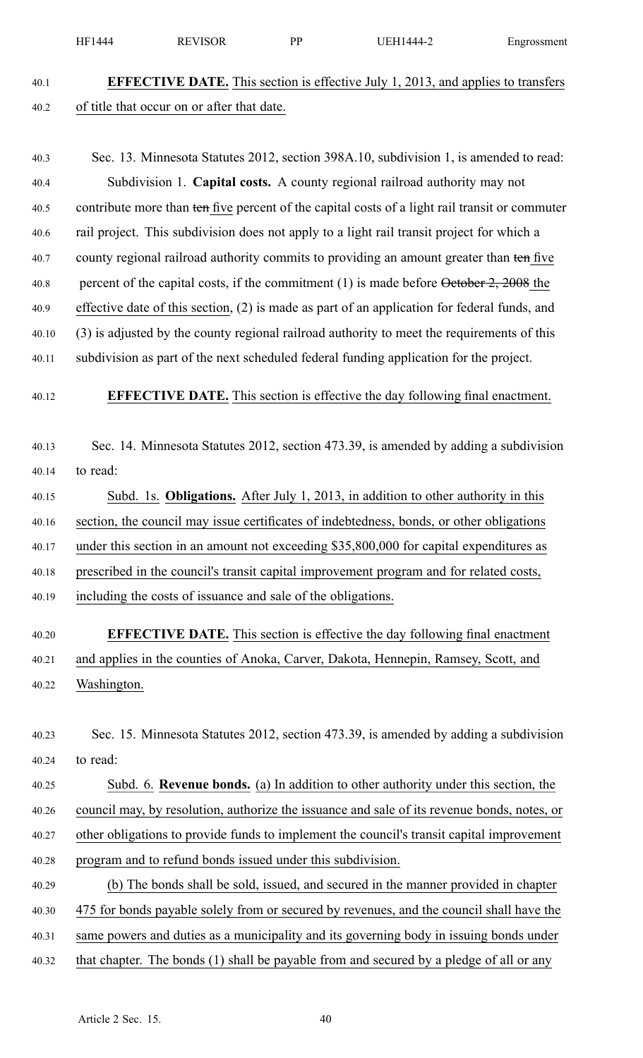**EFFECTIVE DATE.** This section is effective July 1, 2013, and applies to transfers of title that occur on or after that date.

Sec. 13. Minnesota Statutes 2012, section 398A.10, subdivision 1, is amended to read:

Subdivision 1. **Capital costs.** A county regional railroad authority may not contribute more than ~~ten~~ five percent of the capital costs of a light rail transit or commuter rail project. This subdivision does not apply to a light rail transit project for which a county regional railroad authority commits to providing an amount greater than ~~ten~~ five percent of the capital costs, if the commitment (1) is made before ~~October 2, 2008~~ the effective date of this section, (2) is made as part of an application for federal funds, and (3) is adjusted by the county regional railroad authority to meet the requirements of this subdivision as part of the next scheduled federal funding application for the project.

**EFFECTIVE DATE.** This section is effective the day following final enactment.

Sec. 14. Minnesota Statutes 2012, section 473.39, is amended by adding a subdivision to read:

Subd. 1s. **Obligations.** After July 1, 2013, in addition to other authority in this section, the council may issue certificates of indebtedness, bonds, or other obligations under this section in an amount not exceeding $35,800,000 for capital expenditures as prescribed in the council's transit capital improvement program and for related costs, including the costs of issuance and sale of the obligations.

**EFFECTIVE DATE.** This section is effective the day following final enactment and applies in the counties of Anoka, Carver, Dakota, Hennepin, Ramsey, Scott, and Washington.

Sec. 15. Minnesota Statutes 2012, section 473.39, is amended by adding a subdivision to read:

Subd. 6. **Revenue bonds.** (a) In addition to other authority under this section, the council may, by resolution, authorize the issuance and sale of its revenue bonds, notes, or other obligations to provide funds to implement the council's transit capital improvement program and to refund bonds issued under this subdivision.

(b) The bonds shall be sold, issued, and secured in the manner provided in chapter 475 for bonds payable solely from or secured by revenues, and the council shall have the same powers and duties as a municipality and its governing body in issuing bonds under that chapter. The bonds (1) shall be payable from and secured by a pledge of all or any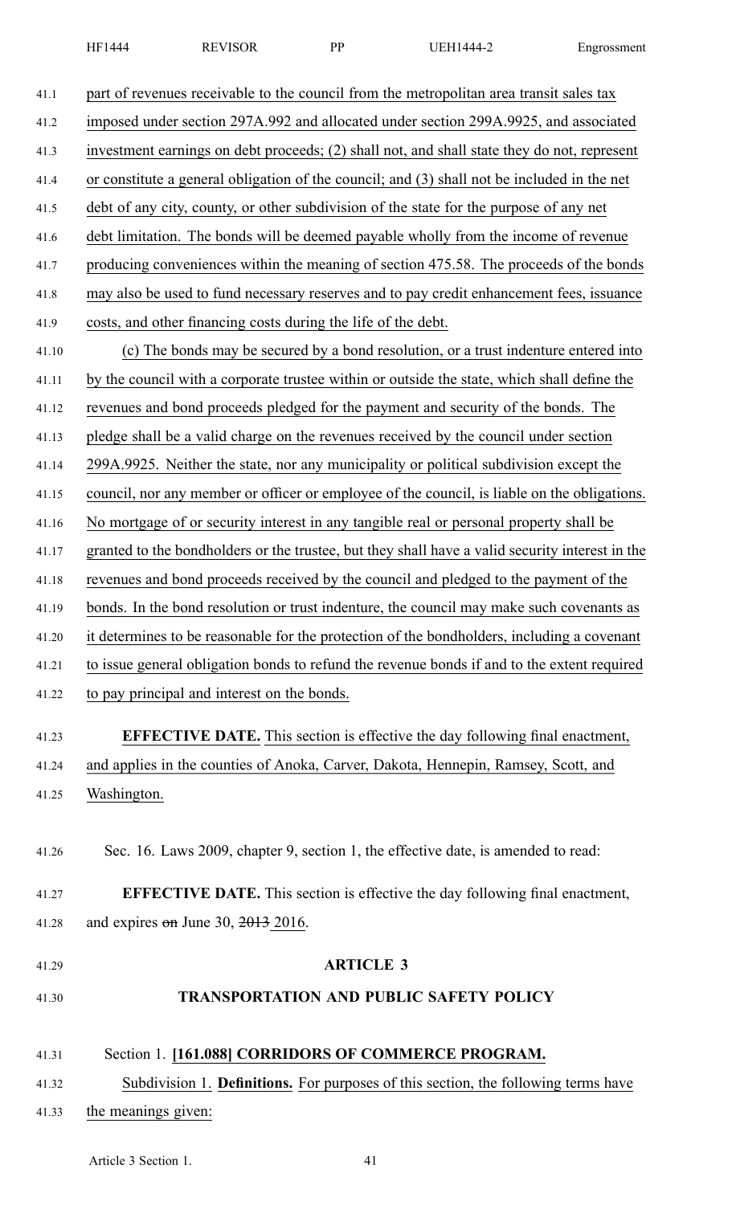part of revenues receivable to the council from the metropolitan area transit sales tax imposed under section 297A.992 and allocated under section 299A.9925, and associated investment earnings on debt proceeds; (2) shall not, and shall state they do not, represent or constitute a general obligation of the council; and (3) shall not be included in the net debt of any city, county, or other subdivision of the state for the purpose of any net debt limitation. The bonds will be deemed payable wholly from the income of revenue producing conveniences within the meaning of section 475.58. The proceeds of the bonds may also be used to fund necessary reserves and to pay credit enhancement fees, issuance costs, and other financing costs during the life of the debt.

(c) The bonds may be secured by a bond resolution, or a trust indenture entered into by the council with a corporate trustee within or outside the state, which shall define the revenues and bond proceeds pledged for the payment and security of the bonds. The pledge shall be a valid charge on the revenues received by the council under section 299A.9925. Neither the state, nor any municipality or political subdivision except the council, nor any member or officer or employee of the council, is liable on the obligations. No mortgage of or security interest in any tangible real or personal property shall be granted to the bondholders or the trustee, but they shall have a valid security interest in the revenues and bond proceeds received by the council and pledged to the payment of the bonds. In the bond resolution or trust indenture, the council may make such covenants as it determines to be reasonable for the protection of the bondholders, including a covenant to issue general obligation bonds to refund the revenue bonds if and to the extent required to pay principal and interest on the bonds.

**EFFECTIVE DATE.** This section is effective the day following final enactment, and applies in the counties of Anoka, Carver, Dakota, Hennepin, Ramsey, Scott, and Washington.

Sec. 16. Laws 2009, chapter 9, section 1, the effective date, is amended to read:

**EFFECTIVE DATE.** This section is effective the day following final enactment, and expires ~~on~~ June 30, ~~2013~~ 2016.

## ARTICLE 3

## TRANSPORTATION AND PUBLIC SAFETY POLICY

Section 1. **[161.088] CORRIDORS OF COMMERCE PROGRAM.**

Subdivision 1. **Definitions.** For purposes of this section, the following terms have the meanings given: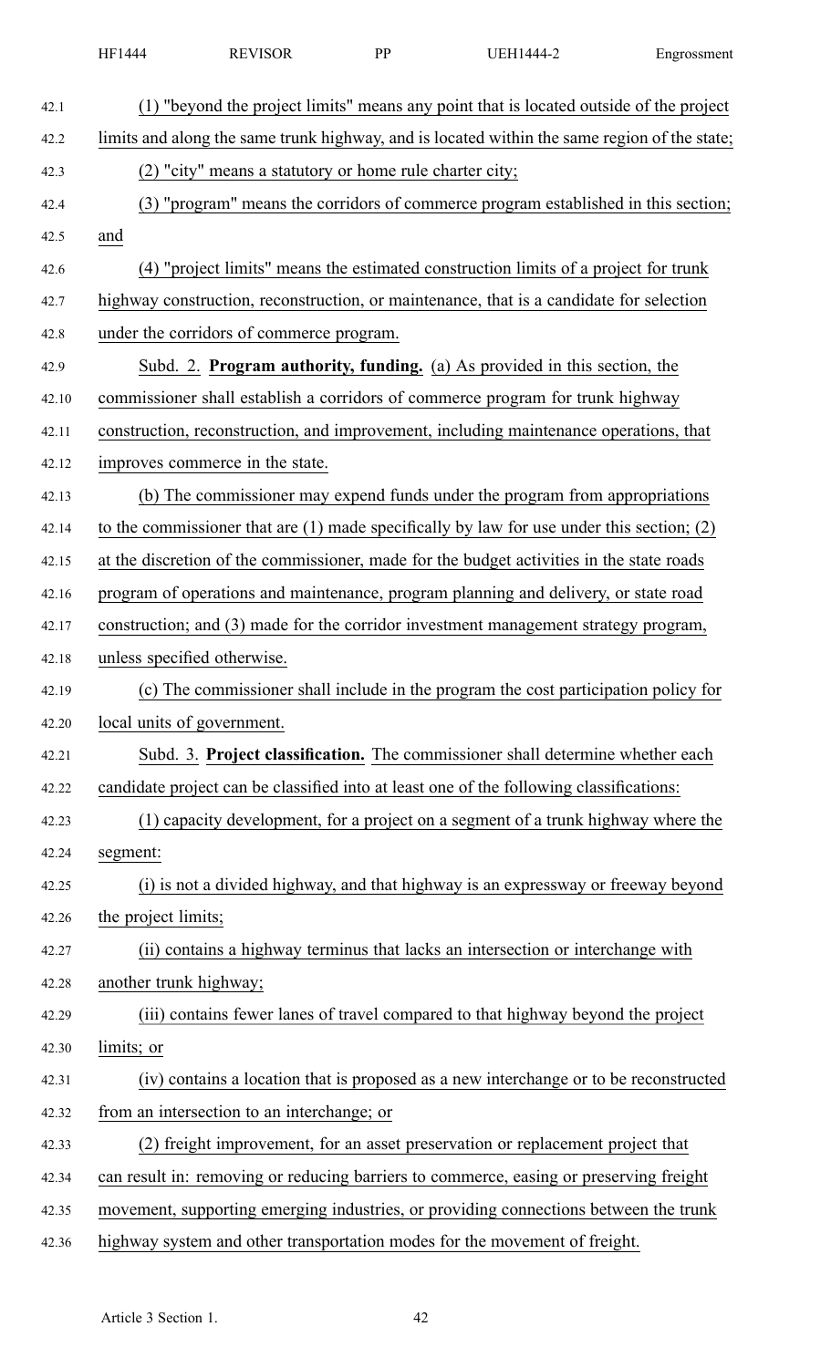(1) "beyond the project limits" means any point that is located outside of the project limits and along the same trunk highway, and is located within the same region of the state;

(2) "city" means a statutory or home rule charter city;

(3) "program" means the corridors of commerce program established in this section; and

(4) "project limits" means the estimated construction limits of a project for trunk highway construction, reconstruction, or maintenance, that is a candidate for selection under the corridors of commerce program.

Subd. 2. **Program authority, funding.** (a) As provided in this section, the commissioner shall establish a corridors of commerce program for trunk highway construction, reconstruction, and improvement, including maintenance operations, that improves commerce in the state.

(b) The commissioner may expend funds under the program from appropriations to the commissioner that are (1) made specifically by law for use under this section; (2) at the discretion of the commissioner, made for the budget activities in the state roads program of operations and maintenance, program planning and delivery, or state road construction; and (3) made for the corridor investment management strategy program, unless specified otherwise.

(c) The commissioner shall include in the program the cost participation policy for local units of government.

Subd. 3. **Project classification.** The commissioner shall determine whether each candidate project can be classified into at least one of the following classifications:

(1) capacity development, for a project on a segment of a trunk highway where the segment:

(i) is not a divided highway, and that highway is an expressway or freeway beyond the project limits;

(ii) contains a highway terminus that lacks an intersection or interchange with another trunk highway;

(iii) contains fewer lanes of travel compared to that highway beyond the project limits; or

(iv) contains a location that is proposed as a new interchange or to be reconstructed from an intersection to an interchange; or

(2) freight improvement, for an asset preservation or replacement project that can result in: removing or reducing barriers to commerce, easing or preserving freight movement, supporting emerging industries, or providing connections between the trunk highway system and other transportation modes for the movement of freight.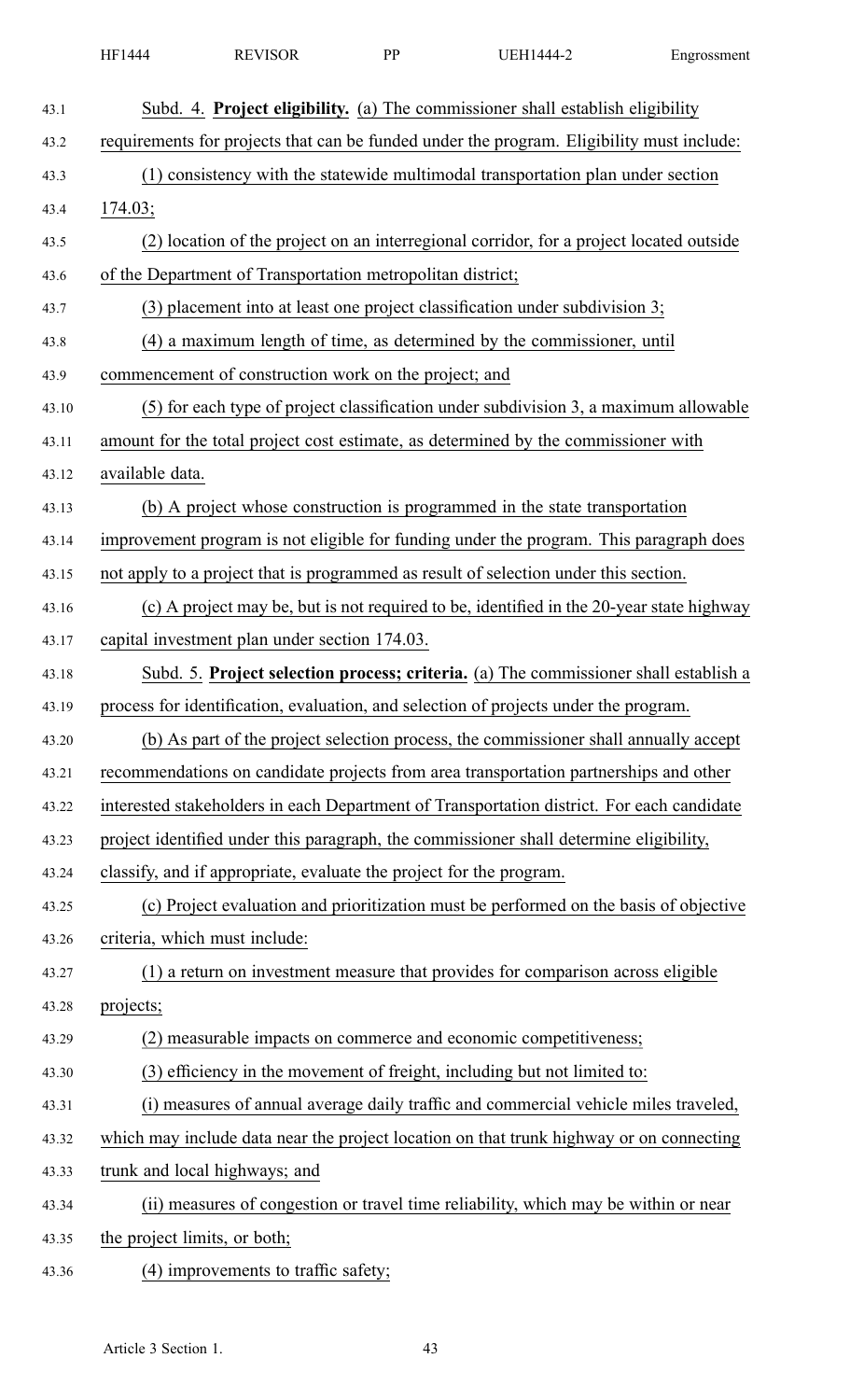Subd. 4. **Project eligibility.** (a) The commissioner shall establish eligibility requirements for projects that can be funded under the program. Eligibility must include:

(1) consistency with the statewide multimodal transportation plan under section 174.03;

(2) location of the project on an interregional corridor, for a project located outside of the Department of Transportation metropolitan district;

(3) placement into at least one project classification under subdivision 3;

(4) a maximum length of time, as determined by the commissioner, until commencement of construction work on the project; and

(5) for each type of project classification under subdivision 3, a maximum allowable amount for the total project cost estimate, as determined by the commissioner with available data.

(b) A project whose construction is programmed in the state transportation improvement program is not eligible for funding under the program. This paragraph does not apply to a project that is programmed as result of selection under this section.

(c) A project may be, but is not required to be, identified in the 20-year state highway capital investment plan under section 174.03.

Subd. 5. **Project selection process; criteria.** (a) The commissioner shall establish a process for identification, evaluation, and selection of projects under the program.

(b) As part of the project selection process, the commissioner shall annually accept recommendations on candidate projects from area transportation partnerships and other interested stakeholders in each Department of Transportation district. For each candidate project identified under this paragraph, the commissioner shall determine eligibility, classify, and if appropriate, evaluate the project for the program.

(c) Project evaluation and prioritization must be performed on the basis of objective criteria, which must include:

(1) a return on investment measure that provides for comparison across eligible projects;

(2) measurable impacts on commerce and economic competitiveness;

(3) efficiency in the movement of freight, including but not limited to:

(i) measures of annual average daily traffic and commercial vehicle miles traveled, which may include data near the project location on that trunk highway or on connecting trunk and local highways; and

(ii) measures of congestion or travel time reliability, which may be within or near the project limits, or both;

(4) improvements to traffic safety;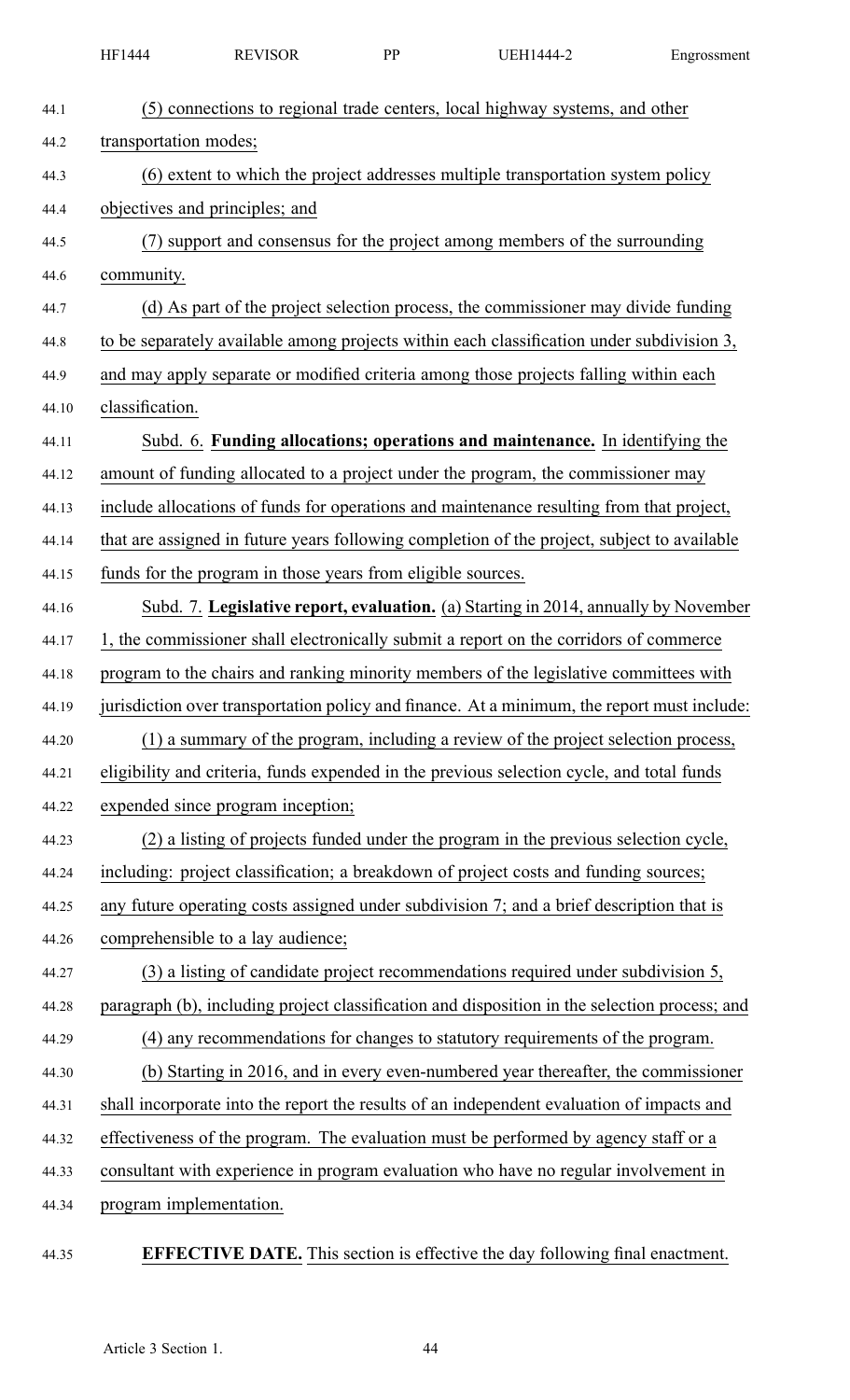(5) connections to regional trade centers, local highway systems, and other transportation modes;

(6) extent to which the project addresses multiple transportation system policy objectives and principles; and

(7) support and consensus for the project among members of the surrounding community.

(d) As part of the project selection process, the commissioner may divide funding to be separately available among projects within each classification under subdivision 3, and may apply separate or modified criteria among those projects falling within each classification.

Subd. 6. **Funding allocations; operations and maintenance.** In identifying the amount of funding allocated to a project under the program, the commissioner may include allocations of funds for operations and maintenance resulting from that project, that are assigned in future years following completion of the project, subject to available funds for the program in those years from eligible sources.

Subd. 7. **Legislative report, evaluation.** (a) Starting in 2014, annually by November 1, the commissioner shall electronically submit a report on the corridors of commerce program to the chairs and ranking minority members of the legislative committees with jurisdiction over transportation policy and finance. At a minimum, the report must include:

(1) a summary of the program, including a review of the project selection process, eligibility and criteria, funds expended in the previous selection cycle, and total funds expended since program inception;

(2) a listing of projects funded under the program in the previous selection cycle, including: project classification; a breakdown of project costs and funding sources; any future operating costs assigned under subdivision 7; and a brief description that is comprehensible to a lay audience;

(3) a listing of candidate project recommendations required under subdivision 5, paragraph (b), including project classification and disposition in the selection process; and

(4) any recommendations for changes to statutory requirements of the program.

(b) Starting in 2016, and in every even-numbered year thereafter, the commissioner shall incorporate into the report the results of an independent evaluation of impacts and effectiveness of the program. The evaluation must be performed by agency staff or a consultant with experience in program evaluation who have no regular involvement in program implementation.

**EFFECTIVE DATE.** This section is effective the day following final enactment.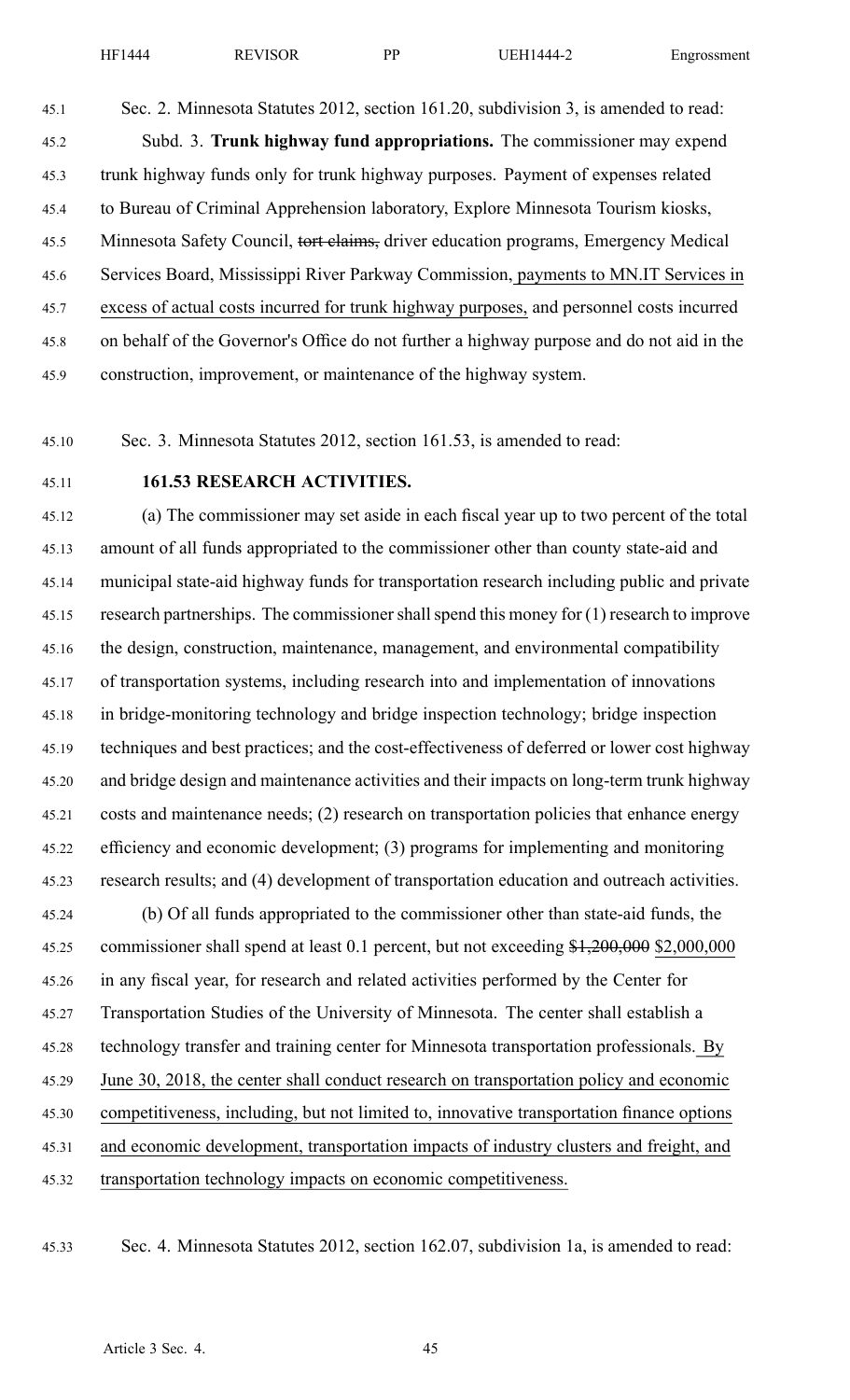Sec. 2. Minnesota Statutes 2012, section 161.20, subdivision 3, is amended to read:

Subd. 3. **Trunk highway fund appropriations.** The commissioner may expend trunk highway funds only for trunk highway purposes. Payment of expenses related to Bureau of Criminal Apprehension laboratory, Explore Minnesota Tourism kiosks, Minnesota Safety Council, ~~tort claims,~~ driver education programs, Emergency Medical Services Board, Mississippi River Parkway Commission, <u>payments to MN.IT Services in excess of actual costs incurred for trunk highway purposes,</u> and personnel costs incurred on behalf of the Governor's Office do not further a highway purpose and do not aid in the construction, improvement, or maintenance of the highway system.

Sec. 3. Minnesota Statutes 2012, section 161.53, is amended to read:

**161.53 RESEARCH ACTIVITIES.**

(a) The commissioner may set aside in each fiscal year up to two percent of the total amount of all funds appropriated to the commissioner other than county state-aid and municipal state-aid highway funds for transportation research including public and private research partnerships. The commissioner shall spend this money for (1) research to improve the design, construction, maintenance, management, and environmental compatibility of transportation systems, including research into and implementation of innovations in bridge-monitoring technology and bridge inspection technology; bridge inspection techniques and best practices; and the cost-effectiveness of deferred or lower cost highway and bridge design and maintenance activities and their impacts on long-term trunk highway costs and maintenance needs; (2) research on transportation policies that enhance energy efficiency and economic development; (3) programs for implementing and monitoring research results; and (4) development of transportation education and outreach activities.

(b) Of all funds appropriated to the commissioner other than state-aid funds, the commissioner shall spend at least 0.1 percent, but not exceeding ~~$1,200,000~~ <u>$2,000,000</u> in any fiscal year, for research and related activities performed by the Center for Transportation Studies of the University of Minnesota. The center shall establish a technology transfer and training center for Minnesota transportation professionals. <u>By June 30, 2018, the center shall conduct research on transportation policy and economic competitiveness, including, but not limited to, innovative transportation finance options and economic development, transportation impacts of industry clusters and freight, and transportation technology impacts on economic competitiveness.</u>

Sec. 4. Minnesota Statutes 2012, section 162.07, subdivision 1a, is amended to read: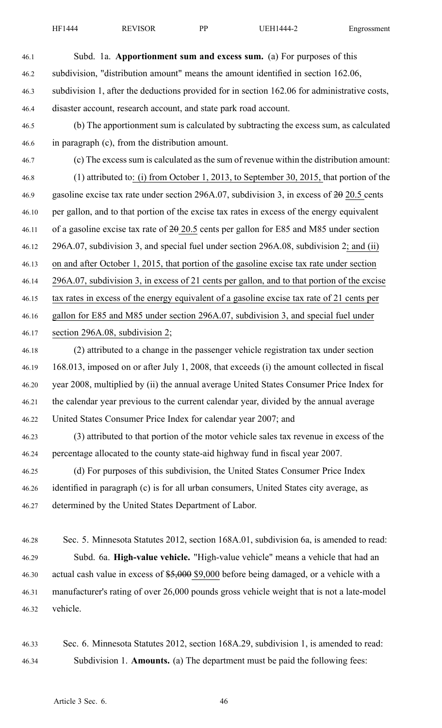Subd. 1a. **Apportionment sum and excess sum.** (a) For purposes of this subdivision, "distribution amount" means the amount identified in section 162.06, subdivision 1, after the deductions provided for in section 162.06 for administrative costs, disaster account, research account, and state park road account.

(b) The apportionment sum is calculated by subtracting the excess sum, as calculated in paragraph (c), from the distribution amount.

(c) The excess sum is calculated as the sum of revenue within the distribution amount:

(1) attributed to: (i) from October 1, 2013, to September 30, 2015, that portion of the gasoline excise tax rate under section 296A.07, subdivision 3, in excess of ~~20~~ 20.5 cents per gallon, and to that portion of the excise tax rates in excess of the energy equivalent of a gasoline excise tax rate of ~~20~~ 20.5 cents per gallon for E85 and M85 under section 296A.07, subdivision 3, and special fuel under section 296A.08, subdivision 2; and (ii) on and after October 1, 2015, that portion of the gasoline excise tax rate under section 296A.07, subdivision 3, in excess of 21 cents per gallon, and to that portion of the excise tax rates in excess of the energy equivalent of a gasoline excise tax rate of 21 cents per gallon for E85 and M85 under section 296A.07, subdivision 3, and special fuel under section 296A.08, subdivision 2;

(2) attributed to a change in the passenger vehicle registration tax under section 168.013, imposed on or after July 1, 2008, that exceeds (i) the amount collected in fiscal year 2008, multiplied by (ii) the annual average United States Consumer Price Index for the calendar year previous to the current calendar year, divided by the annual average United States Consumer Price Index for calendar year 2007; and

(3) attributed to that portion of the motor vehicle sales tax revenue in excess of the percentage allocated to the county state-aid highway fund in fiscal year 2007.

(d) For purposes of this subdivision, the United States Consumer Price Index identified in paragraph (c) is for all urban consumers, United States city average, as determined by the United States Department of Labor.

Sec. 5. Minnesota Statutes 2012, section 168A.01, subdivision 6a, is amended to read:

Subd. 6a. **High-value vehicle.** "High-value vehicle" means a vehicle that had an actual cash value in excess of ~~$5,000~~ $9,000 before being damaged, or a vehicle with a manufacturer's rating of over 26,000 pounds gross vehicle weight that is not a late-model vehicle.

Sec. 6. Minnesota Statutes 2012, section 168A.29, subdivision 1, is amended to read:

Subdivision 1. **Amounts.** (a) The department must be paid the following fees: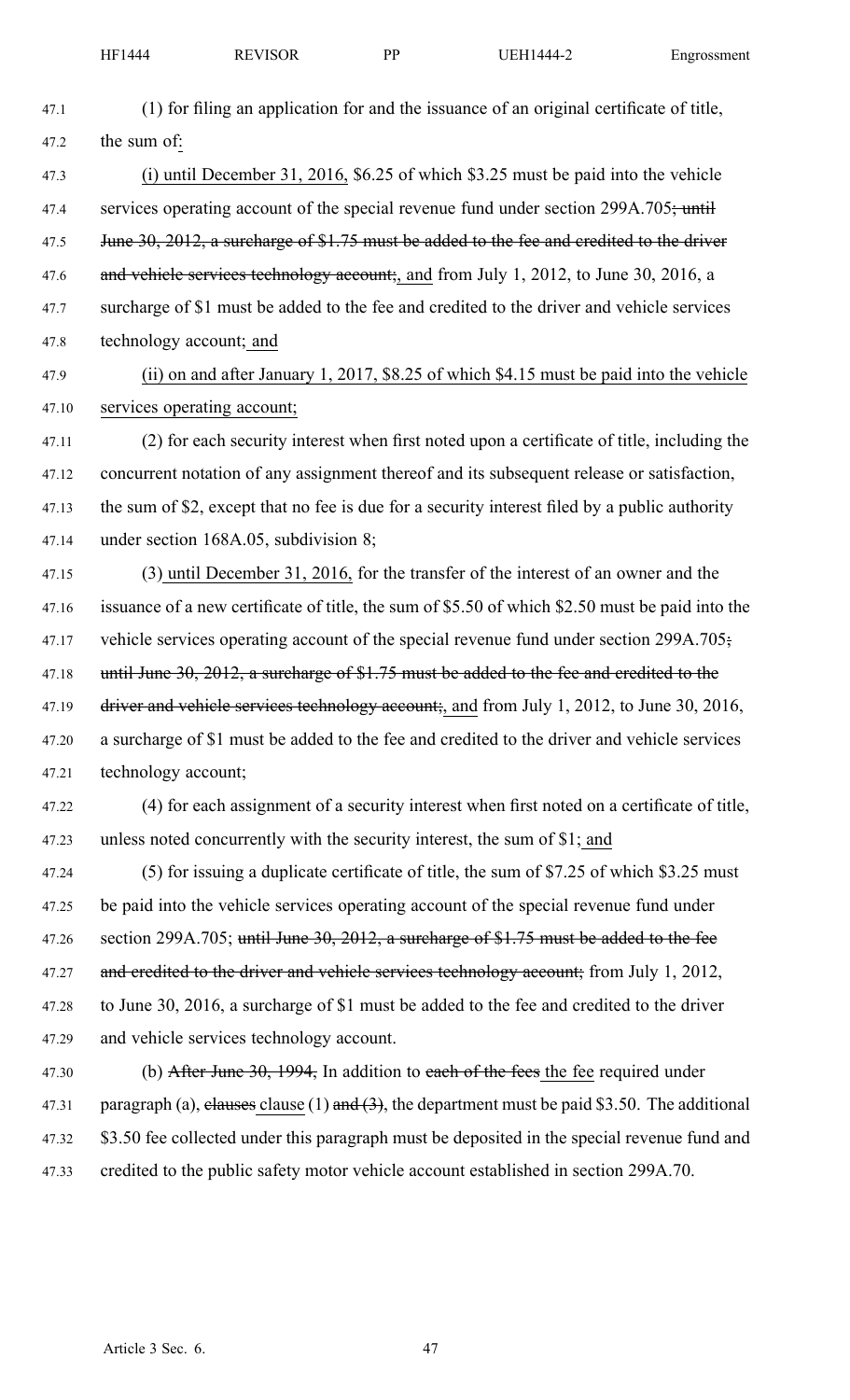(1) for filing an application for and the issuance of an original certificate of title, the sum of:

(i) until December 31, 2016, $6.25 of which $3.25 must be paid into the vehicle services operating account of the special revenue fund under section 299A.705; until June 30, 2012, a surcharge of $1.75 must be added to the fee and credited to the driver and vehicle services technology account;, and from July 1, 2012, to June 30, 2016, a surcharge of $1 must be added to the fee and credited to the driver and vehicle services technology account; and

(ii) on and after January 1, 2017, $8.25 of which $4.15 must be paid into the vehicle services operating account;

(2) for each security interest when first noted upon a certificate of title, including the concurrent notation of any assignment thereof and its subsequent release or satisfaction, the sum of $2, except that no fee is due for a security interest filed by a public authority under section 168A.05, subdivision 8;

(3) until December 31, 2016, for the transfer of the interest of an owner and the issuance of a new certificate of title, the sum of $5.50 of which $2.50 must be paid into the vehicle services operating account of the special revenue fund under section 299A.705; until June 30, 2012, a surcharge of $1.75 must be added to the fee and credited to the driver and vehicle services technology account;, and from July 1, 2012, to June 30, 2016, a surcharge of $1 must be added to the fee and credited to the driver and vehicle services technology account;

(4) for each assignment of a security interest when first noted on a certificate of title, unless noted concurrently with the security interest, the sum of $1; and

(5) for issuing a duplicate certificate of title, the sum of $7.25 of which $3.25 must be paid into the vehicle services operating account of the special revenue fund under section 299A.705; until June 30, 2012, a surcharge of $1.75 must be added to the fee and credited to the driver and vehicle services technology account; from July 1, 2012, to June 30, 2016, a surcharge of $1 must be added to the fee and credited to the driver and vehicle services technology account.

(b) After June 30, 1994, In addition to each of the fees the fee required under paragraph (a), clauses clause (1) and (3), the department must be paid $3.50. The additional $3.50 fee collected under this paragraph must be deposited in the special revenue fund and credited to the public safety motor vehicle account established in section 299A.70.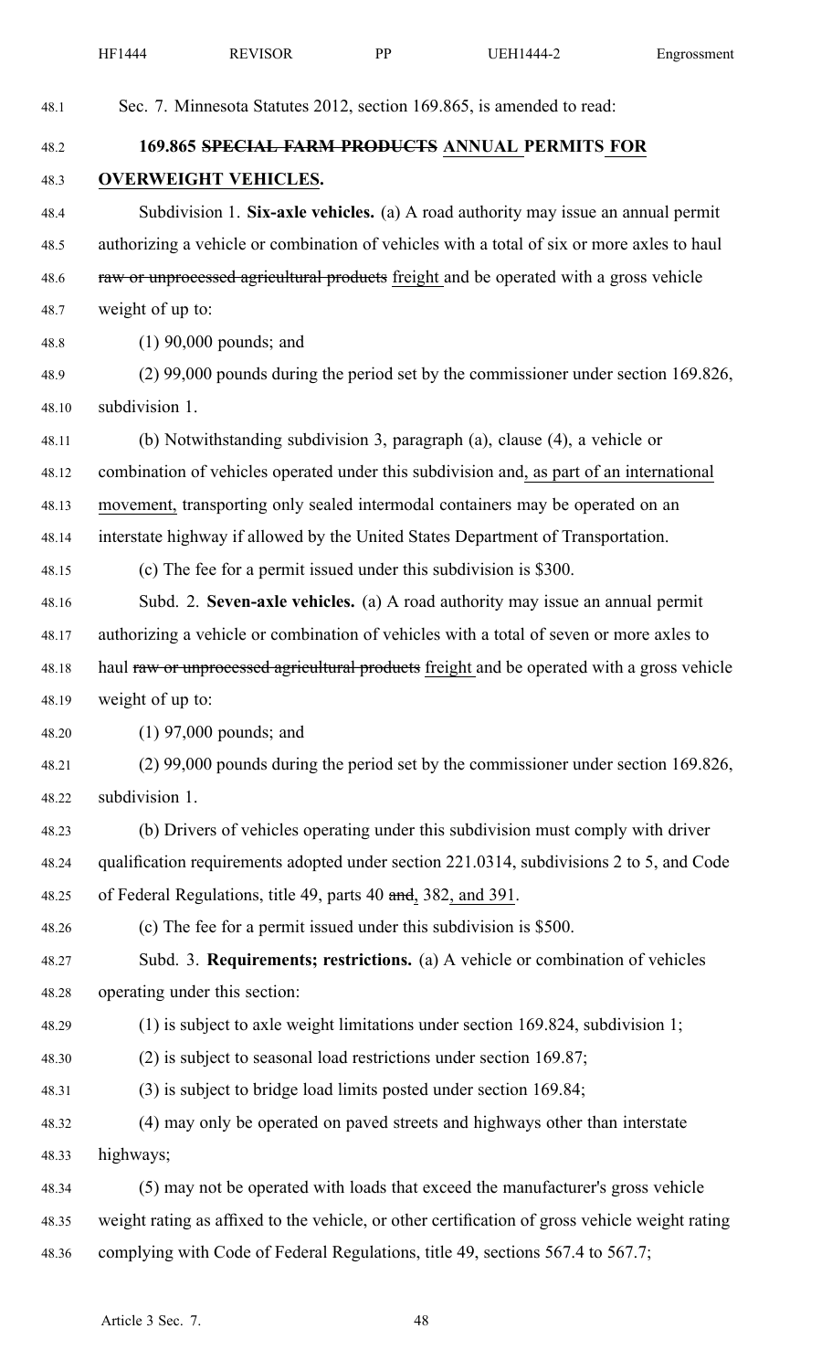Sec. 7. Minnesota Statutes 2012, section 169.865, is amended to read:

**169.865 ~~SPECIAL FARM PRODUCTS~~ ANNUAL PERMITS FOR OVERWEIGHT VEHICLES.**

Subdivision 1. **Six-axle vehicles.** (a) A road authority may issue an annual permit authorizing a vehicle or combination of vehicles with a total of six or more axles to haul ~~raw or unprocessed agricultural products~~ freight and be operated with a gross vehicle weight of up to:

(1) 90,000 pounds; and

(2) 99,000 pounds during the period set by the commissioner under section 169.826, subdivision 1.

(b) Notwithstanding subdivision 3, paragraph (a), clause (4), a vehicle or combination of vehicles operated under this subdivision and, as part of an international movement, transporting only sealed intermodal containers may be operated on an interstate highway if allowed by the United States Department of Transportation.

(c) The fee for a permit issued under this subdivision is $300.

Subd. 2. **Seven-axle vehicles.** (a) A road authority may issue an annual permit authorizing a vehicle or combination of vehicles with a total of seven or more axles to haul ~~raw or unprocessed agricultural products~~ freight and be operated with a gross vehicle weight of up to:

(1) 97,000 pounds; and

(2) 99,000 pounds during the period set by the commissioner under section 169.826, subdivision 1.

(b) Drivers of vehicles operating under this subdivision must comply with driver qualification requirements adopted under section 221.0314, subdivisions 2 to 5, and Code of Federal Regulations, title 49, parts 40 ~~and~~, 382, and 391.

(c) The fee for a permit issued under this subdivision is $500.

Subd. 3. **Requirements; restrictions.** (a) A vehicle or combination of vehicles operating under this section:

(1) is subject to axle weight limitations under section 169.824, subdivision 1;

(2) is subject to seasonal load restrictions under section 169.87;

(3) is subject to bridge load limits posted under section 169.84;

(4) may only be operated on paved streets and highways other than interstate highways;

(5) may not be operated with loads that exceed the manufacturer's gross vehicle weight rating as affixed to the vehicle, or other certification of gross vehicle weight rating complying with Code of Federal Regulations, title 49, sections 567.4 to 567.7;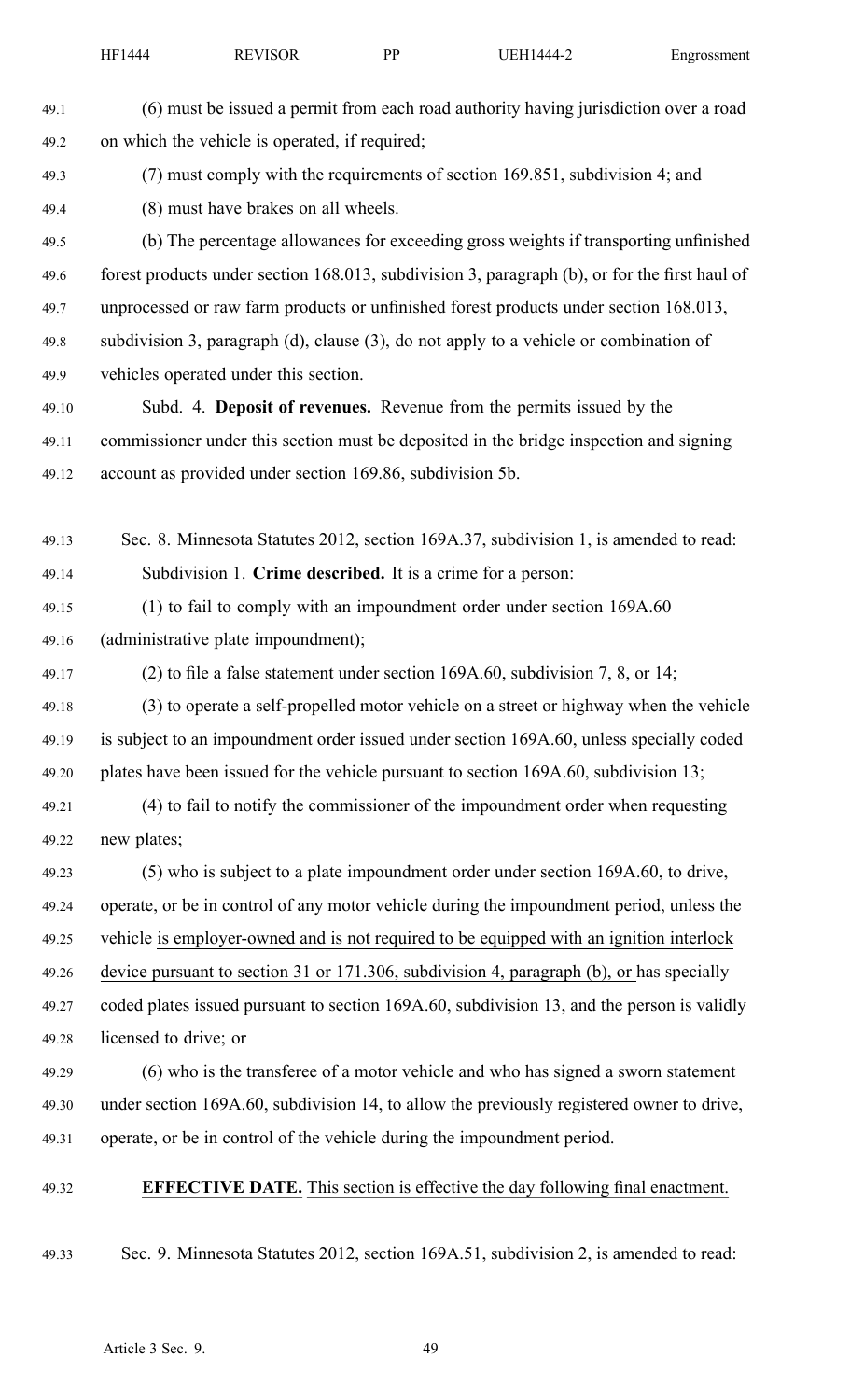(6) must be issued a permit from each road authority having jurisdiction over a road on which the vehicle is operated, if required;

(7) must comply with the requirements of section 169.851, subdivision 4; and

(8) must have brakes on all wheels.

(b) The percentage allowances for exceeding gross weights if transporting unfinished forest products under section 168.013, subdivision 3, paragraph (b), or for the first haul of unprocessed or raw farm products or unfinished forest products under section 168.013, subdivision 3, paragraph (d), clause (3), do not apply to a vehicle or combination of vehicles operated under this section.

Subd. 4. **Deposit of revenues.** Revenue from the permits issued by the commissioner under this section must be deposited in the bridge inspection and signing account as provided under section 169.86, subdivision 5b.

Sec. 8. Minnesota Statutes 2012, section 169A.37, subdivision 1, is amended to read:

Subdivision 1. **Crime described.** It is a crime for a person:

(1) to fail to comply with an impoundment order under section 169A.60 (administrative plate impoundment);

(2) to file a false statement under section 169A.60, subdivision 7, 8, or 14;

(3) to operate a self-propelled motor vehicle on a street or highway when the vehicle is subject to an impoundment order issued under section 169A.60, unless specially coded plates have been issued for the vehicle pursuant to section 169A.60, subdivision 13;

(4) to fail to notify the commissioner of the impoundment order when requesting new plates;

(5) who is subject to a plate impoundment order under section 169A.60, to drive, operate, or be in control of any motor vehicle during the impoundment period, unless the vehicle is employer-owned and is not required to be equipped with an ignition interlock device pursuant to section 31 or 171.306, subdivision 4, paragraph (b), or has specially coded plates issued pursuant to section 169A.60, subdivision 13, and the person is validly licensed to drive; or

(6) who is the transferee of a motor vehicle and who has signed a sworn statement under section 169A.60, subdivision 14, to allow the previously registered owner to drive, operate, or be in control of the vehicle during the impoundment period.

**EFFECTIVE DATE.** This section is effective the day following final enactment.

Sec. 9. Minnesota Statutes 2012, section 169A.51, subdivision 2, is amended to read: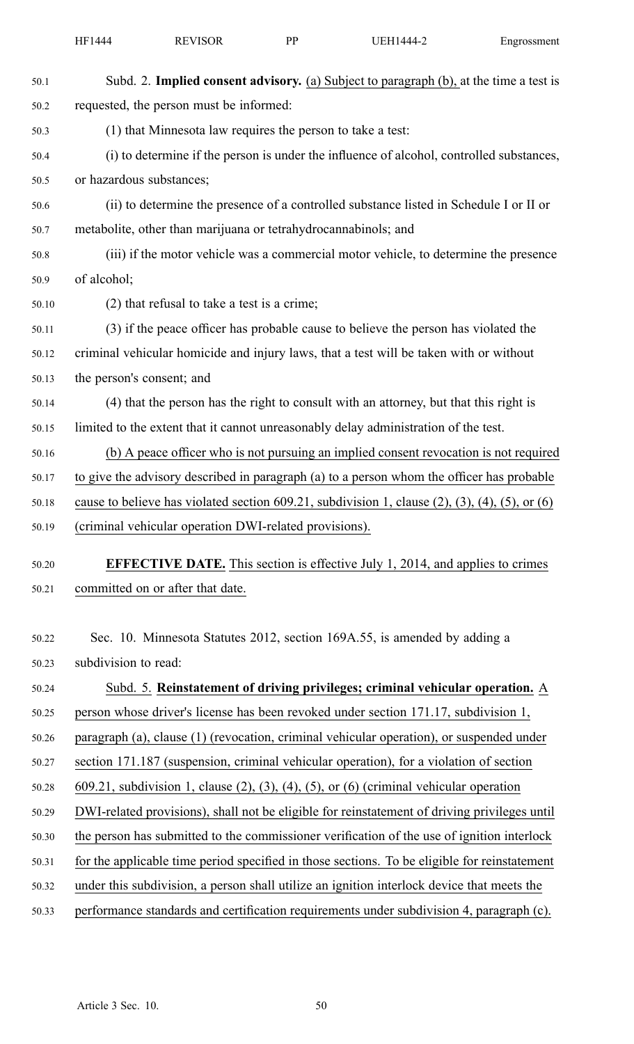Subd. 2. **Implied consent advisory.** (a) Subject to paragraph (b), at the time a test is requested, the person must be informed:

(1) that Minnesota law requires the person to take a test:

(i) to determine if the person is under the influence of alcohol, controlled substances, or hazardous substances;

(ii) to determine the presence of a controlled substance listed in Schedule I or II or metabolite, other than marijuana or tetrahydrocannabinols; and

(iii) if the motor vehicle was a commercial motor vehicle, to determine the presence of alcohol;

(2) that refusal to take a test is a crime;

(3) if the peace officer has probable cause to believe the person has violated the criminal vehicular homicide and injury laws, that a test will be taken with or without the person's consent; and

(4) that the person has the right to consult with an attorney, but that this right is limited to the extent that it cannot unreasonably delay administration of the test.

(b) A peace officer who is not pursuing an implied consent revocation is not required to give the advisory described in paragraph (a) to a person whom the officer has probable cause to believe has violated section 609.21, subdivision 1, clause (2), (3), (4), (5), or (6) (criminal vehicular operation DWI-related provisions).

**EFFECTIVE DATE.** This section is effective July 1, 2014, and applies to crimes committed on or after that date.

Sec. 10. Minnesota Statutes 2012, section 169A.55, is amended by adding a subdivision to read:

Subd. 5. **Reinstatement of driving privileges; criminal vehicular operation.** A person whose driver's license has been revoked under section 171.17, subdivision 1, paragraph (a), clause (1) (revocation, criminal vehicular operation), or suspended under section 171.187 (suspension, criminal vehicular operation), for a violation of section 609.21, subdivision 1, clause (2), (3), (4), (5), or (6) (criminal vehicular operation DWI-related provisions), shall not be eligible for reinstatement of driving privileges until the person has submitted to the commissioner verification of the use of ignition interlock for the applicable time period specified in those sections. To be eligible for reinstatement under this subdivision, a person shall utilize an ignition interlock device that meets the performance standards and certification requirements under subdivision 4, paragraph (c).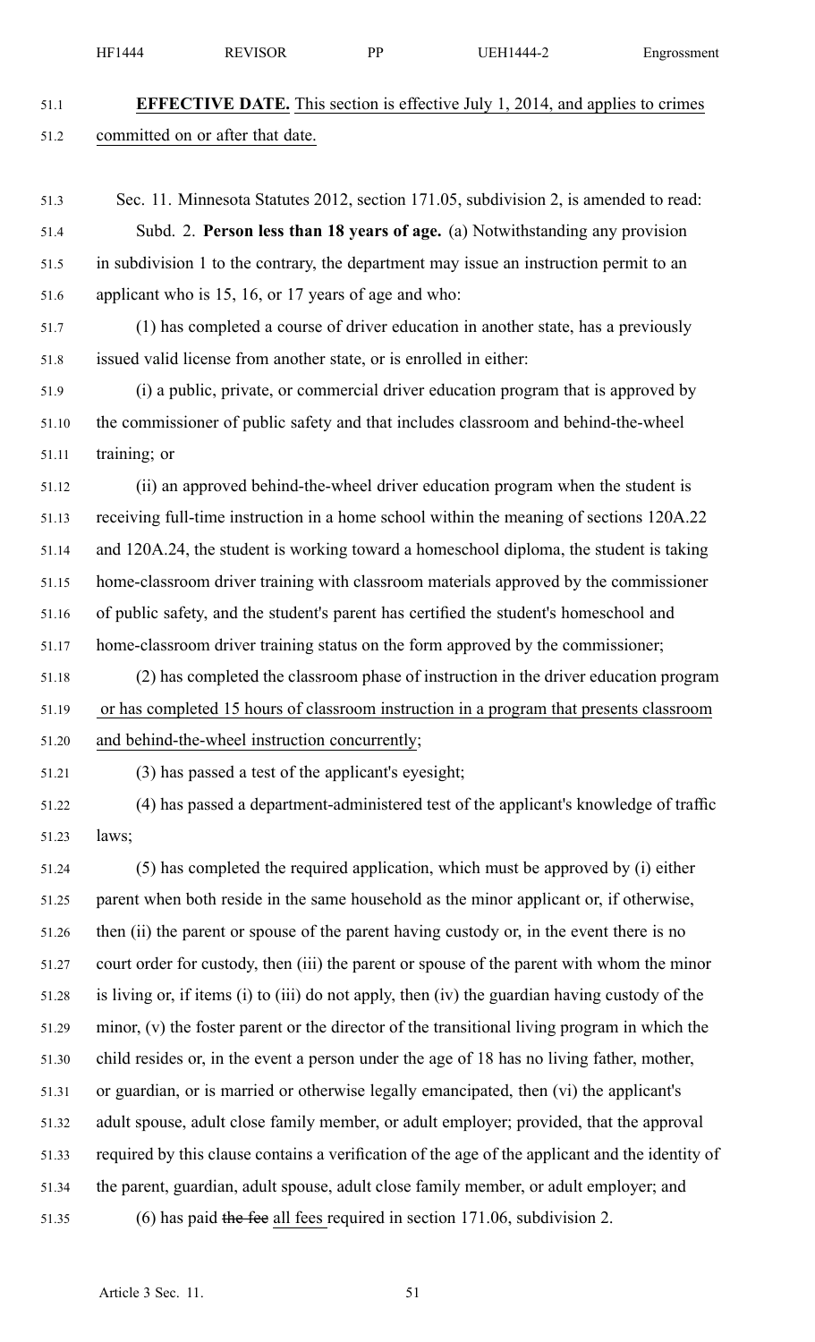**EFFECTIVE DATE.** This section is effective July 1, 2014, and applies to crimes committed on or after that date.

Sec. 11. Minnesota Statutes 2012, section 171.05, subdivision 2, is amended to read:

Subd. 2. **Person less than 18 years of age.** (a) Notwithstanding any provision in subdivision 1 to the contrary, the department may issue an instruction permit to an applicant who is 15, 16, or 17 years of age and who:

(1) has completed a course of driver education in another state, has a previously issued valid license from another state, or is enrolled in either:

(i) a public, private, or commercial driver education program that is approved by the commissioner of public safety and that includes classroom and behind-the-wheel training; or

(ii) an approved behind-the-wheel driver education program when the student is receiving full-time instruction in a home school within the meaning of sections 120A.22 and 120A.24, the student is working toward a homeschool diploma, the student is taking home-classroom driver training with classroom materials approved by the commissioner of public safety, and the student's parent has certified the student's homeschool and home-classroom driver training status on the form approved by the commissioner;

(2) has completed the classroom phase of instruction in the driver education program or has completed 15 hours of classroom instruction in a program that presents classroom and behind-the-wheel instruction concurrently;

(3) has passed a test of the applicant's eyesight;

(4) has passed a department-administered test of the applicant's knowledge of traffic laws;

(5) has completed the required application, which must be approved by (i) either parent when both reside in the same household as the minor applicant or, if otherwise, then (ii) the parent or spouse of the parent having custody or, in the event there is no court order for custody, then (iii) the parent or spouse of the parent with whom the minor is living or, if items (i) to (iii) do not apply, then (iv) the guardian having custody of the minor, (v) the foster parent or the director of the transitional living program in which the child resides or, in the event a person under the age of 18 has no living father, mother, or guardian, or is married or otherwise legally emancipated, then (vi) the applicant's adult spouse, adult close family member, or adult employer; provided, that the approval required by this clause contains a verification of the age of the applicant and the identity of the parent, guardian, adult spouse, adult close family member, or adult employer; and

(6) has paid ~~the fee~~ all fees required in section 171.06, subdivision 2.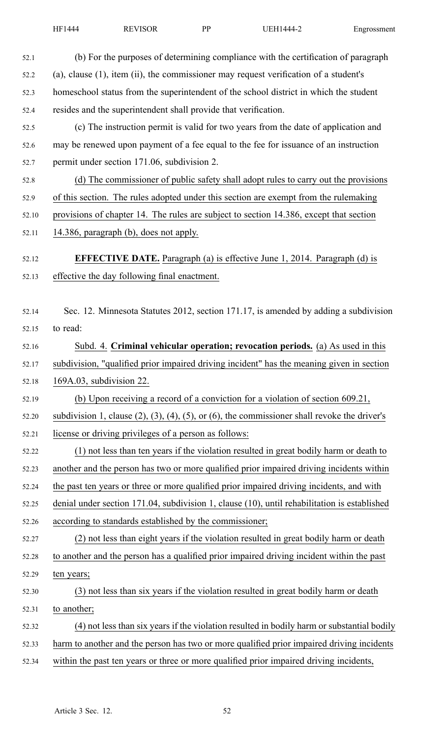(b) For the purposes of determining compliance with the certification of paragraph (a), clause (1), item (ii), the commissioner may request verification of a student's homeschool status from the superintendent of the school district in which the student resides and the superintendent shall provide that verification.

(c) The instruction permit is valid for two years from the date of application and may be renewed upon payment of a fee equal to the fee for issuance of an instruction permit under section 171.06, subdivision 2.

(d) The commissioner of public safety shall adopt rules to carry out the provisions of this section. The rules adopted under this section are exempt from the rulemaking provisions of chapter 14. The rules are subject to section 14.386, except that section 14.386, paragraph (b), does not apply.

**EFFECTIVE DATE.** Paragraph (a) is effective June 1, 2014. Paragraph (d) is effective the day following final enactment.

Sec. 12. Minnesota Statutes 2012, section 171.17, is amended by adding a subdivision to read:

Subd. 4. **Criminal vehicular operation; revocation periods.** (a) As used in this subdivision, "qualified prior impaired driving incident" has the meaning given in section 169A.03, subdivision 22.

(b) Upon receiving a record of a conviction for a violation of section 609.21, subdivision 1, clause (2), (3), (4), (5), or (6), the commissioner shall revoke the driver's license or driving privileges of a person as follows:

(1) not less than ten years if the violation resulted in great bodily harm or death to another and the person has two or more qualified prior impaired driving incidents within the past ten years or three or more qualified prior impaired driving incidents, and with denial under section 171.04, subdivision 1, clause (10), until rehabilitation is established according to standards established by the commissioner;

(2) not less than eight years if the violation resulted in great bodily harm or death to another and the person has a qualified prior impaired driving incident within the past ten years;

(3) not less than six years if the violation resulted in great bodily harm or death to another;

(4) not less than six years if the violation resulted in bodily harm or substantial bodily harm to another and the person has two or more qualified prior impaired driving incidents within the past ten years or three or more qualified prior impaired driving incidents,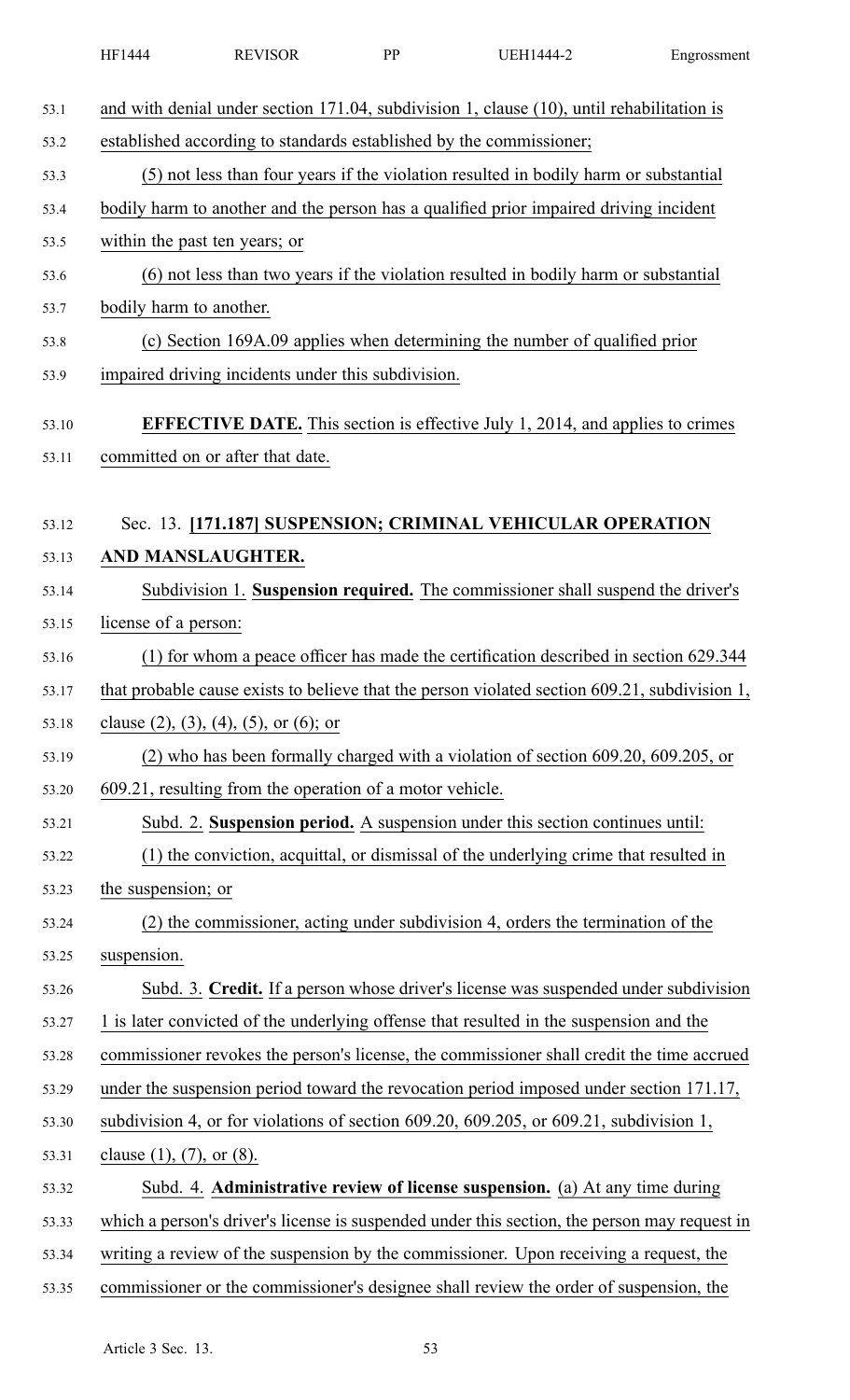and with denial under section 171.04, subdivision 1, clause (10), until rehabilitation is established according to standards established by the commissioner;

(5) not less than four years if the violation resulted in bodily harm or substantial bodily harm to another and the person has a qualified prior impaired driving incident within the past ten years; or

(6) not less than two years if the violation resulted in bodily harm or substantial bodily harm to another.

(c) Section 169A.09 applies when determining the number of qualified prior impaired driving incidents under this subdivision.

**EFFECTIVE DATE.** This section is effective July 1, 2014, and applies to crimes committed on or after that date.

Sec. 13. **[171.187] SUSPENSION; CRIMINAL VEHICULAR OPERATION AND MANSLAUGHTER.**

Subdivision 1. **Suspension required.** The commissioner shall suspend the driver's license of a person:

(1) for whom a peace officer has made the certification described in section 629.344 that probable cause exists to believe that the person violated section 609.21, subdivision 1, clause (2), (3), (4), (5), or (6); or

(2) who has been formally charged with a violation of section 609.20, 609.205, or 609.21, resulting from the operation of a motor vehicle.

Subd. 2. **Suspension period.** A suspension under this section continues until:

(1) the conviction, acquittal, or dismissal of the underlying crime that resulted in the suspension; or

(2) the commissioner, acting under subdivision 4, orders the termination of the suspension.

Subd. 3. **Credit.** If a person whose driver's license was suspended under subdivision 1 is later convicted of the underlying offense that resulted in the suspension and the commissioner revokes the person's license, the commissioner shall credit the time accrued under the suspension period toward the revocation period imposed under section 171.17, subdivision 4, or for violations of section 609.20, 609.205, or 609.21, subdivision 1, clause (1), (7), or (8).

Subd. 4. **Administrative review of license suspension.** (a) At any time during which a person's driver's license is suspended under this section, the person may request in writing a review of the suspension by the commissioner. Upon receiving a request, the commissioner or the commissioner's designee shall review the order of suspension, the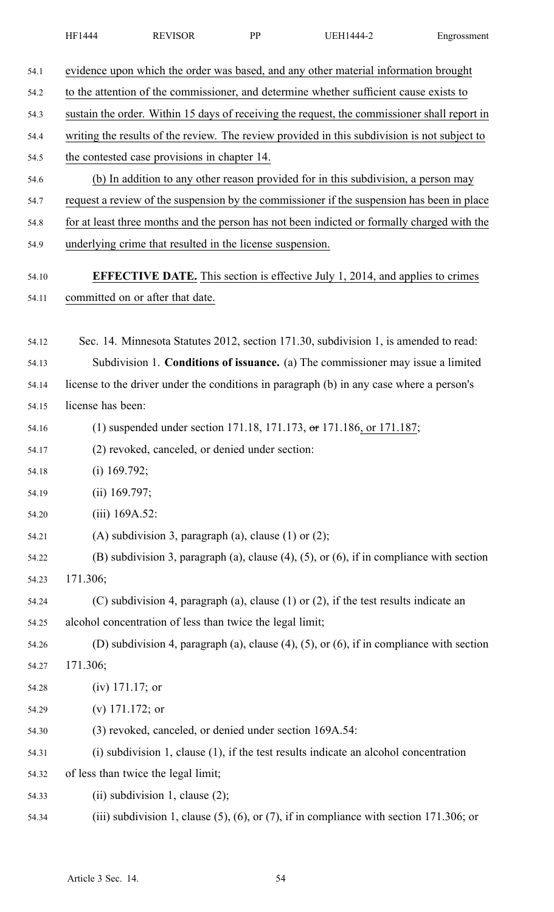evidence upon which the order was based, and any other material information brought to the attention of the commissioner, and determine whether sufficient cause exists to sustain the order. Within 15 days of receiving the request, the commissioner shall report in writing the results of the review. The review provided in this subdivision is not subject to the contested case provisions in chapter 14.

(b) In addition to any other reason provided for in this subdivision, a person may request a review of the suspension by the commissioner if the suspension has been in place for at least three months and the person has not been indicted or formally charged with the underlying crime that resulted in the license suspension.

**EFFECTIVE DATE.** This section is effective July 1, 2014, and applies to crimes committed on or after that date.

Sec. 14. Minnesota Statutes 2012, section 171.30, subdivision 1, is amended to read:

Subdivision 1. **Conditions of issuance.** (a) The commissioner may issue a limited license to the driver under the conditions in paragraph (b) in any case where a person's license has been:

(1) suspended under section 171.18, 171.173, ~~or~~ 171.186, or 171.187;

(2) revoked, canceled, or denied under section:

(i) 169.792;

(ii) 169.797;

(iii) 169A.52:

(A) subdivision 3, paragraph (a), clause (1) or (2);

(B) subdivision 3, paragraph (a), clause (4), (5), or (6), if in compliance with section 171.306;

(C) subdivision 4, paragraph (a), clause (1) or (2), if the test results indicate an alcohol concentration of less than twice the legal limit;

(D) subdivision 4, paragraph (a), clause (4), (5), or (6), if in compliance with section 171.306;

(iv) 171.17; or

(v) 171.172; or

(3) revoked, canceled, or denied under section 169A.54:

(i) subdivision 1, clause (1), if the test results indicate an alcohol concentration of less than twice the legal limit;

(ii) subdivision 1, clause (2);

(iii) subdivision 1, clause (5), (6), or (7), if in compliance with section 171.306; or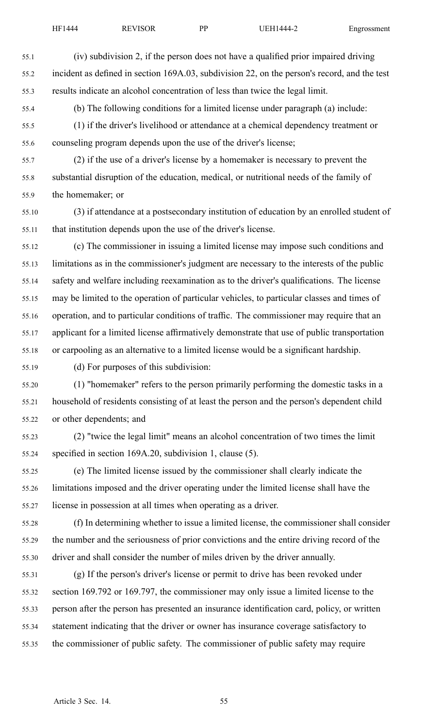(iv) subdivision 2, if the person does not have a qualified prior impaired driving incident as defined in section 169A.03, subdivision 22, on the person's record, and the test results indicate an alcohol concentration of less than twice the legal limit.

(b) The following conditions for a limited license under paragraph (a) include:

(1) if the driver's livelihood or attendance at a chemical dependency treatment or counseling program depends upon the use of the driver's license;

(2) if the use of a driver's license by a homemaker is necessary to prevent the substantial disruption of the education, medical, or nutritional needs of the family of the homemaker; or

(3) if attendance at a postsecondary institution of education by an enrolled student of that institution depends upon the use of the driver's license.

(c) The commissioner in issuing a limited license may impose such conditions and limitations as in the commissioner's judgment are necessary to the interests of the public safety and welfare including reexamination as to the driver's qualifications. The license may be limited to the operation of particular vehicles, to particular classes and times of operation, and to particular conditions of traffic. The commissioner may require that an applicant for a limited license affirmatively demonstrate that use of public transportation or carpooling as an alternative to a limited license would be a significant hardship.

(d) For purposes of this subdivision:

(1) "homemaker" refers to the person primarily performing the domestic tasks in a household of residents consisting of at least the person and the person's dependent child or other dependents; and

(2) "twice the legal limit" means an alcohol concentration of two times the limit specified in section 169A.20, subdivision 1, clause (5).

(e) The limited license issued by the commissioner shall clearly indicate the limitations imposed and the driver operating under the limited license shall have the license in possession at all times when operating as a driver.

(f) In determining whether to issue a limited license, the commissioner shall consider the number and the seriousness of prior convictions and the entire driving record of the driver and shall consider the number of miles driven by the driver annually.

(g) If the person's driver's license or permit to drive has been revoked under section 169.792 or 169.797, the commissioner may only issue a limited license to the person after the person has presented an insurance identification card, policy, or written statement indicating that the driver or owner has insurance coverage satisfactory to the commissioner of public safety. The commissioner of public safety may require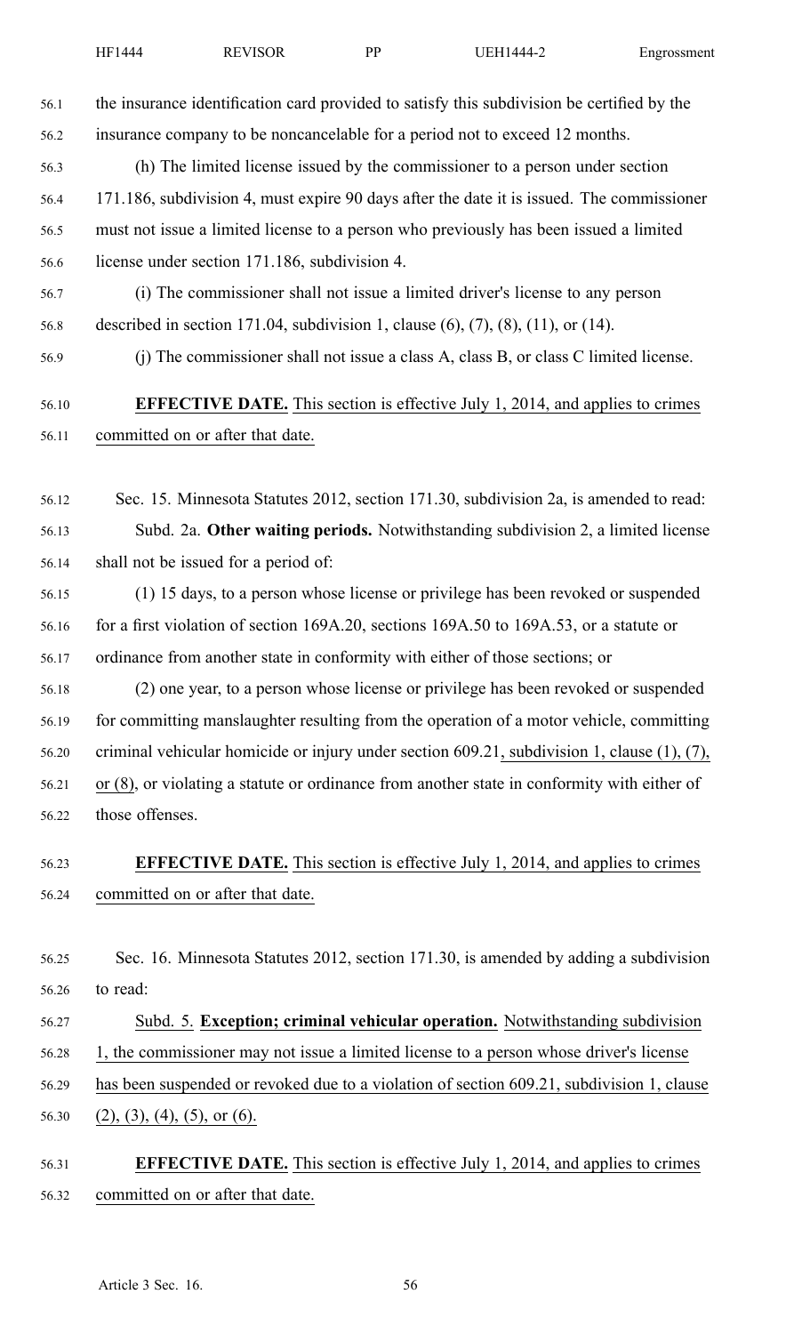the insurance identification card provided to satisfy this subdivision be certified by the insurance company to be noncancelable for a period not to exceed 12 months.

(h) The limited license issued by the commissioner to a person under section 171.186, subdivision 4, must expire 90 days after the date it is issued. The commissioner must not issue a limited license to a person who previously has been issued a limited license under section 171.186, subdivision 4.

(i) The commissioner shall not issue a limited driver's license to any person described in section 171.04, subdivision 1, clause (6), (7), (8), (11), or (14).

(j) The commissioner shall not issue a class A, class B, or class C limited license.

**EFFECTIVE DATE.** This section is effective July 1, 2014, and applies to crimes committed on or after that date.

Sec. 15. Minnesota Statutes 2012, section 171.30, subdivision 2a, is amended to read:

Subd. 2a. **Other waiting periods.** Notwithstanding subdivision 2, a limited license shall not be issued for a period of:

(1) 15 days, to a person whose license or privilege has been revoked or suspended for a first violation of section 169A.20, sections 169A.50 to 169A.53, or a statute or ordinance from another state in conformity with either of those sections; or

(2) one year, to a person whose license or privilege has been revoked or suspended for committing manslaughter resulting from the operation of a motor vehicle, committing criminal vehicular homicide or injury under section 609.21, subdivision 1, clause (1), (7), or (8), or violating a statute or ordinance from another state in conformity with either of those offenses.

**EFFECTIVE DATE.** This section is effective July 1, 2014, and applies to crimes committed on or after that date.

Sec. 16. Minnesota Statutes 2012, section 171.30, is amended by adding a subdivision to read:

Subd. 5. **Exception; criminal vehicular operation.** Notwithstanding subdivision 1, the commissioner may not issue a limited license to a person whose driver's license has been suspended or revoked due to a violation of section 609.21, subdivision 1, clause (2), (3), (4), (5), or (6).

**EFFECTIVE DATE.** This section is effective July 1, 2014, and applies to crimes committed on or after that date.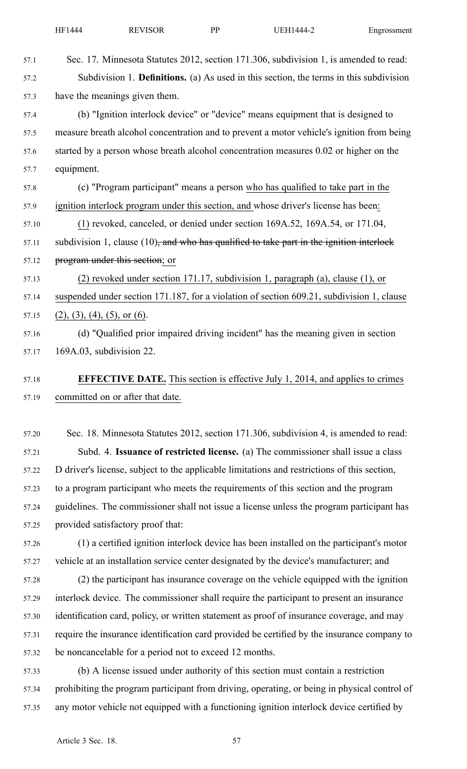Sec. 17. Minnesota Statutes 2012, section 171.306, subdivision 1, is amended to read:

Subdivision 1. **Definitions.** (a) As used in this section, the terms in this subdivision have the meanings given them.

(b) "Ignition interlock device" or "device" means equipment that is designed to measure breath alcohol concentration and to prevent a motor vehicle's ignition from being started by a person whose breath alcohol concentration measures 0.02 or higher on the equipment.

(c) "Program participant" means a person who has qualified to take part in the ignition interlock program under this section, and whose driver's license has been:

(1) revoked, canceled, or denied under section 169A.52, 169A.54, or 171.04, subdivision 1, clause (10)~~, and who has qualified to take part in the ignition interlock program under this section~~; or

(2) revoked under section 171.17, subdivision 1, paragraph (a), clause (1), or suspended under section 171.187, for a violation of section 609.21, subdivision 1, clause (2), (3), (4), (5), or (6).

(d) "Qualified prior impaired driving incident" has the meaning given in section 169A.03, subdivision 22.

**EFFECTIVE DATE.** This section is effective July 1, 2014, and applies to crimes committed on or after that date.

Sec. 18. Minnesota Statutes 2012, section 171.306, subdivision 4, is amended to read:

Subd. 4. **Issuance of restricted license.** (a) The commissioner shall issue a class D driver's license, subject to the applicable limitations and restrictions of this section, to a program participant who meets the requirements of this section and the program guidelines. The commissioner shall not issue a license unless the program participant has provided satisfactory proof that:

(1) a certified ignition interlock device has been installed on the participant's motor vehicle at an installation service center designated by the device's manufacturer; and

(2) the participant has insurance coverage on the vehicle equipped with the ignition interlock device. The commissioner shall require the participant to present an insurance identification card, policy, or written statement as proof of insurance coverage, and may require the insurance identification card provided be certified by the insurance company to be noncancelable for a period not to exceed 12 months.

(b) A license issued under authority of this section must contain a restriction prohibiting the program participant from driving, operating, or being in physical control of any motor vehicle not equipped with a functioning ignition interlock device certified by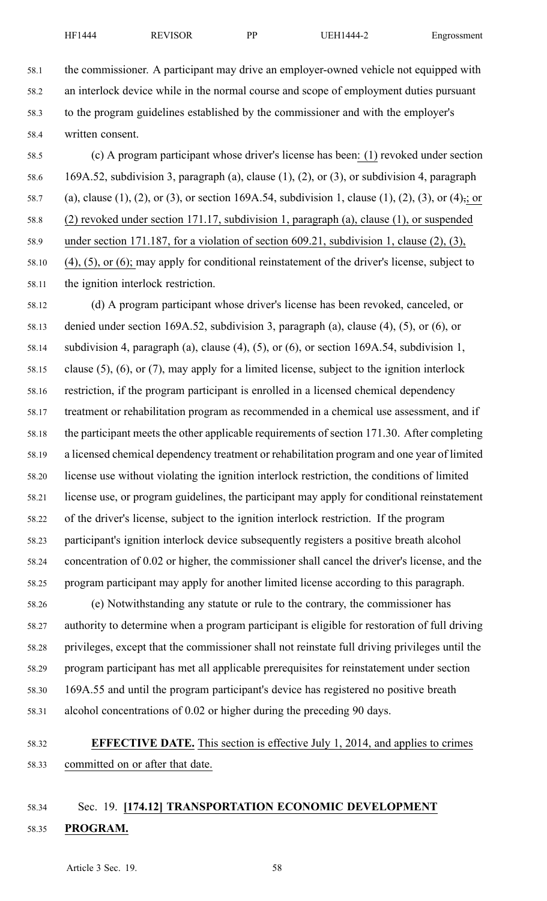the commissioner. A participant may drive an employer-owned vehicle not equipped with an interlock device while in the normal course and scope of employment duties pursuant to the program guidelines established by the commissioner and with the employer's written consent.

(c) A program participant whose driver's license has been: (1) revoked under section 169A.52, subdivision 3, paragraph (a), clause (1), (2), or (3), or subdivision 4, paragraph (a), clause (1), (2), or (3), or section 169A.54, subdivision 1, clause (1), (2), (3), or (4),; or (2) revoked under section 171.17, subdivision 1, paragraph (a), clause (1), or suspended under section 171.187, for a violation of section 609.21, subdivision 1, clause (2), (3), (4), (5), or (6); may apply for conditional reinstatement of the driver's license, subject to the ignition interlock restriction.

(d) A program participant whose driver's license has been revoked, canceled, or denied under section 169A.52, subdivision 3, paragraph (a), clause (4), (5), or (6), or subdivision 4, paragraph (a), clause (4), (5), or (6), or section 169A.54, subdivision 1, clause (5), (6), or (7), may apply for a limited license, subject to the ignition interlock restriction, if the program participant is enrolled in a licensed chemical dependency treatment or rehabilitation program as recommended in a chemical use assessment, and if the participant meets the other applicable requirements of section 171.30. After completing a licensed chemical dependency treatment or rehabilitation program and one year of limited license use without violating the ignition interlock restriction, the conditions of limited license use, or program guidelines, the participant may apply for conditional reinstatement of the driver's license, subject to the ignition interlock restriction. If the program participant's ignition interlock device subsequently registers a positive breath alcohol concentration of 0.02 or higher, the commissioner shall cancel the driver's license, and the program participant may apply for another limited license according to this paragraph.

(e) Notwithstanding any statute or rule to the contrary, the commissioner has authority to determine when a program participant is eligible for restoration of full driving privileges, except that the commissioner shall not reinstate full driving privileges until the program participant has met all applicable prerequisites for reinstatement under section 169A.55 and until the program participant's device has registered no positive breath alcohol concentrations of 0.02 or higher during the preceding 90 days.

**EFFECTIVE DATE.** This section is effective July 1, 2014, and applies to crimes committed on or after that date.

Sec. 19. **[174.12] TRANSPORTATION ECONOMIC DEVELOPMENT PROGRAM.**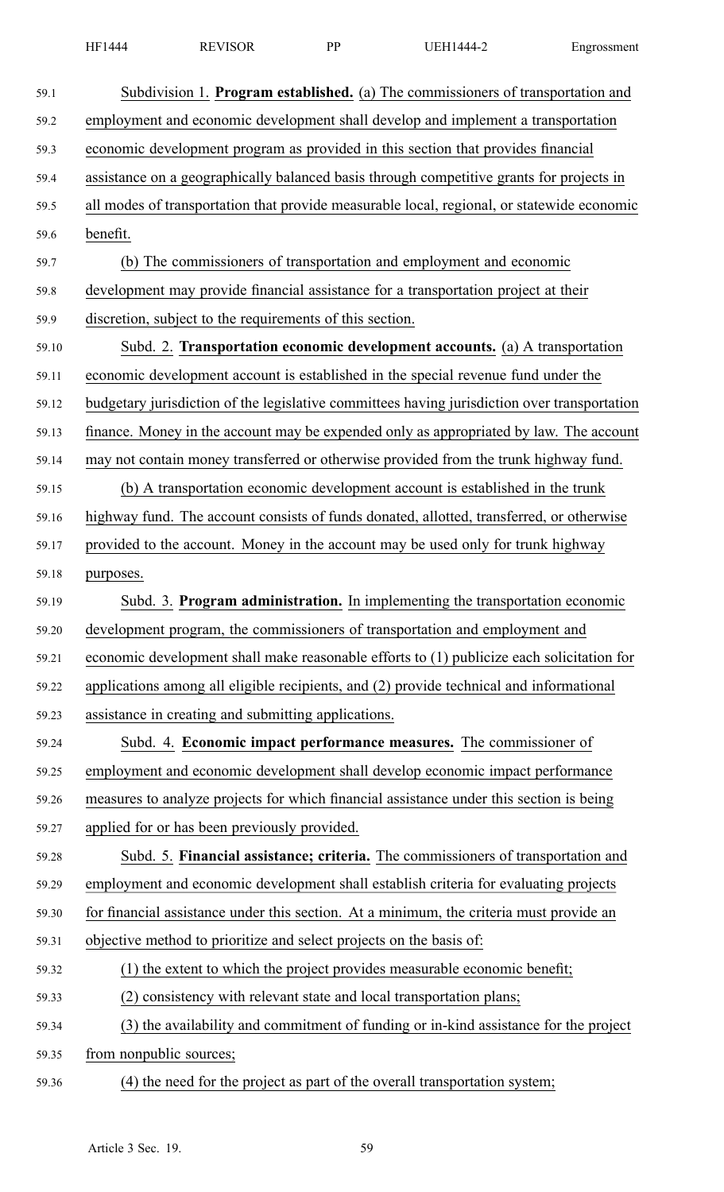Subdivision 1. **Program established.** (a) The commissioners of transportation and employment and economic development shall develop and implement a transportation economic development program as provided in this section that provides financial assistance on a geographically balanced basis through competitive grants for projects in all modes of transportation that provide measurable local, regional, or statewide economic benefit.

(b) The commissioners of transportation and employment and economic development may provide financial assistance for a transportation project at their discretion, subject to the requirements of this section.

Subd. 2. **Transportation economic development accounts.** (a) A transportation economic development account is established in the special revenue fund under the budgetary jurisdiction of the legislative committees having jurisdiction over transportation finance. Money in the account may be expended only as appropriated by law. The account may not contain money transferred or otherwise provided from the trunk highway fund.

(b) A transportation economic development account is established in the trunk highway fund. The account consists of funds donated, allotted, transferred, or otherwise provided to the account. Money in the account may be used only for trunk highway purposes.

Subd. 3. **Program administration.** In implementing the transportation economic development program, the commissioners of transportation and employment and economic development shall make reasonable efforts to (1) publicize each solicitation for applications among all eligible recipients, and (2) provide technical and informational assistance in creating and submitting applications.

Subd. 4. **Economic impact performance measures.** The commissioner of employment and economic development shall develop economic impact performance measures to analyze projects for which financial assistance under this section is being applied for or has been previously provided.

Subd. 5. **Financial assistance; criteria.** The commissioners of transportation and employment and economic development shall establish criteria for evaluating projects for financial assistance under this section. At a minimum, the criteria must provide an objective method to prioritize and select projects on the basis of:

(1) the extent to which the project provides measurable economic benefit;

(2) consistency with relevant state and local transportation plans;

(3) the availability and commitment of funding or in-kind assistance for the project from nonpublic sources;

(4) the need for the project as part of the overall transportation system;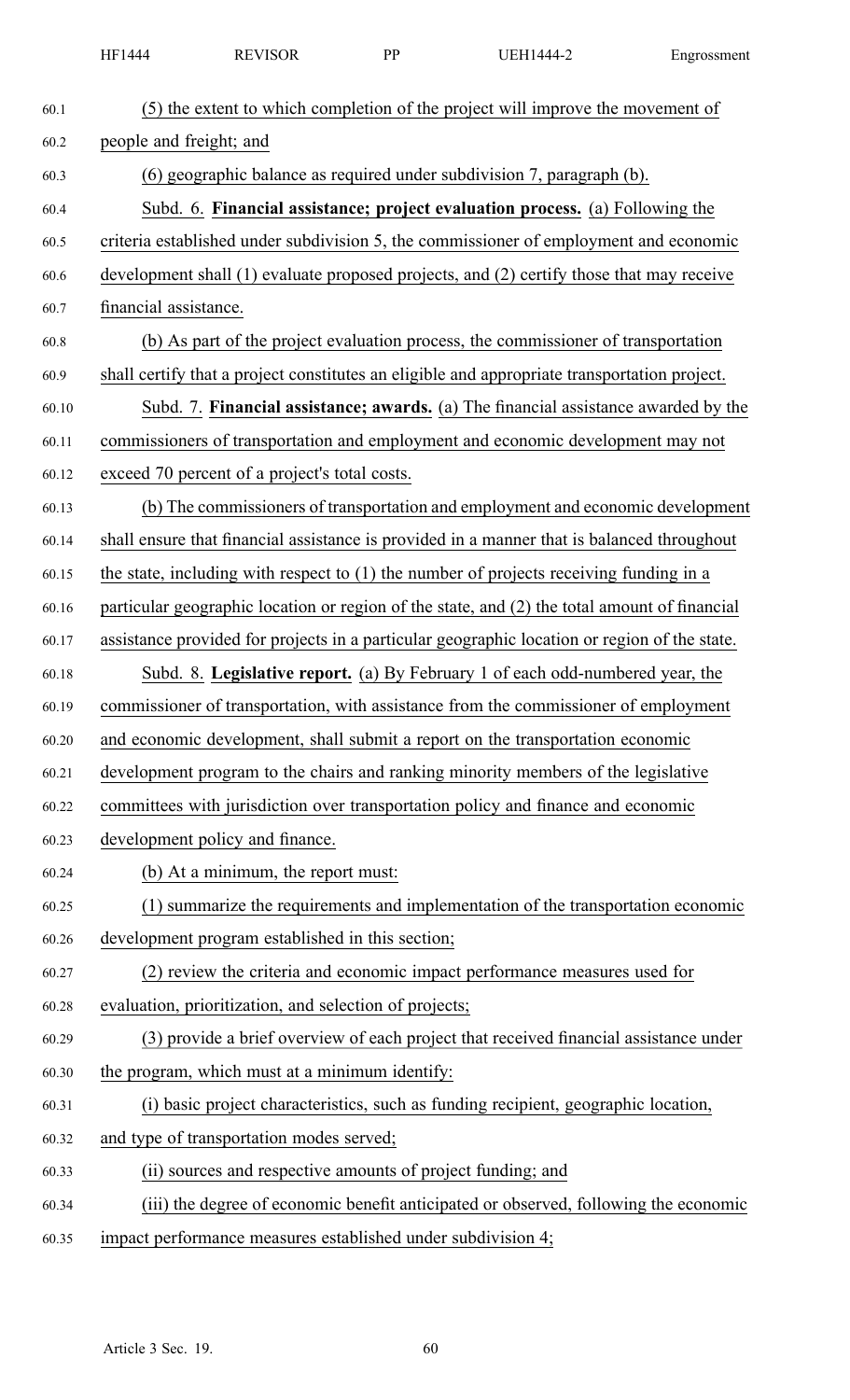(5) the extent to which completion of the project will improve the movement of people and freight; and

(6) geographic balance as required under subdivision 7, paragraph (b).

Subd. 6. **Financial assistance; project evaluation process.** (a) Following the criteria established under subdivision 5, the commissioner of employment and economic development shall (1) evaluate proposed projects, and (2) certify those that may receive financial assistance.

(b) As part of the project evaluation process, the commissioner of transportation shall certify that a project constitutes an eligible and appropriate transportation project.

Subd. 7. **Financial assistance; awards.** (a) The financial assistance awarded by the commissioners of transportation and employment and economic development may not exceed 70 percent of a project's total costs.

(b) The commissioners of transportation and employment and economic development shall ensure that financial assistance is provided in a manner that is balanced throughout the state, including with respect to (1) the number of projects receiving funding in a particular geographic location or region of the state, and (2) the total amount of financial assistance provided for projects in a particular geographic location or region of the state.

Subd. 8. **Legislative report.** (a) By February 1 of each odd-numbered year, the commissioner of transportation, with assistance from the commissioner of employment and economic development, shall submit a report on the transportation economic development program to the chairs and ranking minority members of the legislative committees with jurisdiction over transportation policy and finance and economic development policy and finance.

(b) At a minimum, the report must:

(1) summarize the requirements and implementation of the transportation economic development program established in this section;

(2) review the criteria and economic impact performance measures used for evaluation, prioritization, and selection of projects;

(3) provide a brief overview of each project that received financial assistance under the program, which must at a minimum identify:

(i) basic project characteristics, such as funding recipient, geographic location, and type of transportation modes served;

(ii) sources and respective amounts of project funding; and

(iii) the degree of economic benefit anticipated or observed, following the economic impact performance measures established under subdivision 4;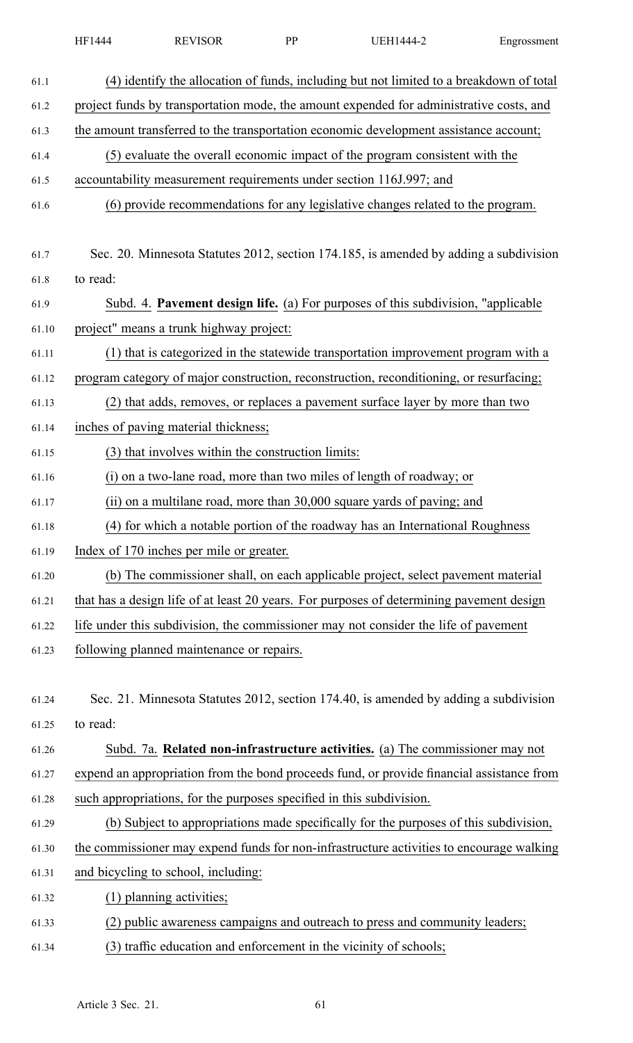(4) identify the allocation of funds, including but not limited to a breakdown of total project funds by transportation mode, the amount expended for administrative costs, and the amount transferred to the transportation economic development assistance account;

(5) evaluate the overall economic impact of the program consistent with the accountability measurement requirements under section 116J.997; and

(6) provide recommendations for any legislative changes related to the program.

Sec. 20. Minnesota Statutes 2012, section 174.185, is amended by adding a subdivision to read:

Subd. 4. **Pavement design life.** (a) For purposes of this subdivision, "applicable project" means a trunk highway project:

(1) that is categorized in the statewide transportation improvement program with a program category of major construction, reconstruction, reconditioning, or resurfacing;

(2) that adds, removes, or replaces a pavement surface layer by more than two inches of paving material thickness;

(3) that involves within the construction limits:

(i) on a two-lane road, more than two miles of length of roadway; or

(ii) on a multilane road, more than 30,000 square yards of paving; and

(4) for which a notable portion of the roadway has an International Roughness Index of 170 inches per mile or greater.

(b) The commissioner shall, on each applicable project, select pavement material that has a design life of at least 20 years. For purposes of determining pavement design life under this subdivision, the commissioner may not consider the life of pavement following planned maintenance or repairs.

Sec. 21. Minnesota Statutes 2012, section 174.40, is amended by adding a subdivision to read:

Subd. 7a. **Related non-infrastructure activities.** (a) The commissioner may not expend an appropriation from the bond proceeds fund, or provide financial assistance from such appropriations, for the purposes specified in this subdivision.

(b) Subject to appropriations made specifically for the purposes of this subdivision, the commissioner may expend funds for non-infrastructure activities to encourage walking and bicycling to school, including:

(1) planning activities;

(2) public awareness campaigns and outreach to press and community leaders;

(3) traffic education and enforcement in the vicinity of schools;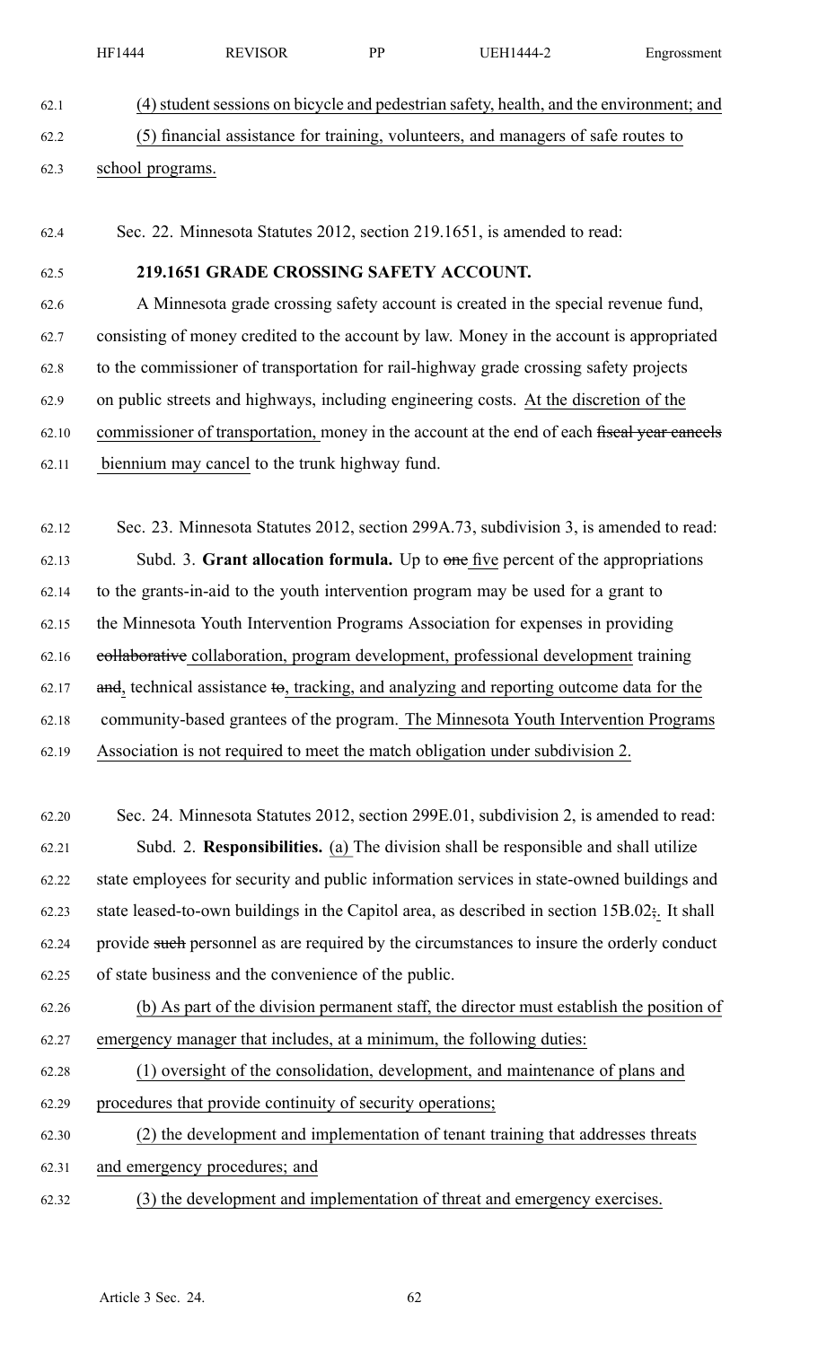(4) student sessions on bicycle and pedestrian safety, health, and the environment; and

(5) financial assistance for training, volunteers, and managers of safe routes to school programs.

Sec. 22. Minnesota Statutes 2012, section 219.1651, is amended to read:

**219.1651 GRADE CROSSING SAFETY ACCOUNT.**

A Minnesota grade crossing safety account is created in the special revenue fund, consisting of money credited to the account by law. Money in the account is appropriated to the commissioner of transportation for rail-highway grade crossing safety projects on public streets and highways, including engineering costs. At the discretion of the commissioner of transportation, money in the account at the end of each ~~fiscal year cancels~~ biennium may cancel to the trunk highway fund.

Sec. 23. Minnesota Statutes 2012, section 299A.73, subdivision 3, is amended to read:

Subd. 3. **Grant allocation formula.** Up to ~~one~~ five percent of the appropriations to the grants-in-aid to the youth intervention program may be used for a grant to the Minnesota Youth Intervention Programs Association for expenses in providing ~~collaborative~~ collaboration, program development, professional development training ~~and~~, technical assistance ~~to~~, tracking, and analyzing and reporting outcome data for the community-based grantees of the program. The Minnesota Youth Intervention Programs Association is not required to meet the match obligation under subdivision 2.

Sec. 24. Minnesota Statutes 2012, section 299E.01, subdivision 2, is amended to read:

Subd. 2. **Responsibilities.** (a) The division shall be responsible and shall utilize state employees for security and public information services in state-owned buildings and state leased-to-own buildings in the Capitol area, as described in section 15B.02~~;~~. It shall provide ~~such~~ personnel as are required by the circumstances to insure the orderly conduct of state business and the convenience of the public.

(b) As part of the division permanent staff, the director must establish the position of emergency manager that includes, at a minimum, the following duties:

(1) oversight of the consolidation, development, and maintenance of plans and procedures that provide continuity of security operations;

(2) the development and implementation of tenant training that addresses threats and emergency procedures; and

(3) the development and implementation of threat and emergency exercises.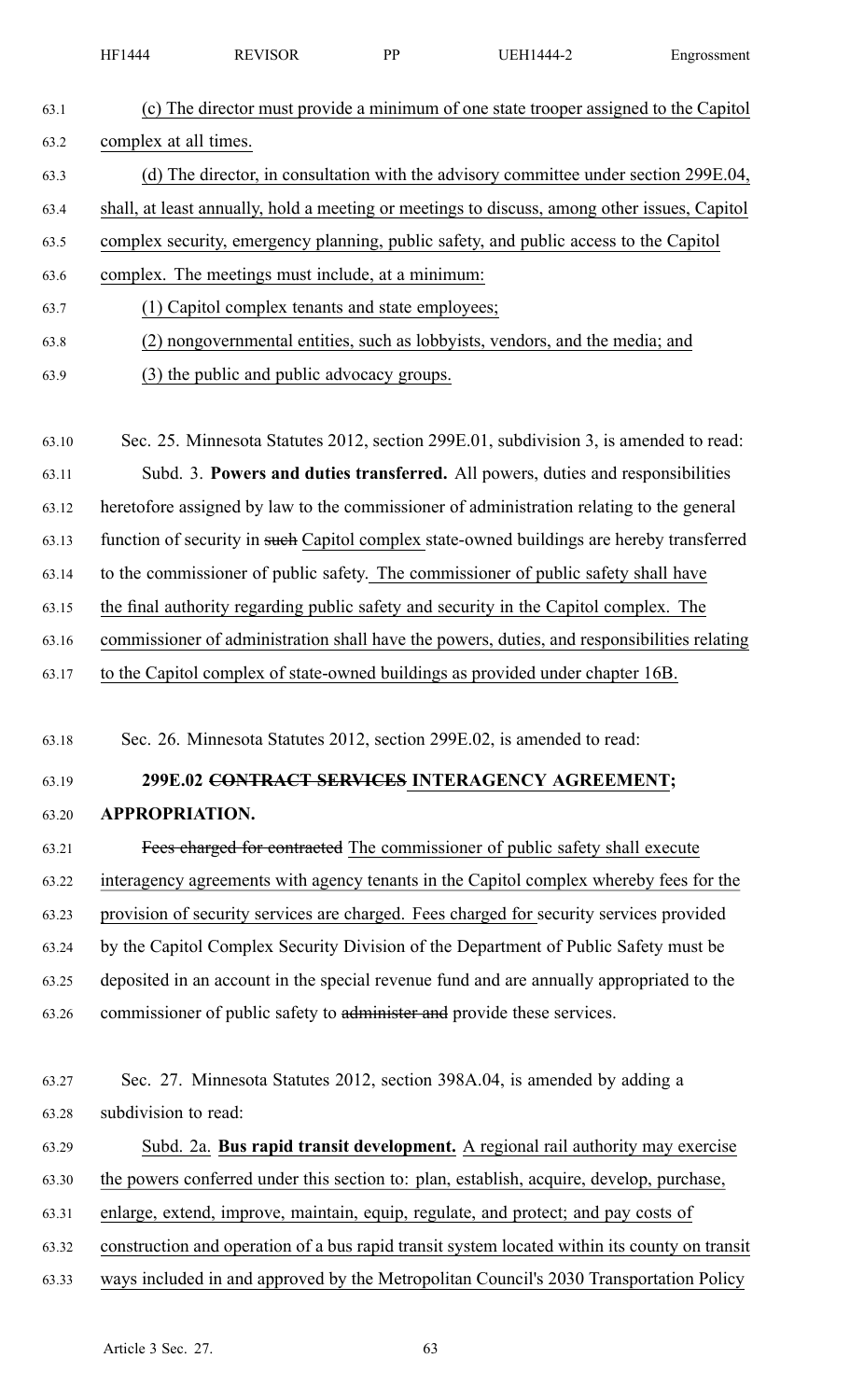(c) The director must provide a minimum of one state trooper assigned to the Capitol complex at all times.

(d) The director, in consultation with the advisory committee under section 299E.04, shall, at least annually, hold a meeting or meetings to discuss, among other issues, Capitol complex security, emergency planning, public safety, and public access to the Capitol complex. The meetings must include, at a minimum:

(1) Capitol complex tenants and state employees;

(2) nongovernmental entities, such as lobbyists, vendors, and the media; and

(3) the public and public advocacy groups.

Sec. 25. Minnesota Statutes 2012, section 299E.01, subdivision 3, is amended to read:

Subd. 3. **Powers and duties transferred.** All powers, duties and responsibilities heretofore assigned by law to the commissioner of administration relating to the general function of security in ~~such~~ Capitol complex state-owned buildings are hereby transferred to the commissioner of public safety. The commissioner of public safety shall have the final authority regarding public safety and security in the Capitol complex. The commissioner of administration shall have the powers, duties, and responsibilities relating to the Capitol complex of state-owned buildings as provided under chapter 16B.

Sec. 26. Minnesota Statutes 2012, section 299E.02, is amended to read:

**299E.02 ~~CONTRACT SERVICES~~ INTERAGENCY AGREEMENT; APPROPRIATION.**

~~Fees charged for contracted~~ The commissioner of public safety shall execute interagency agreements with agency tenants in the Capitol complex whereby fees for the provision of security services are charged. Fees charged for security services provided by the Capitol Complex Security Division of the Department of Public Safety must be deposited in an account in the special revenue fund and are annually appropriated to the commissioner of public safety to ~~administer and~~ provide these services.

Sec. 27. Minnesota Statutes 2012, section 398A.04, is amended by adding a subdivision to read:

Subd. 2a. **Bus rapid transit development.** A regional rail authority may exercise the powers conferred under this section to: plan, establish, acquire, develop, purchase, enlarge, extend, improve, maintain, equip, regulate, and protect; and pay costs of construction and operation of a bus rapid transit system located within its county on transit ways included in and approved by the Metropolitan Council's 2030 Transportation Policy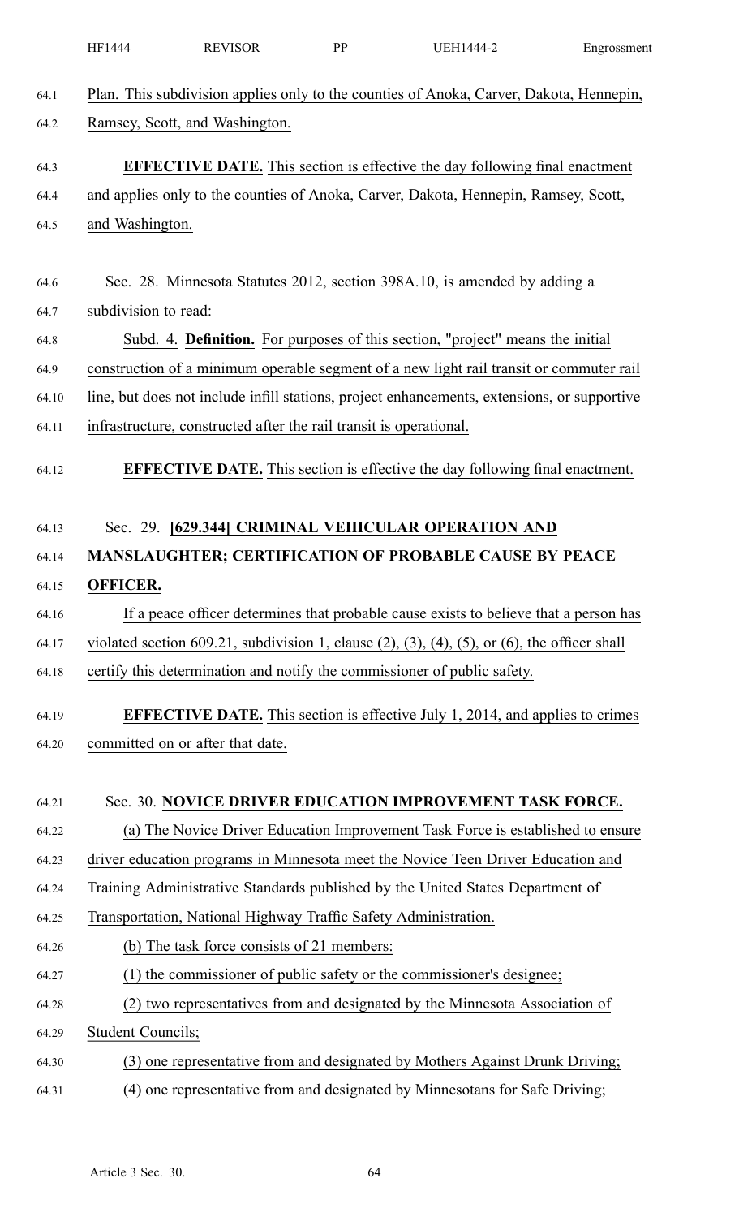Plan. This subdivision applies only to the counties of Anoka, Carver, Dakota, Hennepin, Ramsey, Scott, and Washington.

**EFFECTIVE DATE.** This section is effective the day following final enactment and applies only to the counties of Anoka, Carver, Dakota, Hennepin, Ramsey, Scott, and Washington.

Sec. 28. Minnesota Statutes 2012, section 398A.10, is amended by adding a subdivision to read:

Subd. 4. **Definition.** For purposes of this section, "project" means the initial construction of a minimum operable segment of a new light rail transit or commuter rail line, but does not include infill stations, project enhancements, extensions, or supportive infrastructure, constructed after the rail transit is operational.

**EFFECTIVE DATE.** This section is effective the day following final enactment.

Sec. 29. **[629.344] CRIMINAL VEHICULAR OPERATION AND MANSLAUGHTER; CERTIFICATION OF PROBABLE CAUSE BY PEACE OFFICER.**

If a peace officer determines that probable cause exists to believe that a person has violated section 609.21, subdivision 1, clause (2), (3), (4), (5), or (6), the officer shall certify this determination and notify the commissioner of public safety.

**EFFECTIVE DATE.** This section is effective July 1, 2014, and applies to crimes committed on or after that date.

Sec. 30. **NOVICE DRIVER EDUCATION IMPROVEMENT TASK FORCE.**

(a) The Novice Driver Education Improvement Task Force is established to ensure driver education programs in Minnesota meet the Novice Teen Driver Education and Training Administrative Standards published by the United States Department of Transportation, National Highway Traffic Safety Administration.

(b) The task force consists of 21 members:

(1) the commissioner of public safety or the commissioner's designee;

(2) two representatives from and designated by the Minnesota Association of Student Councils;

(3) one representative from and designated by Mothers Against Drunk Driving;

(4) one representative from and designated by Minnesotans for Safe Driving;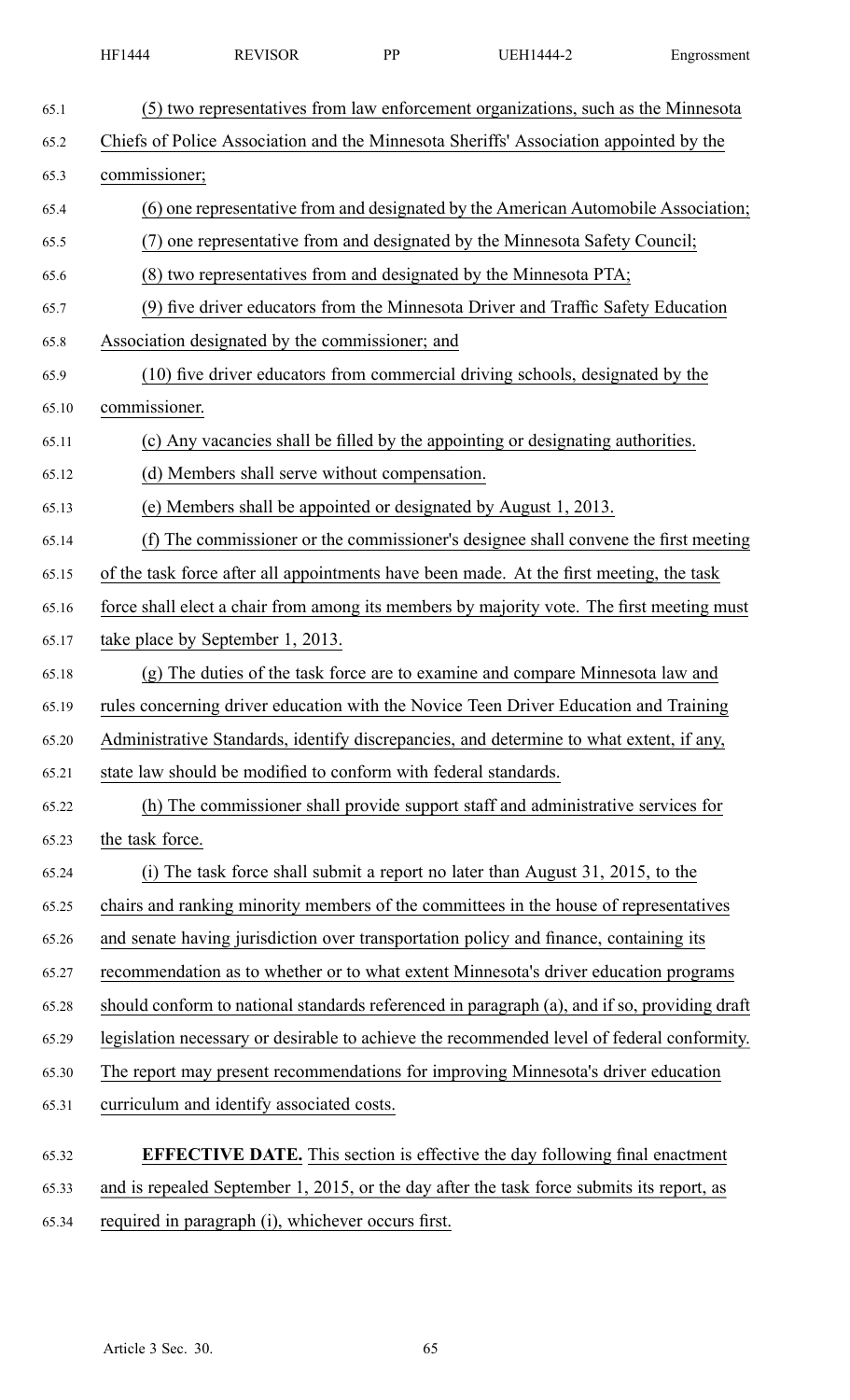(5) two representatives from law enforcement organizations, such as the Minnesota Chiefs of Police Association and the Minnesota Sheriffs' Association appointed by the commissioner;

(6) one representative from and designated by the American Automobile Association;

(7) one representative from and designated by the Minnesota Safety Council;

(8) two representatives from and designated by the Minnesota PTA;

(9) five driver educators from the Minnesota Driver and Traffic Safety Education Association designated by the commissioner; and

(10) five driver educators from commercial driving schools, designated by the commissioner.

(c) Any vacancies shall be filled by the appointing or designating authorities.

(d) Members shall serve without compensation.

(e) Members shall be appointed or designated by August 1, 2013.

(f) The commissioner or the commissioner's designee shall convene the first meeting of the task force after all appointments have been made. At the first meeting, the task force shall elect a chair from among its members by majority vote. The first meeting must take place by September 1, 2013.

(g) The duties of the task force are to examine and compare Minnesota law and rules concerning driver education with the Novice Teen Driver Education and Training Administrative Standards, identify discrepancies, and determine to what extent, if any, state law should be modified to conform with federal standards.

(h) The commissioner shall provide support staff and administrative services for the task force.

(i) The task force shall submit a report no later than August 31, 2015, to the chairs and ranking minority members of the committees in the house of representatives and senate having jurisdiction over transportation policy and finance, containing its recommendation as to whether or to what extent Minnesota's driver education programs should conform to national standards referenced in paragraph (a), and if so, providing draft legislation necessary or desirable to achieve the recommended level of federal conformity. The report may present recommendations for improving Minnesota's driver education curriculum and identify associated costs.

**EFFECTIVE DATE.** This section is effective the day following final enactment and is repealed September 1, 2015, or the day after the task force submits its report, as required in paragraph (i), whichever occurs first.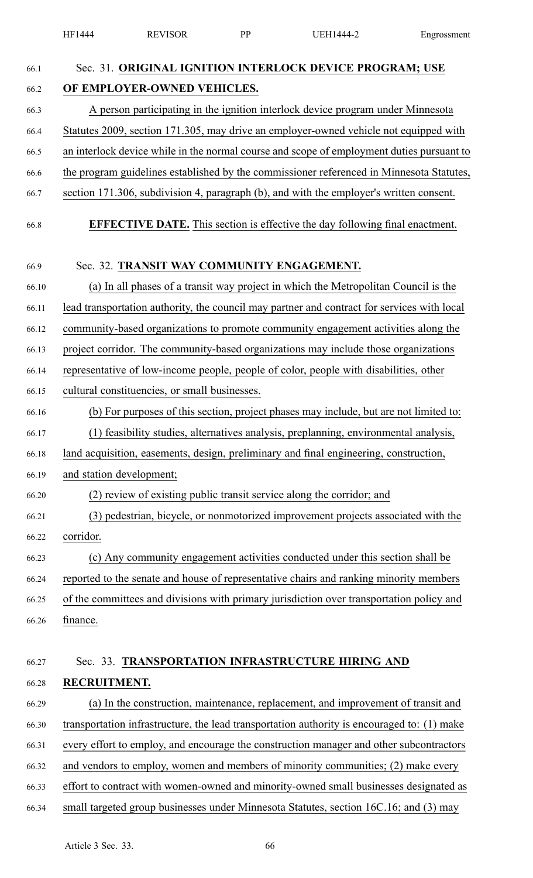Sec. 31. **ORIGINAL IGNITION INTERLOCK DEVICE PROGRAM; USE OF EMPLOYER-OWNED VEHICLES.**

A person participating in the ignition interlock device program under Minnesota Statutes 2009, section 171.305, may drive an employer-owned vehicle not equipped with an interlock device while in the normal course and scope of employment duties pursuant to the program guidelines established by the commissioner referenced in Minnesota Statutes, section 171.306, subdivision 4, paragraph (b), and with the employer's written consent.

**EFFECTIVE DATE.** This section is effective the day following final enactment.

Sec. 32. **TRANSIT WAY COMMUNITY ENGAGEMENT.**

(a) In all phases of a transit way project in which the Metropolitan Council is the lead transportation authority, the council may partner and contract for services with local community-based organizations to promote community engagement activities along the project corridor. The community-based organizations may include those organizations representative of low-income people, people of color, people with disabilities, other cultural constituencies, or small businesses.

(b) For purposes of this section, project phases may include, but are not limited to:

(1) feasibility studies, alternatives analysis, preplanning, environmental analysis, land acquisition, easements, design, preliminary and final engineering, construction, and station development;

(2) review of existing public transit service along the corridor; and

(3) pedestrian, bicycle, or nonmotorized improvement projects associated with the corridor.

(c) Any community engagement activities conducted under this section shall be reported to the senate and house of representative chairs and ranking minority members of the committees and divisions with primary jurisdiction over transportation policy and finance.

Sec. 33. **TRANSPORTATION INFRASTRUCTURE HIRING AND RECRUITMENT.**

(a) In the construction, maintenance, replacement, and improvement of transit and transportation infrastructure, the lead transportation authority is encouraged to: (1) make every effort to employ, and encourage the construction manager and other subcontractors and vendors to employ, women and members of minority communities; (2) make every effort to contract with women-owned and minority-owned small businesses designated as small targeted group businesses under Minnesota Statutes, section 16C.16; and (3) may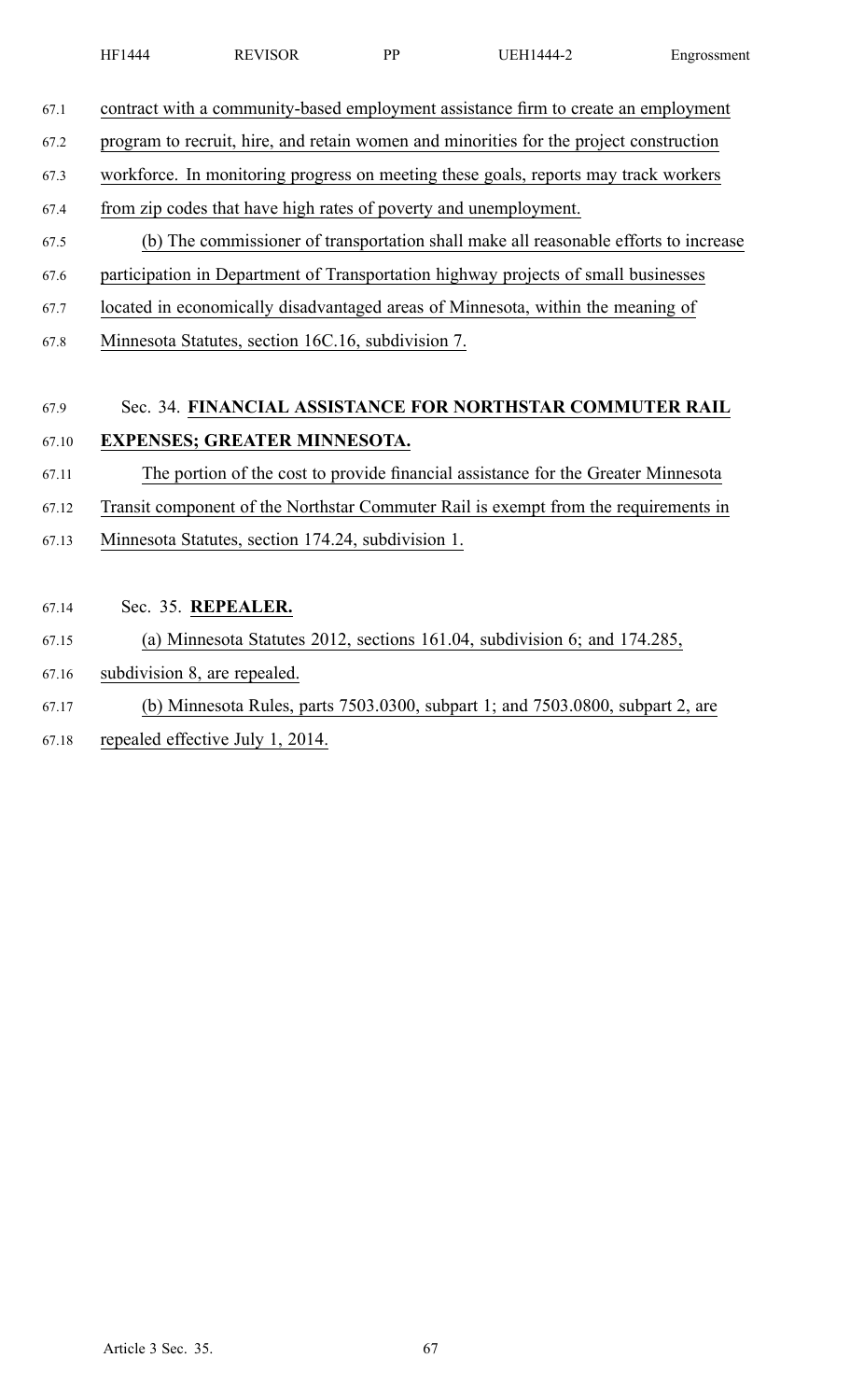contract with a community-based employment assistance firm to create an employment program to recruit, hire, and retain women and minorities for the project construction workforce. In monitoring progress on meeting these goals, reports may track workers from zip codes that have high rates of poverty and unemployment.

(b) The commissioner of transportation shall make all reasonable efforts to increase participation in Department of Transportation highway projects of small businesses located in economically disadvantaged areas of Minnesota, within the meaning of Minnesota Statutes, section 16C.16, subdivision 7.

Sec. 34. **FINANCIAL ASSISTANCE FOR NORTHSTAR COMMUTER RAIL EXPENSES; GREATER MINNESOTA.**

The portion of the cost to provide financial assistance for the Greater Minnesota Transit component of the Northstar Commuter Rail is exempt from the requirements in Minnesota Statutes, section 174.24, subdivision 1.

Sec. 35. **REPEALER.**

(a) Minnesota Statutes 2012, sections 161.04, subdivision 6; and 174.285, subdivision 8, are repealed.

(b) Minnesota Rules, parts 7503.0300, subpart 1; and 7503.0800, subpart 2, are repealed effective July 1, 2014.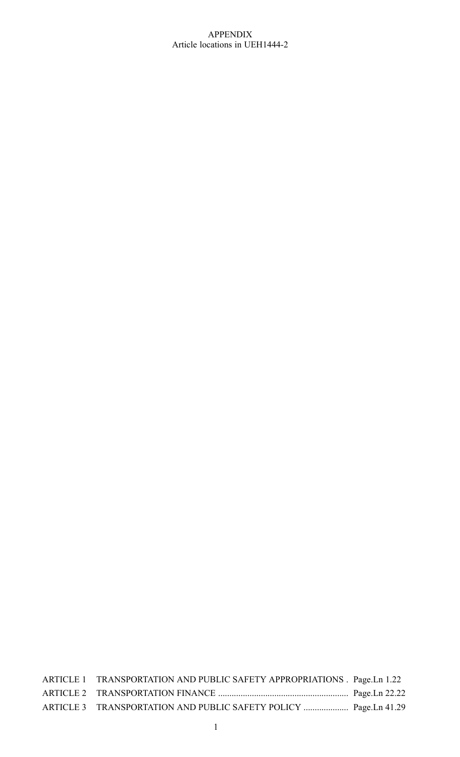# APPENDIX
Article locations in UEH1444-2

| | | |
|---|---|---|
| ARTICLE 1 | TRANSPORTATION AND PUBLIC SAFETY APPROPRIATIONS | Page.Ln 1.22 |
| ARTICLE 2 | TRANSPORTATION FINANCE | Page.Ln 22.22 |
| ARTICLE 3 | TRANSPORTATION AND PUBLIC SAFETY POLICY | Page.Ln 41.29 |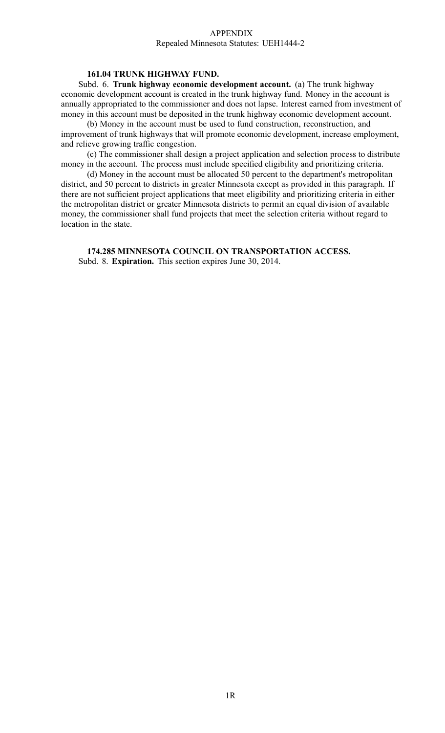APPENDIX
Repealed Minnesota Statutes: UEH1444-2

**161.04 TRUNK HIGHWAY FUND.**

Subd. 6. **Trunk highway economic development account.** (a) The trunk highway economic development account is created in the trunk highway fund. Money in the account is annually appropriated to the commissioner and does not lapse. Interest earned from investment of money in this account must be deposited in the trunk highway economic development account.

(b) Money in the account must be used to fund construction, reconstruction, and improvement of trunk highways that will promote economic development, increase employment, and relieve growing traffic congestion.

(c) The commissioner shall design a project application and selection process to distribute money in the account. The process must include specified eligibility and prioritizing criteria.

(d) Money in the account must be allocated 50 percent to the department's metropolitan district, and 50 percent to districts in greater Minnesota except as provided in this paragraph. If there are not sufficient project applications that meet eligibility and prioritizing criteria in either the metropolitan district or greater Minnesota districts to permit an equal division of available money, the commissioner shall fund projects that meet the selection criteria without regard to location in the state.

**174.285 MINNESOTA COUNCIL ON TRANSPORTATION ACCESS.**

Subd. 8. **Expiration.** This section expires June 30, 2014.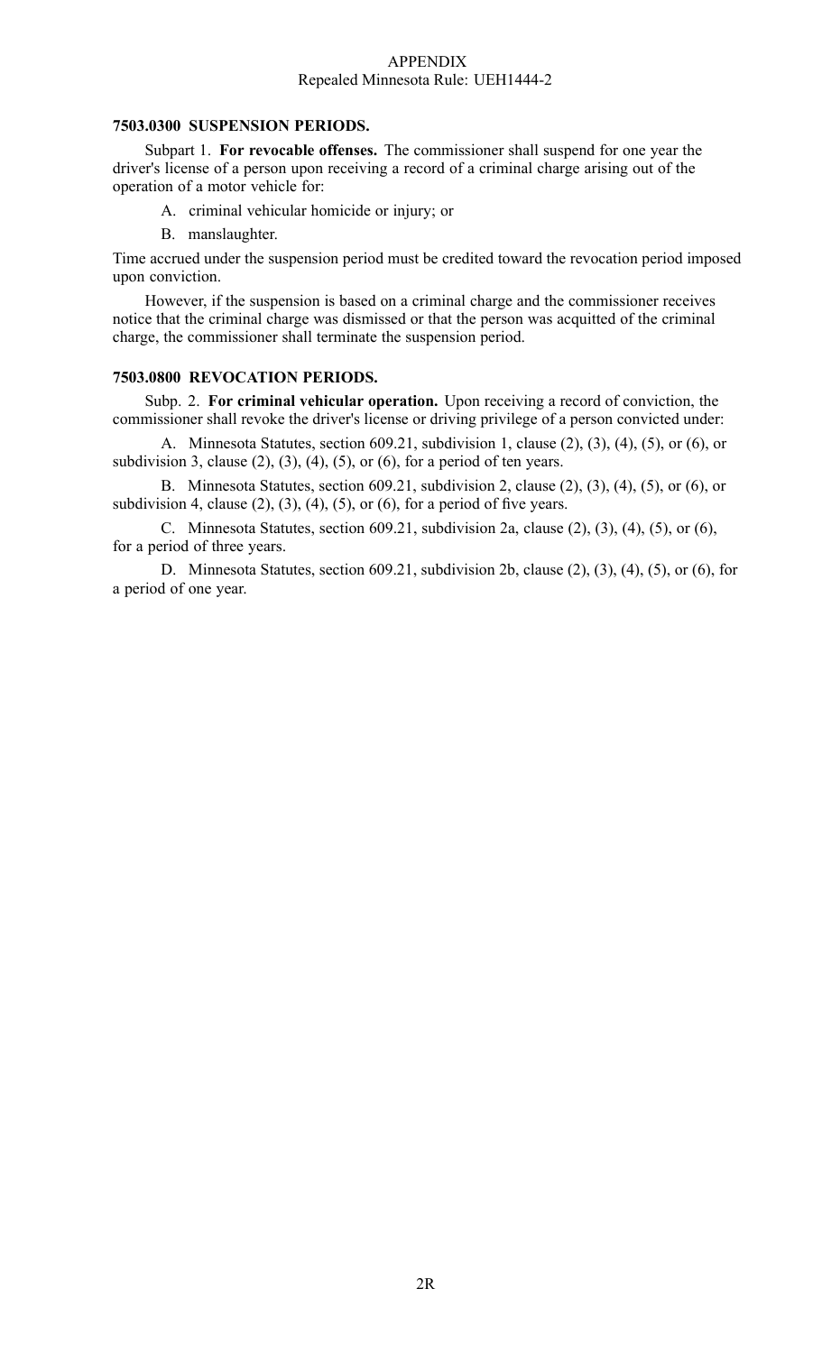APPENDIX
Repealed Minnesota Rule: UEH1444-2

**7503.0300 SUSPENSION PERIODS.**

Subpart 1. **For revocable offenses.** The commissioner shall suspend for one year the driver's license of a person upon receiving a record of a criminal charge arising out of the operation of a motor vehicle for:

A. criminal vehicular homicide or injury; or

B. manslaughter.

Time accrued under the suspension period must be credited toward the revocation period imposed upon conviction.

However, if the suspension is based on a criminal charge and the commissioner receives notice that the criminal charge was dismissed or that the person was acquitted of the criminal charge, the commissioner shall terminate the suspension period.

**7503.0800 REVOCATION PERIODS.**

Subp. 2. **For criminal vehicular operation.** Upon receiving a record of conviction, the commissioner shall revoke the driver's license or driving privilege of a person convicted under:

A. Minnesota Statutes, section 609.21, subdivision 1, clause (2), (3), (4), (5), or (6), or subdivision 3, clause (2), (3), (4), (5), or (6), for a period of ten years.

B. Minnesota Statutes, section 609.21, subdivision 2, clause (2), (3), (4), (5), or (6), or subdivision 4, clause (2), (3), (4), (5), or (6), for a period of five years.

C. Minnesota Statutes, section 609.21, subdivision 2a, clause (2), (3), (4), (5), or (6), for a period of three years.

D. Minnesota Statutes, section 609.21, subdivision 2b, clause (2), (3), (4), (5), or (6), for a period of one year.